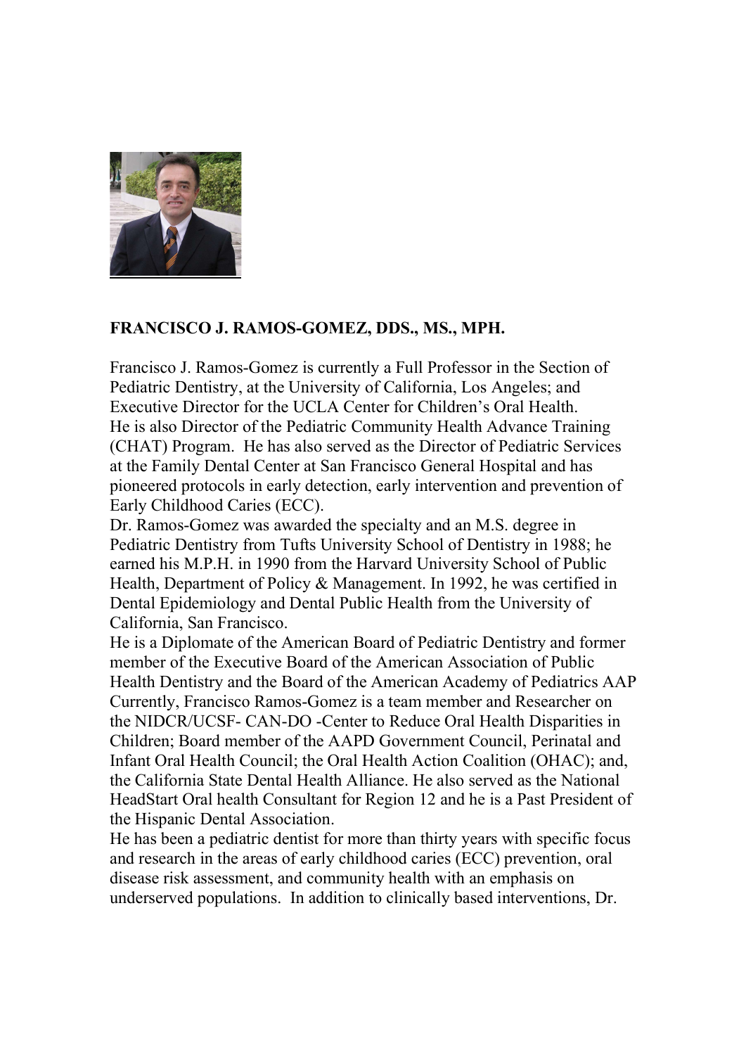**FRANCISCO J. RAMOS-GOMEZ, DDS., MS., MPH.**

Francisco J. Ramos-Gomez is currently a Full Professor in the Section of Pediatric Dentistry, at the University of California, Los Angeles; and Executive Director for the UCLA Center for Children's Oral Health.
He is also Director of the Pediatric Community Health Advance Training (CHAT) Program. He has also served as the Director of Pediatric Services at the Family Dental Center at San Francisco General Hospital and has pioneered protocols in early detection, early intervention and prevention of Early Childhood Caries (ECC).
Dr. Ramos-Gomez was awarded the specialty and an M.S. degree in Pediatric Dentistry from Tufts University School of Dentistry in 1988; he earned his M.P.H. in 1990 from the Harvard University School of Public Health, Department of Policy & Management. In 1992, he was certified in Dental Epidemiology and Dental Public Health from the University of California, San Francisco.
He is a Diplomate of the American Board of Pediatric Dentistry and former member of the Executive Board of the American Association of Public Health Dentistry and the Board of the American Academy of Pediatrics AAP Currently, Francisco Ramos-Gomez is a team member and Researcher on the NIDCR/UCSF- CAN-DO -Center to Reduce Oral Health Disparities in Children; Board member of the AAPD Government Council, Perinatal and Infant Oral Health Council; the Oral Health Action Coalition (OHAC); and, the California State Dental Health Alliance. He also served as the National HeadStart Oral health Consultant for Region 12 and he is a Past President of the Hispanic Dental Association.
He has been a pediatric dentist for more than thirty years with specific focus and research in the areas of early childhood caries (ECC) prevention, oral disease risk assessment, and community health with an emphasis on underserved populations. In addition to clinically based interventions, Dr.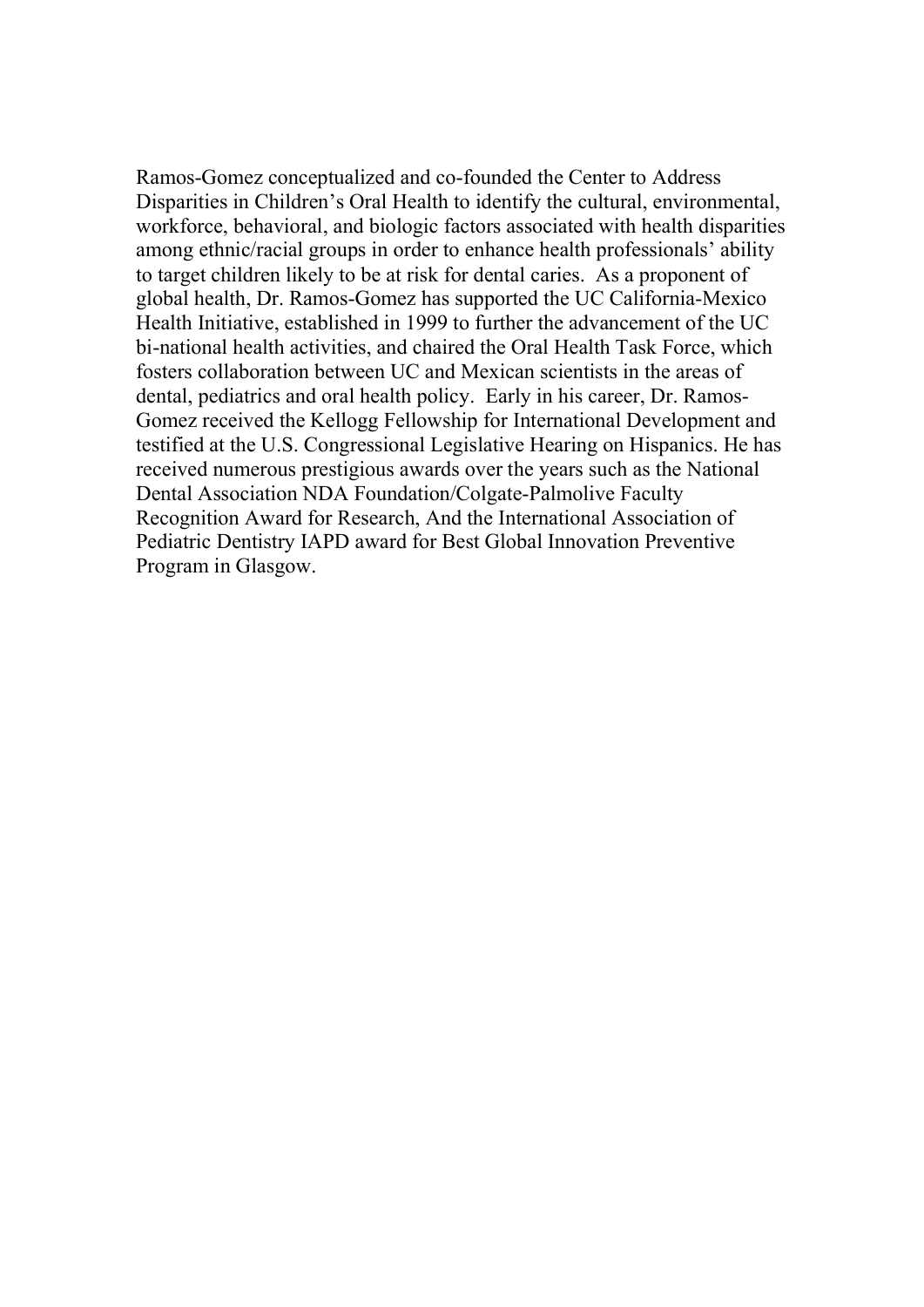Ramos-Gomez conceptualized and co-founded the Center to Address Disparities in Children's Oral Health to identify the cultural, environmental, workforce, behavioral, and biologic factors associated with health disparities among ethnic/racial groups in order to enhance health professionals' ability to target children likely to be at risk for dental caries. As a proponent of global health, Dr. Ramos-Gomez has supported the UC California-Mexico Health Initiative, established in 1999 to further the advancement of the UC bi-national health activities, and chaired the Oral Health Task Force, which fosters collaboration between UC and Mexican scientists in the areas of dental, pediatrics and oral health policy. Early in his career, Dr. Ramos-Gomez received the Kellogg Fellowship for International Development and testified at the U.S. Congressional Legislative Hearing on Hispanics. He has received numerous prestigious awards over the years such as the National Dental Association NDA Foundation/Colgate-Palmolive Faculty Recognition Award for Research, And the International Association of Pediatric Dentistry IAPD award for Best Global Innovation Preventive Program in Glasgow.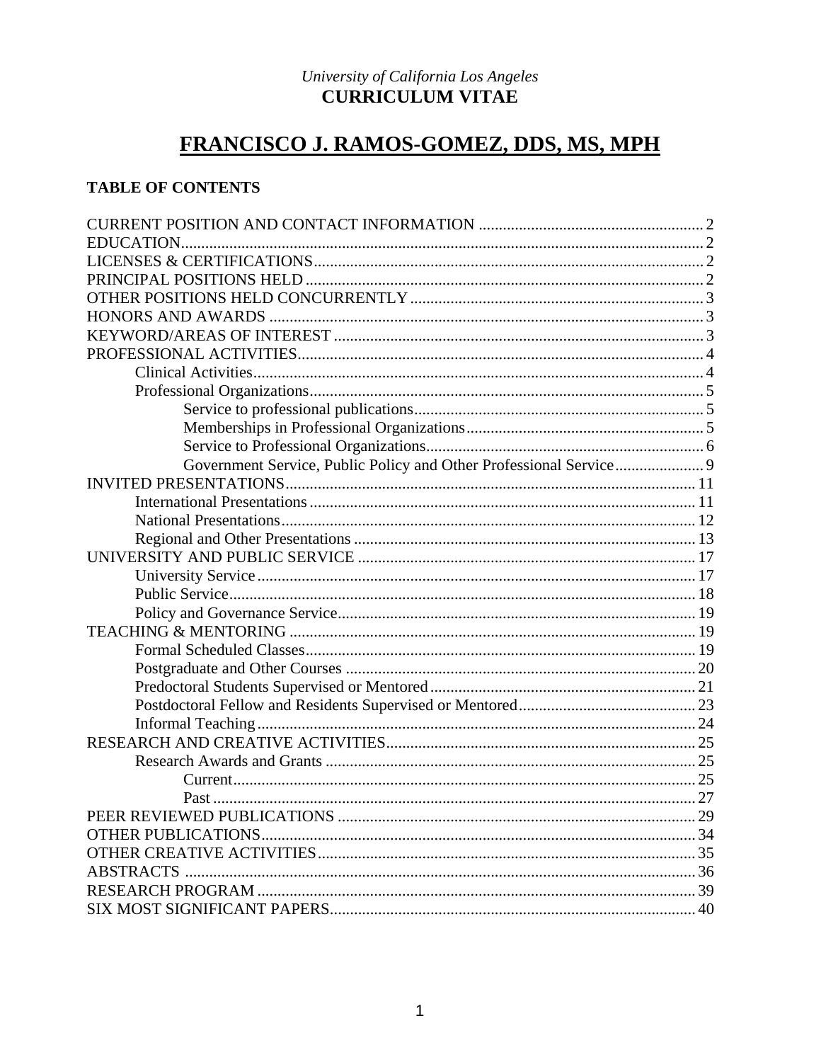*University of California Los Angeles*
**CURRICULUM VITAE**

# FRANCISCO J. RAMOS-GOMEZ, DDS, MS, MPH

## TABLE OF CONTENTS

CURRENT POSITION AND CONTACT INFORMATION ........ 2
EDUCATION........ 2
LICENSES & CERTIFICATIONS........ 2
PRINCIPAL POSITIONS HELD ........ 2
OTHER POSITIONS HELD CONCURRENTLY ........ 3
HONORS AND AWARDS ........ 3
KEYWORD/AREAS OF INTEREST ........ 3
PROFESSIONAL ACTIVITIES........ 4
- Clinical Activities........ 4
- Professional Organizations........ 5
  - Service to professional publications........ 5
  - Memberships in Professional Organizations........ 5
  - Service to Professional Organizations........ 6
  - Government Service, Public Policy and Other Professional Service........ 9

INVITED PRESENTATIONS........ 11
- International Presentations ........ 11
- National Presentations........ 12
- Regional and Other Presentations ........ 13

UNIVERSITY AND PUBLIC SERVICE ........ 17
- University Service ........ 17
- Public Service........ 18
- Policy and Governance Service........ 19

TEACHING & MENTORING ........ 19
- Formal Scheduled Classes........ 19
- Postgraduate and Other Courses ........ 20
- Predoctoral Students Supervised or Mentored........ 21
- Postdoctoral Fellow and Residents Supervised or Mentored........ 23
- Informal Teaching ........ 24

RESEARCH AND CREATIVE ACTIVITIES........ 25
- Research Awards and Grants ........ 25
  - Current........ 25
  - Past ........ 27

PEER REVIEWED PUBLICATIONS ........ 29
OTHER PUBLICATIONS........ 34
OTHER CREATIVE ACTIVITIES........ 35
ABSTRACTS ........ 36
RESEARCH PROGRAM ........ 39
SIX MOST SIGNIFICANT PAPERS........ 40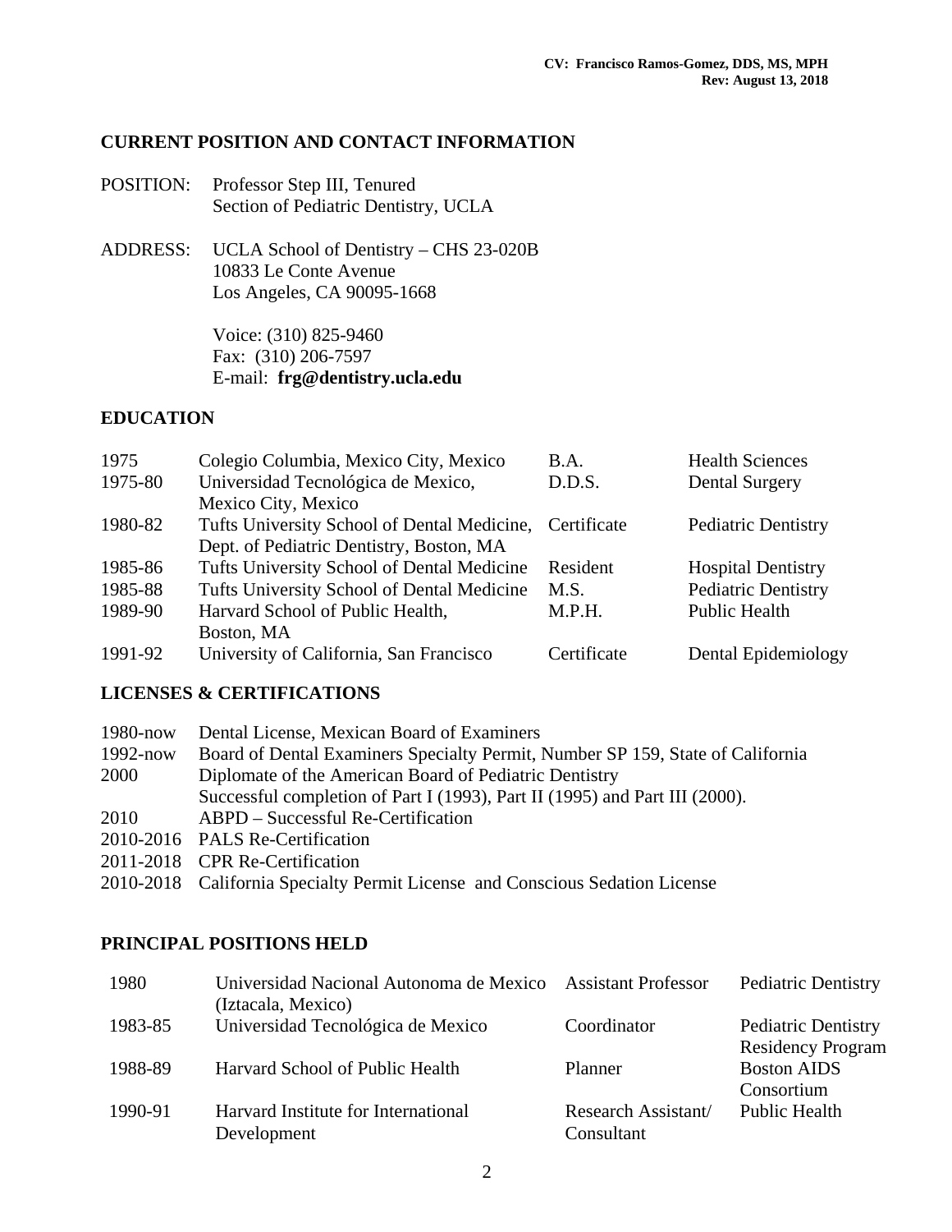## CURRENT POSITION AND CONTACT INFORMATION

POSITION: Professor Step III, Tenured
Section of Pediatric Dentistry, UCLA

ADDRESS: UCLA School of Dentistry – CHS 23-020B
10833 Le Conte Avenue
Los Angeles, CA 90095-1668

Voice: (310) 825-9460
Fax: (310) 206-7597
E-mail: **frg@dentistry.ucla.edu**

## EDUCATION

| | | | |
|---|---|---|---|
| 1975 | Colegio Columbia, Mexico City, Mexico | B.A. | Health Sciences |
| 1975-80 | Universidad Tecnológica de Mexico, Mexico City, Mexico | D.D.S. | Dental Surgery |
| 1980-82 | Tufts University School of Dental Medicine, Dept. of Pediatric Dentistry, Boston, MA | Certificate | Pediatric Dentistry |
| 1985-86 | Tufts University School of Dental Medicine | Resident | Hospital Dentistry |
| 1985-88 | Tufts University School of Dental Medicine | M.S. | Pediatric Dentistry |
| 1989-90 | Harvard School of Public Health, Boston, MA | M.P.H. | Public Health |
| 1991-92 | University of California, San Francisco | Certificate | Dental Epidemiology |

## LICENSES & CERTIFICATIONS

| | |
|---|---|
| 1980-now | Dental License, Mexican Board of Examiners |
| 1992-now | Board of Dental Examiners Specialty Permit, Number SP 159, State of California |
| 2000 | Diplomate of the American Board of Pediatric Dentistry<br>Successful completion of Part I (1993), Part II (1995) and Part III (2000). |
| 2010 | ABPD – Successful Re-Certification |
| 2010-2016 | PALS Re-Certification |
| 2011-2018 | CPR Re-Certification |
| 2010-2018 | California Specialty Permit License and Conscious Sedation License |

## PRINCIPAL POSITIONS HELD

| | | | |
|---|---|---|---|
| 1980 | Universidad Nacional Autonoma de Mexico (Iztacala, Mexico) | Assistant Professor | Pediatric Dentistry |
| 1983-85 | Universidad Tecnológica de Mexico | Coordinator | Pediatric Dentistry Residency Program |
| 1988-89 | Harvard School of Public Health | Planner | Boston AIDS Consortium |
| 1990-91 | Harvard Institute for International Development | Research Assistant/ Consultant | Public Health |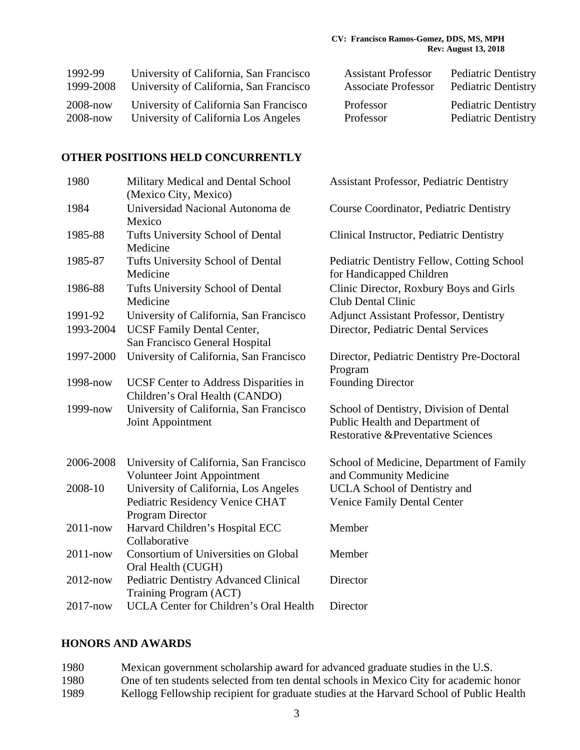| | | | |
|---|---|---|---|
| 1992-99 | University of California, San Francisco | Assistant Professor | Pediatric Dentistry |
| 1999-2008 | University of California, San Francisco | Associate Professor | Pediatric Dentistry |
| 2008-now | University of California San Francisco | Professor | Pediatric Dentistry |
| 2008-now | University of California Los Angeles | Professor | Pediatric Dentistry |

## OTHER POSITIONS HELD CONCURRENTLY

| | | |
|---|---|---|
| 1980 | Military Medical and Dental School (Mexico City, Mexico) | Assistant Professor, Pediatric Dentistry |
| 1984 | Universidad Nacional Autonoma de Mexico | Course Coordinator, Pediatric Dentistry |
| 1985-88 | Tufts University School of Dental Medicine | Clinical Instructor, Pediatric Dentistry |
| 1985-87 | Tufts University School of Dental Medicine | Pediatric Dentistry Fellow, Cotting School for Handicapped Children |
| 1986-88 | Tufts University School of Dental Medicine | Clinic Director, Roxbury Boys and Girls Club Dental Clinic |
| 1991-92 | University of California, San Francisco | Adjunct Assistant Professor, Dentistry |
| 1993-2004 | UCSF Family Dental Center, San Francisco General Hospital | Director, Pediatric Dental Services |
| 1997-2000 | University of California, San Francisco | Director, Pediatric Dentistry Pre-Doctoral Program |
| 1998-now | UCSF Center to Address Disparities in Children's Oral Health (CANDO) | Founding Director |
| 1999-now | University of California, San Francisco Joint Appointment | School of Dentistry, Division of Dental Public Health and Department of Restorative &Preventative Sciences |
| 2006-2008 | University of California, San Francisco Volunteer Joint Appointment | School of Medicine, Department of Family and Community Medicine |
| 2008-10 | University of California, Los Angeles Pediatric Residency Venice CHAT Program Director | UCLA School of Dentistry and Venice Family Dental Center |
| 2011-now | Harvard Children's Hospital ECC Collaborative | Member |
| 2011-now | Consortium of Universities on Global Oral Health (CUGH) | Member |
| 2012-now | Pediatric Dentistry Advanced Clinical Training Program (ACT) | Director |
| 2017-now | UCLA Center for Children's Oral Health | Director |

## HONORS AND AWARDS

| | |
|---|---|
| 1980 | Mexican government scholarship award for advanced graduate studies in the U.S. |
| 1980 | One of ten students selected from ten dental schools in Mexico City for academic honor |
| 1989 | Kellogg Fellowship recipient for graduate studies at the Harvard School of Public Health |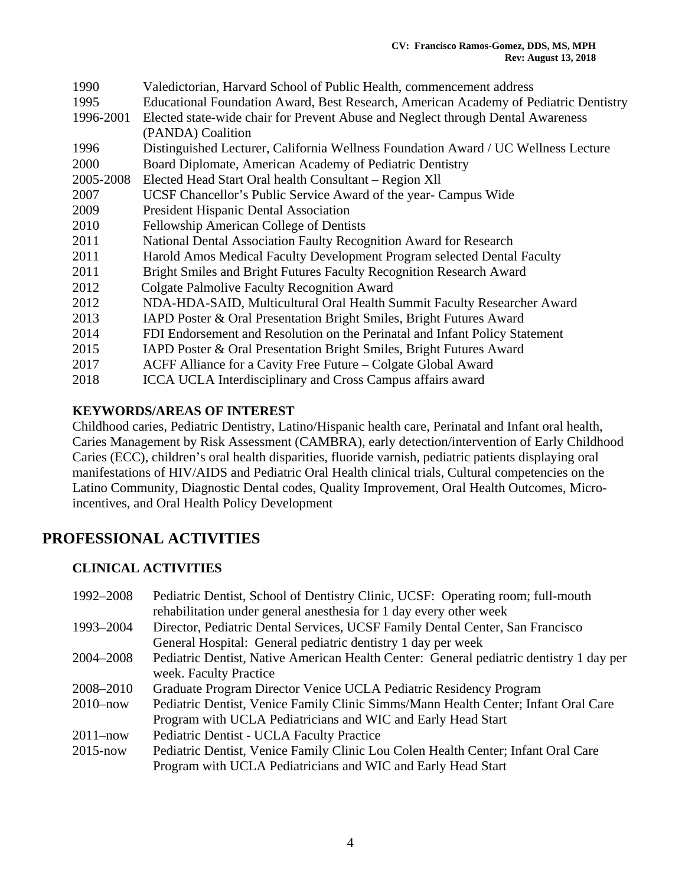| | |
|---|---|
| 1990 | Valedictorian, Harvard School of Public Health, commencement address |
| 1995 | Educational Foundation Award, Best Research, American Academy of Pediatric Dentistry |
| 1996-2001 | Elected state-wide chair for Prevent Abuse and Neglect through Dental Awareness (PANDA) Coalition |
| 1996 | Distinguished Lecturer, California Wellness Foundation Award / UC Wellness Lecture |
| 2000 | Board Diplomate, American Academy of Pediatric Dentistry |
| 2005-2008 | Elected Head Start Oral health Consultant – Region Xll |
| 2007 | UCSF Chancellor's Public Service Award of the year- Campus Wide |
| 2009 | President Hispanic Dental Association |
| 2010 | Fellowship American College of Dentists |
| 2011 | National Dental Association Faulty Recognition Award for Research |
| 2011 | Harold Amos Medical Faculty Development Program selected Dental Faculty |
| 2011 | Bright Smiles and Bright Futures Faculty Recognition Research Award |
| 2012 | Colgate Palmolive Faculty Recognition Award |
| 2012 | NDA-HDA-SAID, Multicultural Oral Health Summit Faculty Researcher Award |
| 2013 | IAPD Poster & Oral Presentation Bright Smiles, Bright Futures Award |
| 2014 | FDI Endorsement and Resolution on the Perinatal and Infant Policy Statement |
| 2015 | IAPD Poster & Oral Presentation Bright Smiles, Bright Futures Award |
| 2017 | ACFF Alliance for a Cavity Free Future – Colgate Global Award |
| 2018 | ICCA UCLA Interdisciplinary and Cross Campus affairs award |

### KEYWORDS/AREAS OF INTEREST

Childhood caries, Pediatric Dentistry, Latino/Hispanic health care, Perinatal and Infant oral health, Caries Management by Risk Assessment (CAMBRA), early detection/intervention of Early Childhood Caries (ECC), children's oral health disparities, fluoride varnish, pediatric patients displaying oral manifestations of HIV/AIDS and Pediatric Oral Health clinical trials, Cultural competencies on the Latino Community, Diagnostic Dental codes, Quality Improvement, Oral Health Outcomes, Micro-incentives, and Oral Health Policy Development

## PROFESSIONAL ACTIVITIES

### CLINICAL ACTIVITIES

| | |
|---|---|
| 1992–2008 | Pediatric Dentist, School of Dentistry Clinic, UCSF: Operating room; full-mouth rehabilitation under general anesthesia for 1 day every other week |
| 1993–2004 | Director, Pediatric Dental Services, UCSF Family Dental Center, San Francisco General Hospital: General pediatric dentistry 1 day per week |
| 2004–2008 | Pediatric Dentist, Native American Health Center: General pediatric dentistry 1 day per week. Faculty Practice |
| 2008–2010 | Graduate Program Director Venice UCLA Pediatric Residency Program |
| 2010–now | Pediatric Dentist, Venice Family Clinic Simms/Mann Health Center; Infant Oral Care Program with UCLA Pediatricians and WIC and Early Head Start |
| 2011–now | Pediatric Dentist - UCLA Faculty Practice |
| 2015-now | Pediatric Dentist, Venice Family Clinic Lou Colen Health Center; Infant Oral Care Program with UCLA Pediatricians and WIC and Early Head Start |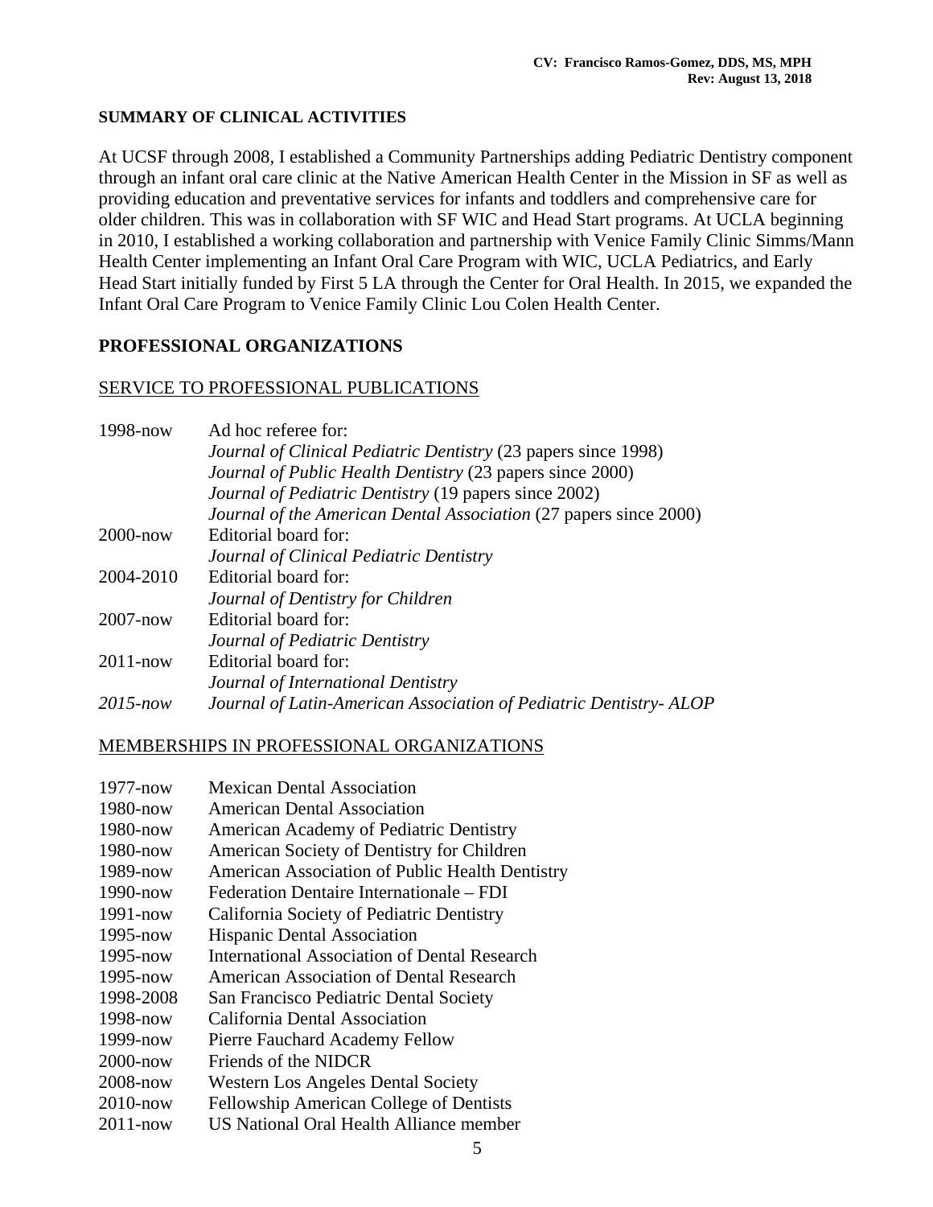## SUMMARY OF CLINICAL ACTIVITIES

At UCSF through 2008, I established a Community Partnerships adding Pediatric Dentistry component through an infant oral care clinic at the Native American Health Center in the Mission in SF as well as providing education and preventative services for infants and toddlers and comprehensive care for older children. This was in collaboration with SF WIC and Head Start programs. At UCLA beginning in 2010, I established a working collaboration and partnership with Venice Family Clinic Simms/Mann Health Center implementing an Infant Oral Care Program with WIC, UCLA Pediatrics, and Early Head Start initially funded by First 5 LA through the Center for Oral Health. In 2015, we expanded the Infant Oral Care Program to Venice Family Clinic Lou Colen Health Center.

## PROFESSIONAL ORGANIZATIONS

### SERVICE TO PROFESSIONAL PUBLICATIONS

| | |
|---|---|
| 1998-now | Ad hoc referee for:<br>*Journal of Clinical Pediatric Dentistry* (23 papers since 1998)<br>*Journal of Public Health Dentistry* (23 papers since 2000)<br>*Journal of Pediatric Dentistry* (19 papers since 2002)<br>*Journal of the American Dental Association* (27 papers since 2000) |
| 2000-now | Editorial board for:<br>*Journal of Clinical Pediatric Dentistry* |
| 2004-2010 | Editorial board for:<br>*Journal of Dentistry for Children* |
| 2007-now | Editorial board for:<br>*Journal of Pediatric Dentistry* |
| 2011-now | Editorial board for:<br>*Journal of International Dentistry* |
| *2015-now* | *Journal of Latin-American Association of Pediatric Dentistry- ALOP* |

### MEMBERSHIPS IN PROFESSIONAL ORGANIZATIONS

| | |
|---|---|
| 1977-now | Mexican Dental Association |
| 1980-now | American Dental Association |
| 1980-now | American Academy of Pediatric Dentistry |
| 1980-now | American Society of Dentistry for Children |
| 1989-now | American Association of Public Health Dentistry |
| 1990-now | Federation Dentaire Internationale – FDI |
| 1991-now | California Society of Pediatric Dentistry |
| 1995-now | Hispanic Dental Association |
| 1995-now | International Association of Dental Research |
| 1995-now | American Association of Dental Research |
| 1998-2008 | San Francisco Pediatric Dental Society |
| 1998-now | California Dental Association |
| 1999-now | Pierre Fauchard Academy Fellow |
| 2000-now | Friends of the NIDCR |
| 2008-now | Western Los Angeles Dental Society |
| 2010-now | Fellowship American College of Dentists |
| 2011-now | US National Oral Health Alliance member |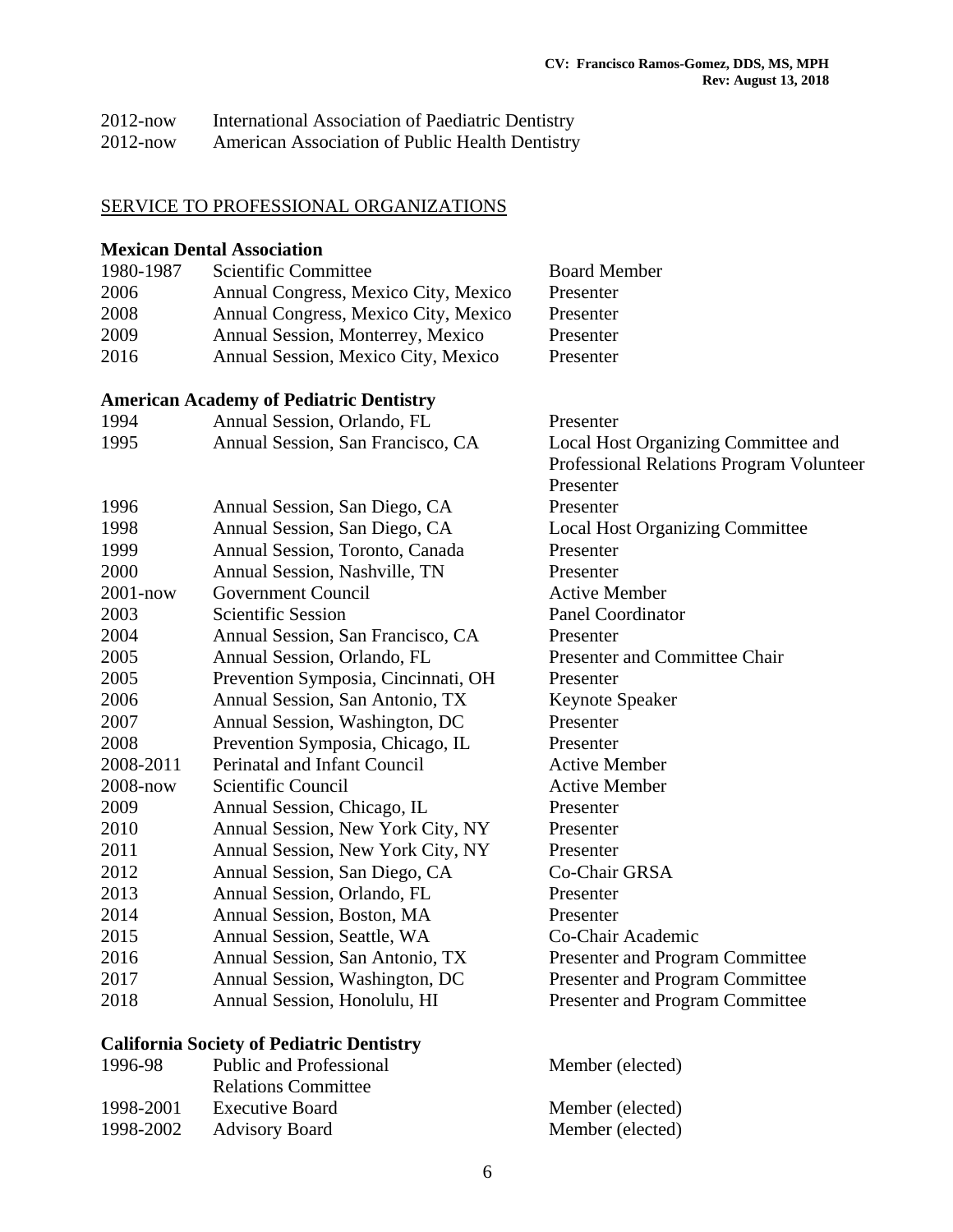| | |
|---|---|
| 2012-now | International Association of Paediatric Dentistry |
| 2012-now | American Association of Public Health Dentistry |

## SERVICE TO PROFESSIONAL ORGANIZATIONS

**Mexican Dental Association**

| | | |
|---|---|---|
| 1980-1987 | Scientific Committee | Board Member |
| 2006 | Annual Congress, Mexico City, Mexico | Presenter |
| 2008 | Annual Congress, Mexico City, Mexico | Presenter |
| 2009 | Annual Session, Monterrey, Mexico | Presenter |
| 2016 | Annual Session, Mexico City, Mexico | Presenter |

**American Academy of Pediatric Dentistry**

| | | |
|---|---|---|
| 1994 | Annual Session, Orlando, FL | Presenter |
| 1995 | Annual Session, San Francisco, CA | Local Host Organizing Committee and Professional Relations Program Volunteer Presenter |
| 1996 | Annual Session, San Diego, CA | Presenter |
| 1998 | Annual Session, San Diego, CA | Local Host Organizing Committee |
| 1999 | Annual Session, Toronto, Canada | Presenter |
| 2000 | Annual Session, Nashville, TN | Presenter |
| 2001-now | Government Council | Active Member |
| 2003 | Scientific Session | Panel Coordinator |
| 2004 | Annual Session, San Francisco, CA | Presenter |
| 2005 | Annual Session, Orlando, FL | Presenter and Committee Chair |
| 2005 | Prevention Symposia, Cincinnati, OH | Presenter |
| 2006 | Annual Session, San Antonio, TX | Keynote Speaker |
| 2007 | Annual Session, Washington, DC | Presenter |
| 2008 | Prevention Symposia, Chicago, IL | Presenter |
| 2008-2011 | Perinatal and Infant Council | Active Member |
| 2008-now | Scientific Council | Active Member |
| 2009 | Annual Session, Chicago, IL | Presenter |
| 2010 | Annual Session, New York City, NY | Presenter |
| 2011 | Annual Session, New York City, NY | Presenter |
| 2012 | Annual Session, San Diego, CA | Co-Chair GRSA |
| 2013 | Annual Session, Orlando, FL | Presenter |
| 2014 | Annual Session, Boston, MA | Presenter |
| 2015 | Annual Session, Seattle, WA | Co-Chair Academic |
| 2016 | Annual Session, San Antonio, TX | Presenter and Program Committee |
| 2017 | Annual Session, Washington, DC | Presenter and Program Committee |
| 2018 | Annual Session, Honolulu, HI | Presenter and Program Committee |

**California Society of Pediatric Dentistry**

| | | |
|---|---|---|
| 1996-98 | Public and Professional Relations Committee | Member (elected) |
| 1998-2001 | Executive Board | Member (elected) |
| 1998-2002 | Advisory Board | Member (elected) |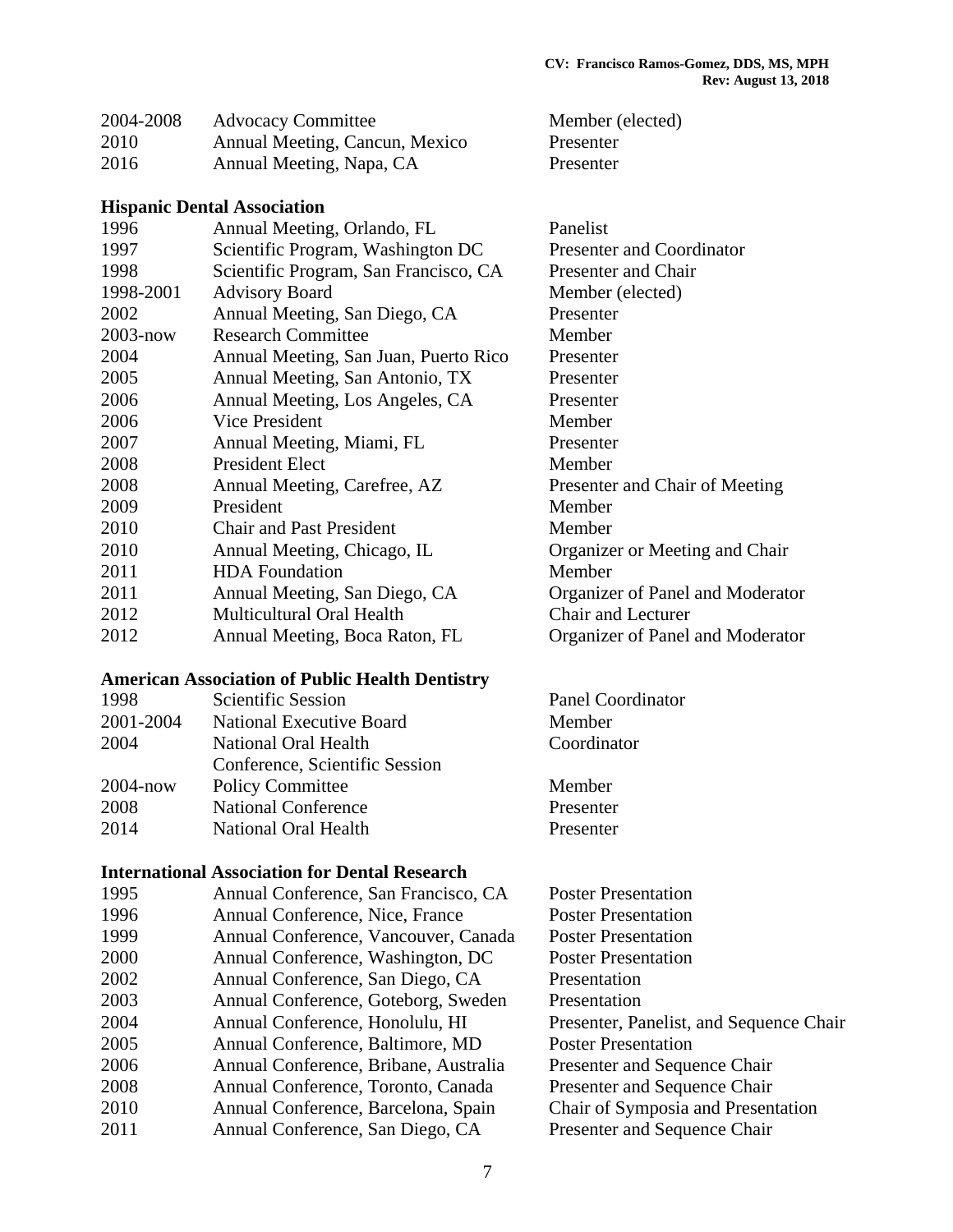| | | |
|---|---|---|
| 2004-2008 | Advocacy Committee | Member (elected) |
| 2010 | Annual Meeting, Cancun, Mexico | Presenter |
| 2016 | Annual Meeting, Napa, CA | Presenter |

**Hispanic Dental Association**

| | | |
|---|---|---|
| 1996 | Annual Meeting, Orlando, FL | Panelist |
| 1997 | Scientific Program, Washington DC | Presenter and Coordinator |
| 1998 | Scientific Program, San Francisco, CA | Presenter and Chair |
| 1998-2001 | Advisory Board | Member (elected) |
| 2002 | Annual Meeting, San Diego, CA | Presenter |
| 2003-now | Research Committee | Member |
| 2004 | Annual Meeting, San Juan, Puerto Rico | Presenter |
| 2005 | Annual Meeting, San Antonio, TX | Presenter |
| 2006 | Annual Meeting, Los Angeles, CA | Presenter |
| 2006 | Vice President | Member |
| 2007 | Annual Meeting, Miami, FL | Presenter |
| 2008 | President Elect | Member |
| 2008 | Annual Meeting, Carefree, AZ | Presenter and Chair of Meeting |
| 2009 | President | Member |
| 2010 | Chair and Past President | Member |
| 2010 | Annual Meeting, Chicago, IL | Organizer or Meeting and Chair |
| 2011 | HDA Foundation | Member |
| 2011 | Annual Meeting, San Diego, CA | Organizer of Panel and Moderator |
| 2012 | Multicultural Oral Health | Chair and Lecturer |
| 2012 | Annual Meeting, Boca Raton, FL | Organizer of Panel and Moderator |

**American Association of Public Health Dentistry**

| | | |
|---|---|---|
| 1998 | Scientific Session | Panel Coordinator |
| 2001-2004 | National Executive Board | Member |
| 2004 | National Oral Health Conference, Scientific Session | Coordinator |
| 2004-now | Policy Committee | Member |
| 2008 | National Conference | Presenter |
| 2014 | National Oral Health | Presenter |

**International Association for Dental Research**

| | | |
|---|---|---|
| 1995 | Annual Conference, San Francisco, CA | Poster Presentation |
| 1996 | Annual Conference, Nice, France | Poster Presentation |
| 1999 | Annual Conference, Vancouver, Canada | Poster Presentation |
| 2000 | Annual Conference, Washington, DC | Poster Presentation |
| 2002 | Annual Conference, San Diego, CA | Presentation |
| 2003 | Annual Conference, Goteborg, Sweden | Presentation |
| 2004 | Annual Conference, Honolulu, HI | Presenter, Panelist, and Sequence Chair |
| 2005 | Annual Conference, Baltimore, MD | Poster Presentation |
| 2006 | Annual Conference, Bribane, Australia | Presenter and Sequence Chair |
| 2008 | Annual Conference, Toronto, Canada | Presenter and Sequence Chair |
| 2010 | Annual Conference, Barcelona, Spain | Chair of Symposia and Presentation |
| 2011 | Annual Conference, San Diego, CA | Presenter and Sequence Chair |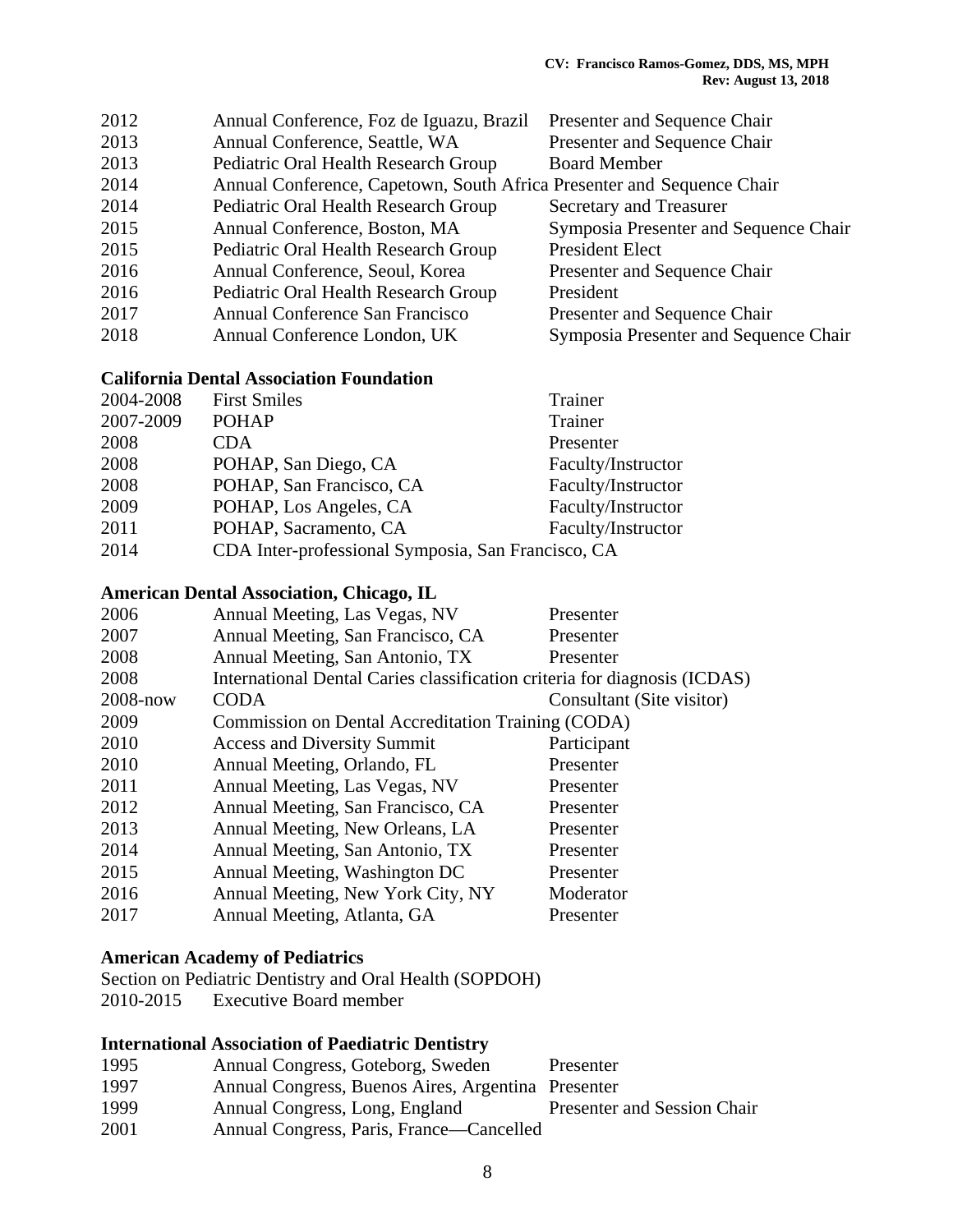| | | |
|---|---|---|
| 2012 | Annual Conference, Foz de Iguazu, Brazil | Presenter and Sequence Chair |
| 2013 | Annual Conference, Seattle, WA | Presenter and Sequence Chair |
| 2013 | Pediatric Oral Health Research Group | Board Member |
| 2014 | Annual Conference, Capetown, South Africa | Presenter and Sequence Chair |
| 2014 | Pediatric Oral Health Research Group | Secretary and Treasurer |
| 2015 | Annual Conference, Boston, MA | Symposia Presenter and Sequence Chair |
| 2015 | Pediatric Oral Health Research Group | President Elect |
| 2016 | Annual Conference, Seoul, Korea | Presenter and Sequence Chair |
| 2016 | Pediatric Oral Health Research Group | President |
| 2017 | Annual Conference San Francisco | Presenter and Sequence Chair |
| 2018 | Annual Conference London, UK | Symposia Presenter and Sequence Chair |

**California Dental Association Foundation**

| | | |
|---|---|---|
| 2004-2008 | First Smiles | Trainer |
| 2007-2009 | POHAP | Trainer |
| 2008 | CDA | Presenter |
| 2008 | POHAP, San Diego, CA | Faculty/Instructor |
| 2008 | POHAP, San Francisco, CA | Faculty/Instructor |
| 2009 | POHAP, Los Angeles, CA | Faculty/Instructor |
| 2011 | POHAP, Sacramento, CA | Faculty/Instructor |
| 2014 | CDA Inter-professional Symposia, San Francisco, CA | |

**American Dental Association, Chicago, IL**

| | | |
|---|---|---|
| 2006 | Annual Meeting, Las Vegas, NV | Presenter |
| 2007 | Annual Meeting, San Francisco, CA | Presenter |
| 2008 | Annual Meeting, San Antonio, TX | Presenter |
| 2008 | International Dental Caries classification criteria for diagnosis (ICDAS) | |
| 2008-now | CODA | Consultant (Site visitor) |
| 2009 | Commission on Dental Accreditation Training (CODA) | |
| 2010 | Access and Diversity Summit | Participant |
| 2010 | Annual Meeting, Orlando, FL | Presenter |
| 2011 | Annual Meeting, Las Vegas, NV | Presenter |
| 2012 | Annual Meeting, San Francisco, CA | Presenter |
| 2013 | Annual Meeting, New Orleans, LA | Presenter |
| 2014 | Annual Meeting, San Antonio, TX | Presenter |
| 2015 | Annual Meeting, Washington DC | Presenter |
| 2016 | Annual Meeting, New York City, NY | Moderator |
| 2017 | Annual Meeting, Atlanta, GA | Presenter |

**American Academy of Pediatrics**

Section on Pediatric Dentistry and Oral Health (SOPDOH)

2010-2015 Executive Board member

**International Association of Paediatric Dentistry**

| | | |
|---|---|---|
| 1995 | Annual Congress, Goteborg, Sweden | Presenter |
| 1997 | Annual Congress, Buenos Aires, Argentina | Presenter |
| 1999 | Annual Congress, Long, England | Presenter and Session Chair |
| 2001 | Annual Congress, Paris, France—Cancelled | |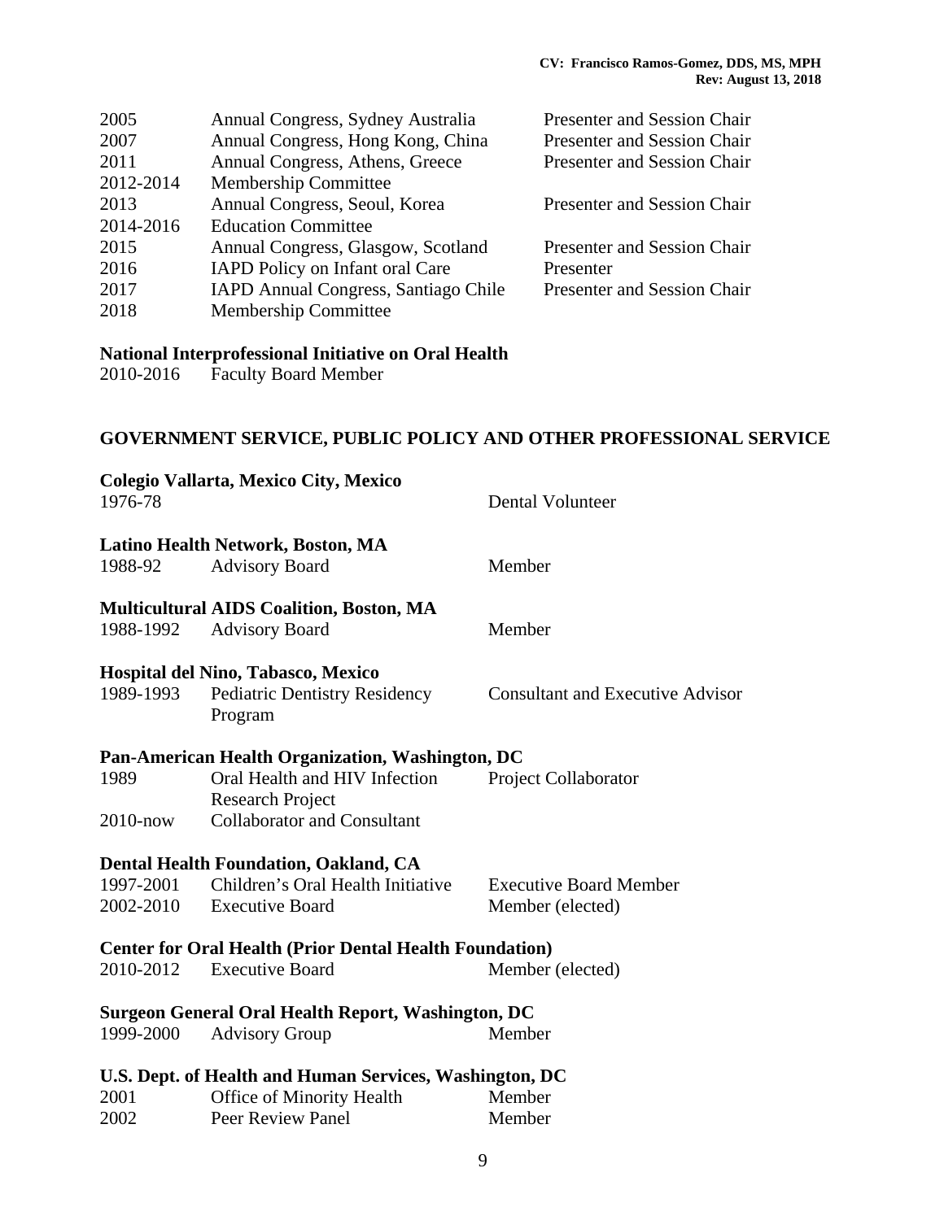| | | |
|---|---|---|
| 2005 | Annual Congress, Sydney Australia | Presenter and Session Chair |
| 2007 | Annual Congress, Hong Kong, China | Presenter and Session Chair |
| 2011 | Annual Congress, Athens, Greece | Presenter and Session Chair |
| 2012-2014 | Membership Committee | |
| 2013 | Annual Congress, Seoul, Korea | Presenter and Session Chair |
| 2014-2016 | Education Committee | |
| 2015 | Annual Congress, Glasgow, Scotland | Presenter and Session Chair |
| 2016 | IAPD Policy on Infant oral Care | Presenter |
| 2017 | IAPD Annual Congress, Santiago Chile | Presenter and Session Chair |
| 2018 | Membership Committee | |

**National Interprofessional Initiative on Oral Health**

2010-2016 Faculty Board Member

## GOVERNMENT SERVICE, PUBLIC POLICY AND OTHER PROFESSIONAL SERVICE

**Colegio Vallarta, Mexico City, Mexico**

| | | |
|---|---|---|
| 1976-78 | | Dental Volunteer |

**Latino Health Network, Boston, MA**

| | | |
|---|---|---|
| 1988-92 | Advisory Board | Member |

**Multicultural AIDS Coalition, Boston, MA**

| | | |
|---|---|---|
| 1988-1992 | Advisory Board | Member |

**Hospital del Nino, Tabasco, Mexico**

| | | |
|---|---|---|
| 1989-1993 | Pediatric Dentistry Residency Program | Consultant and Executive Advisor |

**Pan-American Health Organization, Washington, DC**

| | | |
|---|---|---|
| 1989 | Oral Health and HIV Infection Research Project | Project Collaborator |
| 2010-now | Collaborator and Consultant | |

**Dental Health Foundation, Oakland, CA**

| | | |
|---|---|---|
| 1997-2001 | Children's Oral Health Initiative | Executive Board Member |
| 2002-2010 | Executive Board | Member (elected) |

**Center for Oral Health (Prior Dental Health Foundation)**

| | | |
|---|---|---|
| 2010-2012 | Executive Board | Member (elected) |

**Surgeon General Oral Health Report, Washington, DC**

| | | |
|---|---|---|
| 1999-2000 | Advisory Group | Member |

**U.S. Dept. of Health and Human Services, Washington, DC**

| | | |
|---|---|---|
| 2001 | Office of Minority Health | Member |
| 2002 | Peer Review Panel | Member |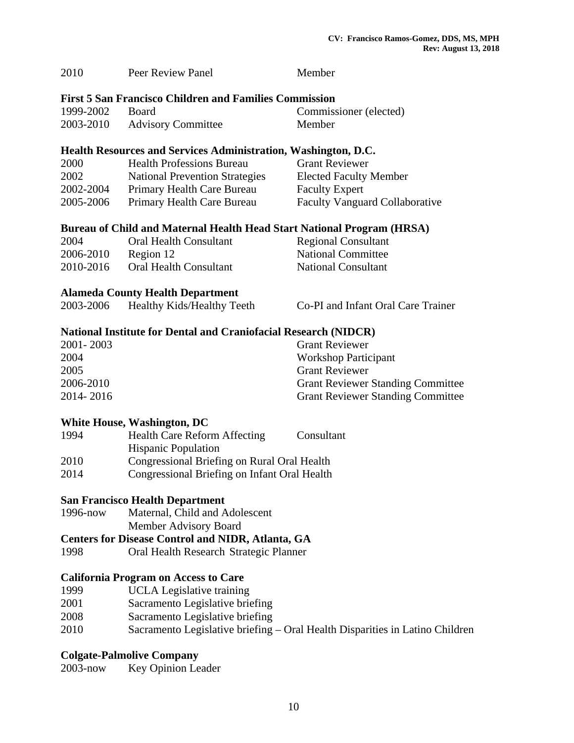| | | |
|---|---|---|
| 2010 | Peer Review Panel | Member |

**First 5 San Francisco Children and Families Commission**

| | | |
|---|---|---|
| 1999-2002 | Board | Commissioner (elected) |
| 2003-2010 | Advisory Committee | Member |

**Health Resources and Services Administration, Washington, D.C.**

| | | |
|---|---|---|
| 2000 | Health Professions Bureau | Grant Reviewer |
| 2002 | National Prevention Strategies | Elected Faculty Member |
| 2002-2004 | Primary Health Care Bureau | Faculty Expert |
| 2005-2006 | Primary Health Care Bureau | Faculty Vanguard Collaborative |

**Bureau of Child and Maternal Health Head Start National Program (HRSA)**

| | | |
|---|---|---|
| 2004 | Oral Health Consultant | Regional Consultant |
| 2006-2010 | Region 12 | National Committee |
| 2010-2016 | Oral Health Consultant | National Consultant |

**Alameda County Health Department**

| | | |
|---|---|---|
| 2003-2006 | Healthy Kids/Healthy Teeth | Co-PI and Infant Oral Care Trainer |

**National Institute for Dental and Craniofacial Research (NIDCR)**

| | |
|---|---|
| 2001- 2003 | Grant Reviewer |
| 2004 | Workshop Participant |
| 2005 | Grant Reviewer |
| 2006-2010 | Grant Reviewer Standing Committee |
| 2014- 2016 | Grant Reviewer Standing Committee |

**White House, Washington, DC**

| | | |
|---|---|---|
| 1994 | Health Care Reform Affecting Hispanic Population | Consultant |
| 2010 | Congressional Briefing on Rural Oral Health | |
| 2014 | Congressional Briefing on Infant Oral Health | |

**San Francisco Health Department**

| | |
|---|---|
| 1996-now | Maternal, Child and Adolescent Member Advisory Board |

**Centers for Disease Control and NIDR, Atlanta, GA**

| | |
|---|---|
| 1998 | Oral Health Research Strategic Planner |

**California Program on Access to Care**

| | |
|---|---|
| 1999 | UCLA Legislative training |
| 2001 | Sacramento Legislative briefing |
| 2008 | Sacramento Legislative briefing |
| 2010 | Sacramento Legislative briefing – Oral Health Disparities in Latino Children |

**Colgate-Palmolive Company**

| | |
|---|---|
| 2003-now | Key Opinion Leader |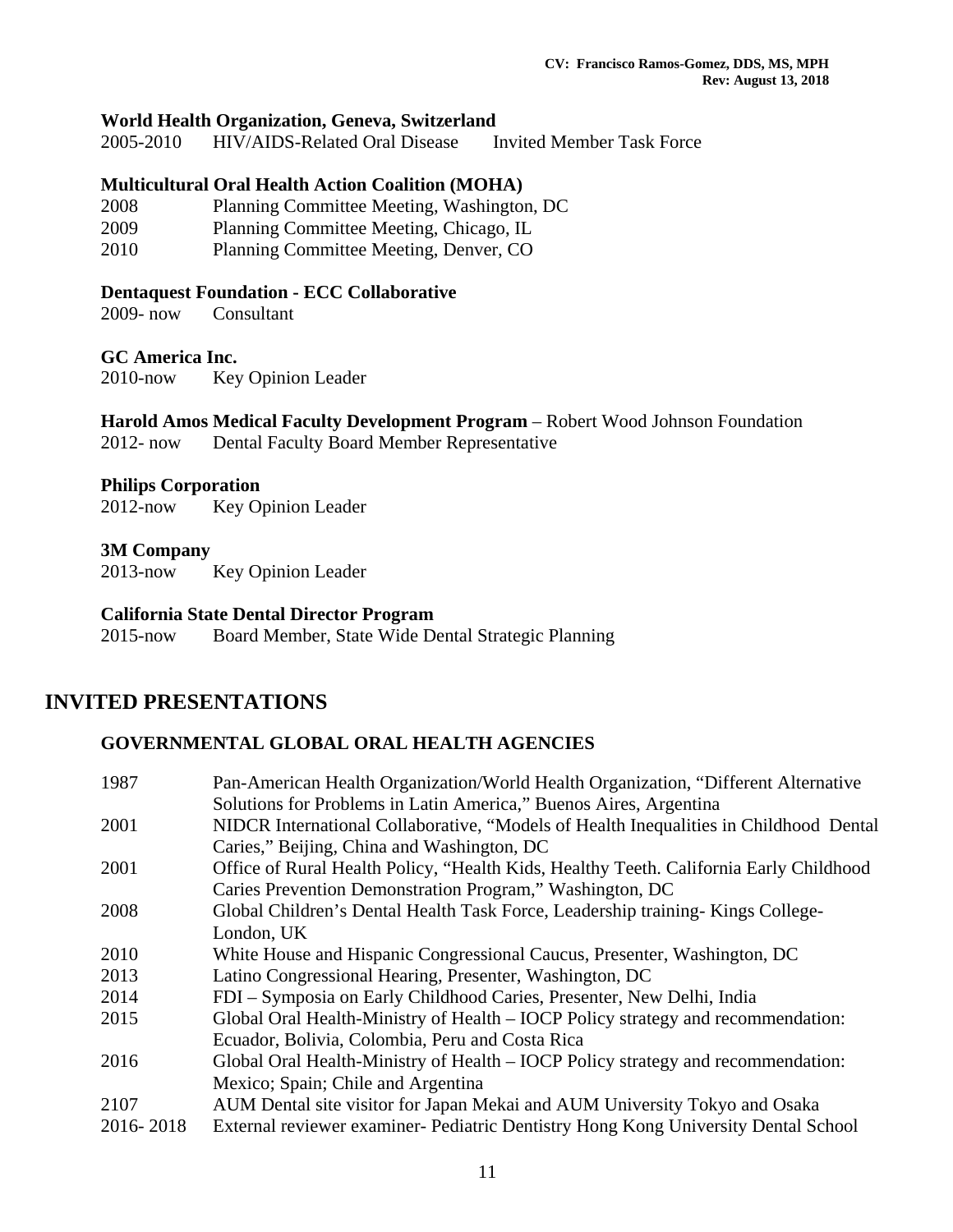**World Health Organization, Geneva, Switzerland**

2005-2010 HIV/AIDS-Related Oral Disease Invited Member Task Force

**Multicultural Oral Health Action Coalition (MOHA)**

| | |
|---|---|
| 2008 | Planning Committee Meeting, Washington, DC |
| 2009 | Planning Committee Meeting, Chicago, IL |
| 2010 | Planning Committee Meeting, Denver, CO |

**Dentaquest Foundation - ECC Collaborative**

2009- now Consultant

**GC America Inc.**

2010-now Key Opinion Leader

**Harold Amos Medical Faculty Development Program** – Robert Wood Johnson Foundation

2012- now Dental Faculty Board Member Representative

**Philips Corporation**

2012-now Key Opinion Leader

**3M Company**

2013-now Key Opinion Leader

**California State Dental Director Program**

2015-now Board Member, State Wide Dental Strategic Planning

# INVITED PRESENTATIONS

## GOVERNMENTAL GLOBAL ORAL HEALTH AGENCIES

| | |
|---|---|
| 1987 | Pan-American Health Organization/World Health Organization, "Different Alternative Solutions for Problems in Latin America," Buenos Aires, Argentina |
| 2001 | NIDCR International Collaborative, "Models of Health Inequalities in Childhood Dental Caries," Beijing, China and Washington, DC |
| 2001 | Office of Rural Health Policy, "Health Kids, Healthy Teeth. California Early Childhood Caries Prevention Demonstration Program," Washington, DC |
| 2008 | Global Children's Dental Health Task Force, Leadership training- Kings College- London, UK |
| 2010 | White House and Hispanic Congressional Caucus, Presenter, Washington, DC |
| 2013 | Latino Congressional Hearing, Presenter, Washington, DC |
| 2014 | FDI – Symposia on Early Childhood Caries, Presenter, New Delhi, India |
| 2015 | Global Oral Health-Ministry of Health – IOCP Policy strategy and recommendation: Ecuador, Bolivia, Colombia, Peru and Costa Rica |
| 2016 | Global Oral Health-Ministry of Health – IOCP Policy strategy and recommendation: Mexico; Spain; Chile and Argentina |
| 2107 | AUM Dental site visitor for Japan Mekai and AUM University Tokyo and Osaka |
| 2016- 2018 | External reviewer examiner- Pediatric Dentistry Hong Kong University Dental School |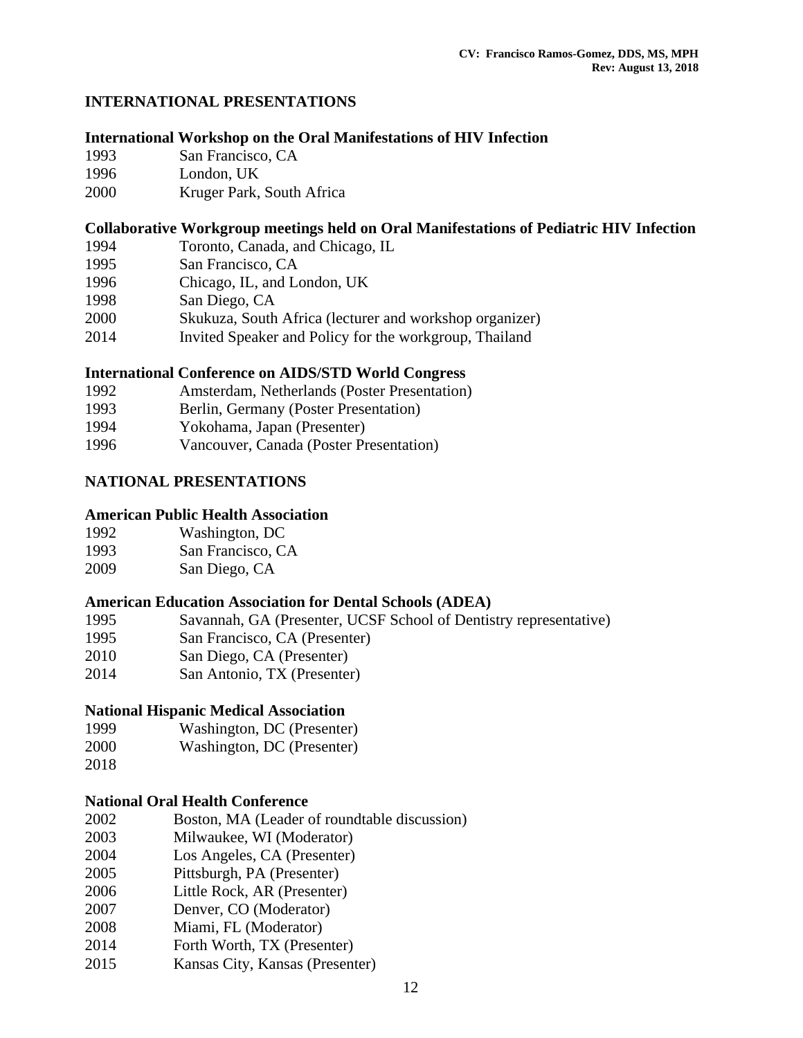## INTERNATIONAL PRESENTATIONS

### International Workshop on the Oral Manifestations of HIV Infection

1993 San Francisco, CA
1996 London, UK
2000 Kruger Park, South Africa

### Collaborative Workgroup meetings held on Oral Manifestations of Pediatric HIV Infection

1994 Toronto, Canada, and Chicago, IL
1995 San Francisco, CA
1996 Chicago, IL, and London, UK
1998 San Diego, CA
2000 Skukuza, South Africa (lecturer and workshop organizer)
2014 Invited Speaker and Policy for the workgroup, Thailand

### International Conference on AIDS/STD World Congress

1992 Amsterdam, Netherlands (Poster Presentation)
1993 Berlin, Germany (Poster Presentation)
1994 Yokohama, Japan (Presenter)
1996 Vancouver, Canada (Poster Presentation)

## NATIONAL PRESENTATIONS

### American Public Health Association

1992 Washington, DC
1993 San Francisco, CA
2009 San Diego, CA

### American Education Association for Dental Schools (ADEA)

1995 Savannah, GA (Presenter, UCSF School of Dentistry representative)
1995 San Francisco, CA (Presenter)
2010 San Diego, CA (Presenter)
2014 San Antonio, TX (Presenter)

### National Hispanic Medical Association

1999 Washington, DC (Presenter)
2000 Washington, DC (Presenter)
2018

### National Oral Health Conference

2002 Boston, MA (Leader of roundtable discussion)
2003 Milwaukee, WI (Moderator)
2004 Los Angeles, CA (Presenter)
2005 Pittsburgh, PA (Presenter)
2006 Little Rock, AR (Presenter)
2007 Denver, CO (Moderator)
2008 Miami, FL (Moderator)
2014 Forth Worth, TX (Presenter)
2015 Kansas City, Kansas (Presenter)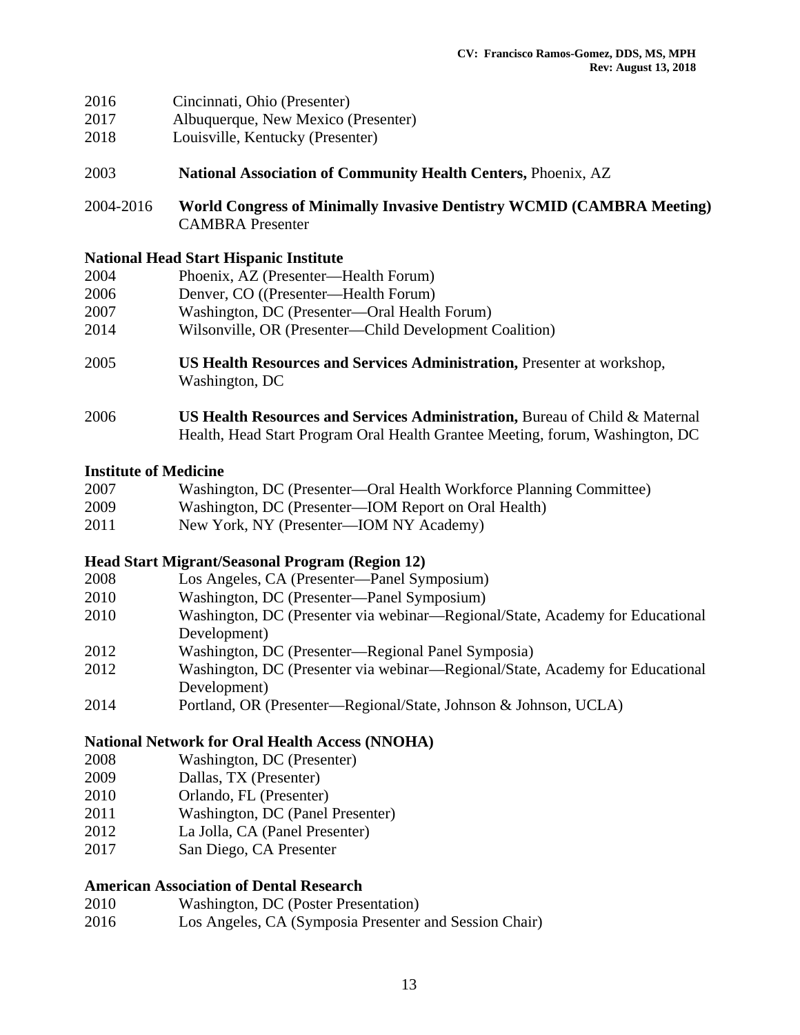2016 Cincinnati, Ohio (Presenter)
2017 Albuquerque, New Mexico (Presenter)
2018 Louisville, Kentucky (Presenter)

2003 **National Association of Community Health Centers,** Phoenix, AZ

2004-2016 **World Congress of Minimally Invasive Dentistry WCMID (CAMBRA Meeting)** CAMBRA Presenter

**National Head Start Hispanic Institute**

2004 Phoenix, AZ (Presenter—Health Forum)
2006 Denver, CO ((Presenter—Health Forum)
2007 Washington, DC (Presenter—Oral Health Forum)
2014 Wilsonville, OR (Presenter—Child Development Coalition)

2005 **US Health Resources and Services Administration,** Presenter at workshop, Washington, DC

2006 **US Health Resources and Services Administration,** Bureau of Child & Maternal Health, Head Start Program Oral Health Grantee Meeting, forum, Washington, DC

**Institute of Medicine**

2007 Washington, DC (Presenter—Oral Health Workforce Planning Committee)
2009 Washington, DC (Presenter—IOM Report on Oral Health)
2011 New York, NY (Presenter—IOM NY Academy)

**Head Start Migrant/Seasonal Program (Region 12)**

2008 Los Angeles, CA (Presenter—Panel Symposium)
2010 Washington, DC (Presenter—Panel Symposium)
2010 Washington, DC (Presenter via webinar—Regional/State, Academy for Educational Development)
2012 Washington, DC (Presenter—Regional Panel Symposia)
2012 Washington, DC (Presenter via webinar—Regional/State, Academy for Educational Development)
2014 Portland, OR (Presenter—Regional/State, Johnson & Johnson, UCLA)

**National Network for Oral Health Access (NNOHA)**

2008 Washington, DC (Presenter)
2009 Dallas, TX (Presenter)
2010 Orlando, FL (Presenter)
2011 Washington, DC (Panel Presenter)
2012 La Jolla, CA (Panel Presenter)
2017 San Diego, CA Presenter

**American Association of Dental Research**

2010 Washington, DC (Poster Presentation)
2016 Los Angeles, CA (Symposia Presenter and Session Chair)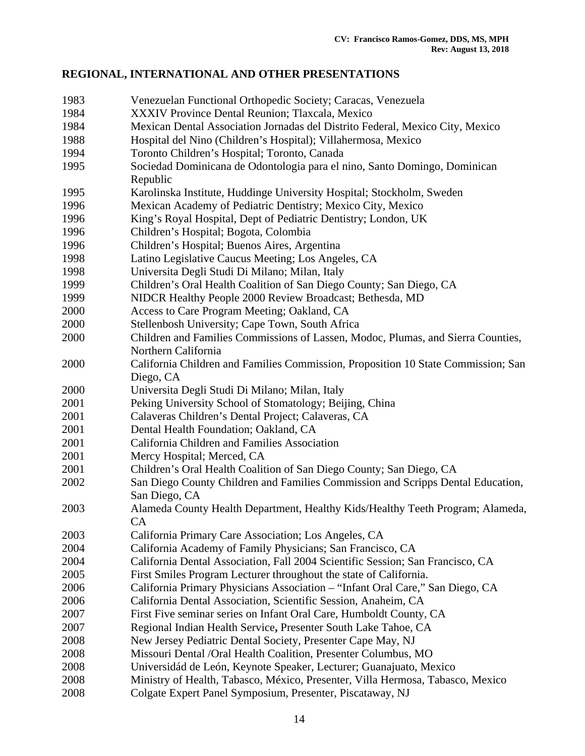## REGIONAL, INTERNATIONAL AND OTHER PRESENTATIONS

| | |
|---|---|
| 1983 | Venezuelan Functional Orthopedic Society; Caracas, Venezuela |
| 1984 | XXXIV Province Dental Reunion; Tlaxcala, Mexico |
| 1984 | Mexican Dental Association Jornadas del Distrito Federal, Mexico City, Mexico |
| 1988 | Hospital del Nino (Children's Hospital); Villahermosa, Mexico |
| 1994 | Toronto Children's Hospital; Toronto, Canada |
| 1995 | Sociedad Dominicana de Odontologia para el nino, Santo Domingo, Dominican Republic |
| 1995 | Karolinska Institute, Huddinge University Hospital; Stockholm, Sweden |
| 1996 | Mexican Academy of Pediatric Dentistry; Mexico City, Mexico |
| 1996 | King's Royal Hospital, Dept of Pediatric Dentistry; London, UK |
| 1996 | Children's Hospital; Bogota, Colombia |
| 1996 | Children's Hospital; Buenos Aires, Argentina |
| 1998 | Latino Legislative Caucus Meeting; Los Angeles, CA |
| 1998 | Universita Degli Studi Di Milano; Milan, Italy |
| 1999 | Children's Oral Health Coalition of San Diego County; San Diego, CA |
| 1999 | NIDCR Healthy People 2000 Review Broadcast; Bethesda, MD |
| 2000 | Access to Care Program Meeting; Oakland, CA |
| 2000 | Stellenbosh University; Cape Town, South Africa |
| 2000 | Children and Families Commissions of Lassen, Modoc, Plumas, and Sierra Counties, Northern California |
| 2000 | California Children and Families Commission, Proposition 10 State Commission; San Diego, CA |
| 2000 | Universita Degli Studi Di Milano; Milan, Italy |
| 2001 | Peking University School of Stomatology; Beijing, China |
| 2001 | Calaveras Children's Dental Project; Calaveras, CA |
| 2001 | Dental Health Foundation; Oakland, CA |
| 2001 | California Children and Families Association |
| 2001 | Mercy Hospital; Merced, CA |
| 2001 | Children's Oral Health Coalition of San Diego County; San Diego, CA |
| 2002 | San Diego County Children and Families Commission and Scripps Dental Education, San Diego, CA |
| 2003 | Alameda County Health Department, Healthy Kids/Healthy Teeth Program; Alameda, CA |
| 2003 | California Primary Care Association; Los Angeles, CA |
| 2004 | California Academy of Family Physicians; San Francisco, CA |
| 2004 | California Dental Association, Fall 2004 Scientific Session; San Francisco, CA |
| 2005 | First Smiles Program Lecturer throughout the state of California. |
| 2006 | California Primary Physicians Association – "Infant Oral Care," San Diego, CA |
| 2006 | California Dental Association, Scientific Session, Anaheim, CA |
| 2007 | First Five seminar series on Infant Oral Care, Humboldt County, CA |
| 2007 | Regional Indian Health Service**,** Presenter South Lake Tahoe, CA |
| 2008 | New Jersey Pediatric Dental Society, Presenter Cape May, NJ |
| 2008 | Missouri Dental /Oral Health Coalition, Presenter Columbus, MO |
| 2008 | Universidád de León, Keynote Speaker, Lecturer; Guanajuato, Mexico |
| 2008 | Ministry of Health, Tabasco, México, Presenter, Villa Hermosa, Tabasco, Mexico |
| 2008 | Colgate Expert Panel Symposium, Presenter, Piscataway, NJ |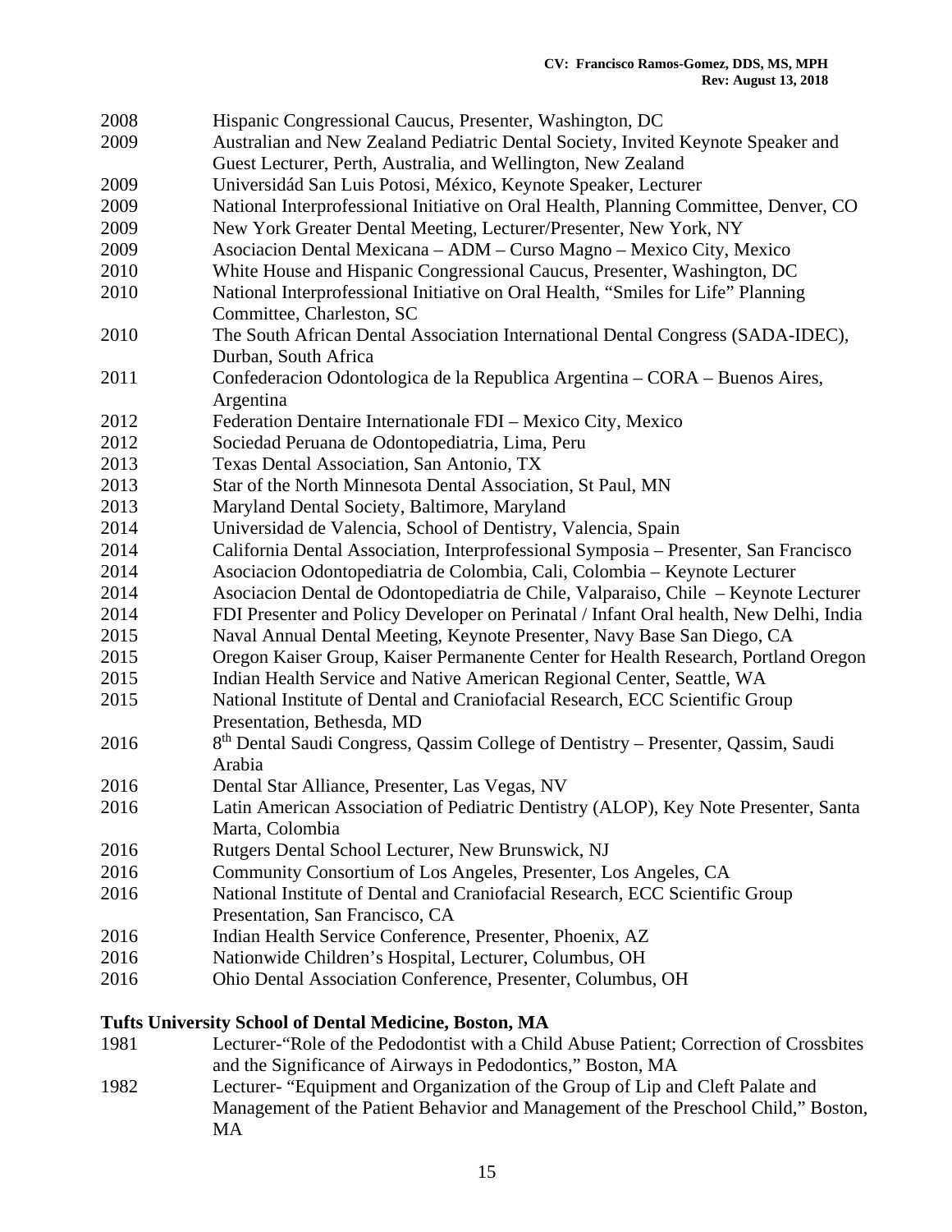2008 Hispanic Congressional Caucus, Presenter, Washington, DC
2009 Australian and New Zealand Pediatric Dental Society, Invited Keynote Speaker and Guest Lecturer, Perth, Australia, and Wellington, New Zealand
2009 Universidád San Luis Potosi, México, Keynote Speaker, Lecturer
2009 National Interprofessional Initiative on Oral Health, Planning Committee, Denver, CO
2009 New York Greater Dental Meeting, Lecturer/Presenter, New York, NY
2009 Asociacion Dental Mexicana – ADM – Curso Magno – Mexico City, Mexico
2010 White House and Hispanic Congressional Caucus, Presenter, Washington, DC
2010 National Interprofessional Initiative on Oral Health, "Smiles for Life" Planning Committee, Charleston, SC
2010 The South African Dental Association International Dental Congress (SADA-IDEC), Durban, South Africa
2011 Confederacion Odontologica de la Republica Argentina – CORA – Buenos Aires, Argentina
2012 Federation Dentaire Internationale FDI – Mexico City, Mexico
2012 Sociedad Peruana de Odontopediatria, Lima, Peru
2013 Texas Dental Association, San Antonio, TX
2013 Star of the North Minnesota Dental Association, St Paul, MN
2013 Maryland Dental Society, Baltimore, Maryland
2014 Universidad de Valencia, School of Dentistry, Valencia, Spain
2014 California Dental Association, Interprofessional Symposia – Presenter, San Francisco
2014 Asociacion Odontopediatria de Colombia, Cali, Colombia – Keynote Lecturer
2014 Asociacion Dental de Odontopediatria de Chile, Valparaiso, Chile – Keynote Lecturer
2014 FDI Presenter and Policy Developer on Perinatal / Infant Oral health, New Delhi, India
2015 Naval Annual Dental Meeting, Keynote Presenter, Navy Base San Diego, CA
2015 Oregon Kaiser Group, Kaiser Permanente Center for Health Research, Portland Oregon
2015 Indian Health Service and Native American Regional Center, Seattle, WA
2015 National Institute of Dental and Craniofacial Research, ECC Scientific Group Presentation, Bethesda, MD
2016 8th Dental Saudi Congress, Qassim College of Dentistry – Presenter, Qassim, Saudi Arabia
2016 Dental Star Alliance, Presenter, Las Vegas, NV
2016 Latin American Association of Pediatric Dentistry (ALOP), Key Note Presenter, Santa Marta, Colombia
2016 Rutgers Dental School Lecturer, New Brunswick, NJ
2016 Community Consortium of Los Angeles, Presenter, Los Angeles, CA
2016 National Institute of Dental and Craniofacial Research, ECC Scientific Group Presentation, San Francisco, CA
2016 Indian Health Service Conference, Presenter, Phoenix, AZ
2016 Nationwide Children's Hospital, Lecturer, Columbus, OH
2016 Ohio Dental Association Conference, Presenter, Columbus, OH

**Tufts University School of Dental Medicine, Boston, MA**

1981 Lecturer-"Role of the Pedodontist with a Child Abuse Patient; Correction of Crossbites and the Significance of Airways in Pedodontics," Boston, MA
1982 Lecturer- "Equipment and Organization of the Group of Lip and Cleft Palate and Management of the Patient Behavior and Management of the Preschool Child," Boston, MA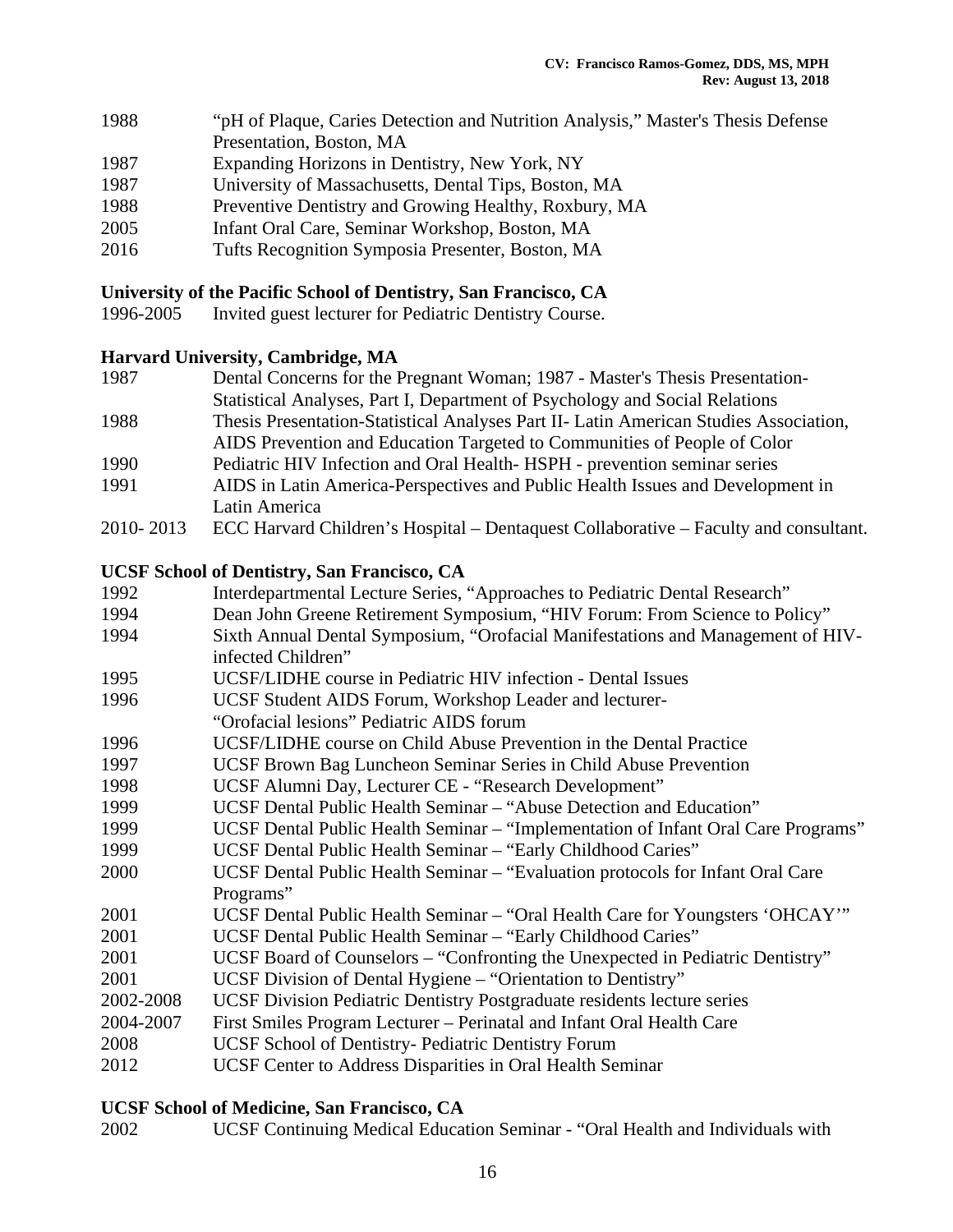1988 “pH of Plaque, Caries Detection and Nutrition Analysis,” Master's Thesis Defense Presentation, Boston, MA
1987 Expanding Horizons in Dentistry, New York, NY
1987 University of Massachusetts, Dental Tips, Boston, MA
1988 Preventive Dentistry and Growing Healthy, Roxbury, MA
2005 Infant Oral Care, Seminar Workshop, Boston, MA
2016 Tufts Recognition Symposia Presenter, Boston, MA

**University of the Pacific School of Dentistry, San Francisco, CA**

1996-2005 Invited guest lecturer for Pediatric Dentistry Course.

**Harvard University, Cambridge, MA**

1987 Dental Concerns for the Pregnant Woman; 1987 - Master's Thesis Presentation-Statistical Analyses, Part I, Department of Psychology and Social Relations
1988 Thesis Presentation-Statistical Analyses Part II- Latin American Studies Association, AIDS Prevention and Education Targeted to Communities of People of Color
1990 Pediatric HIV Infection and Oral Health- HSPH - prevention seminar series
1991 AIDS in Latin America-Perspectives and Public Health Issues and Development in Latin America
2010- 2013 ECC Harvard Children’s Hospital – Dentaquest Collaborative – Faculty and consultant.

**UCSF School of Dentistry, San Francisco, CA**

1992 Interdepartmental Lecture Series, “Approaches to Pediatric Dental Research”
1994 Dean John Greene Retirement Symposium, “HIV Forum: From Science to Policy”
1994 Sixth Annual Dental Symposium, “Orofacial Manifestations and Management of HIV-infected Children”
1995 UCSF/LIDHE course in Pediatric HIV infection - Dental Issues
1996 UCSF Student AIDS Forum, Workshop Leader and lecturer- “Orofacial lesions” Pediatric AIDS forum
1996 UCSF/LIDHE course on Child Abuse Prevention in the Dental Practice
1997 UCSF Brown Bag Luncheon Seminar Series in Child Abuse Prevention
1998 UCSF Alumni Day, Lecturer CE - “Research Development”
1999 UCSF Dental Public Health Seminar – “Abuse Detection and Education”
1999 UCSF Dental Public Health Seminar – “Implementation of Infant Oral Care Programs”
1999 UCSF Dental Public Health Seminar – “Early Childhood Caries”
2000 UCSF Dental Public Health Seminar – “Evaluation protocols for Infant Oral Care Programs”
2001 UCSF Dental Public Health Seminar – “Oral Health Care for Youngsters ‘OHCAY’”
2001 UCSF Dental Public Health Seminar – “Early Childhood Caries”
2001 UCSF Board of Counselors – “Confronting the Unexpected in Pediatric Dentistry”
2001 UCSF Division of Dental Hygiene – “Orientation to Dentistry”
2002-2008 UCSF Division Pediatric Dentistry Postgraduate residents lecture series
2004-2007 First Smiles Program Lecturer – Perinatal and Infant Oral Health Care
2008 UCSF School of Dentistry- Pediatric Dentistry Forum
2012 UCSF Center to Address Disparities in Oral Health Seminar

**UCSF School of Medicine, San Francisco, CA**

2002 UCSF Continuing Medical Education Seminar - “Oral Health and Individuals with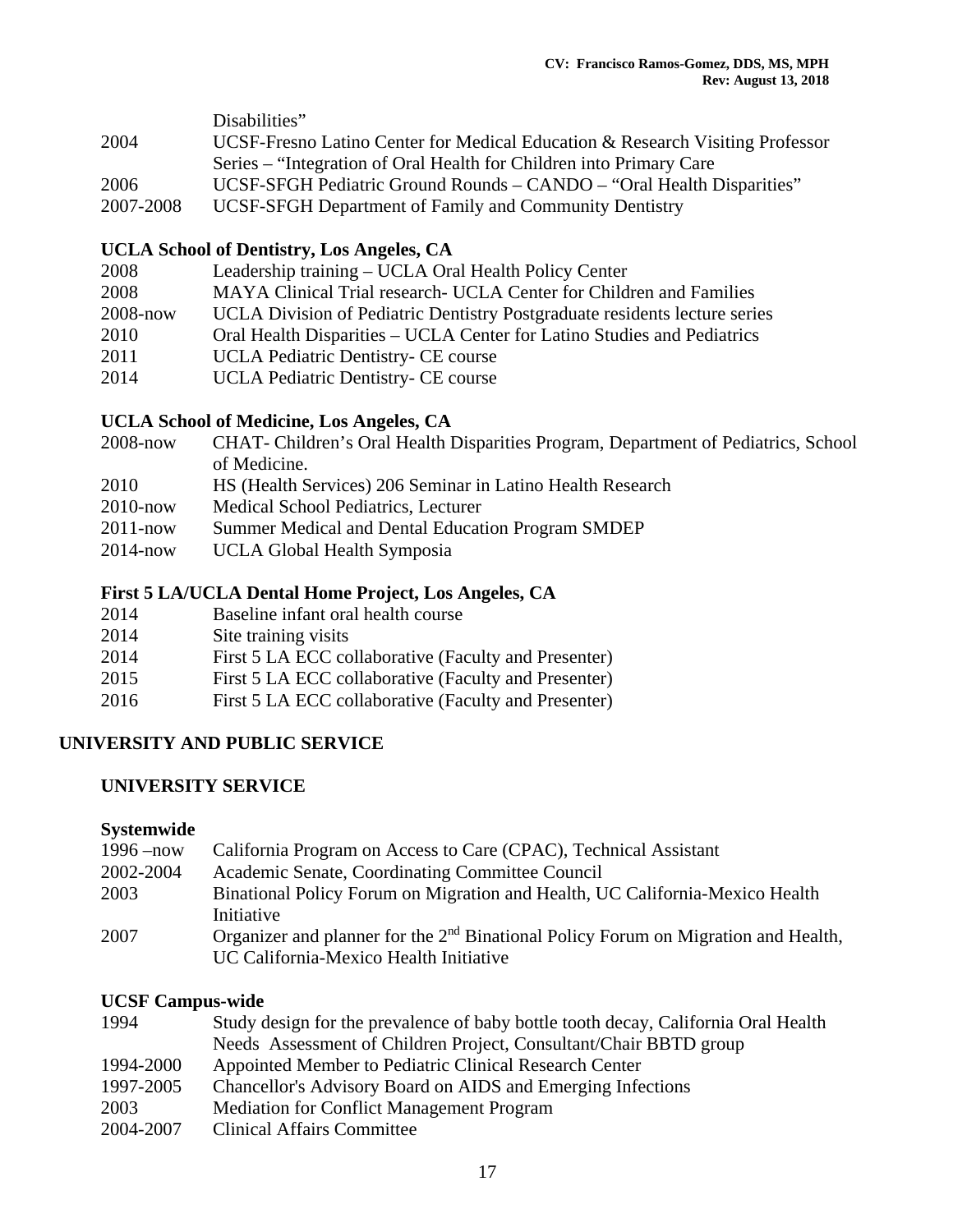Disabilities"

| | |
|---|---|
| 2004 | UCSF-Fresno Latino Center for Medical Education & Research Visiting Professor Series – "Integration of Oral Health for Children into Primary Care |
| 2006 | UCSF-SFGH Pediatric Ground Rounds – CANDO – "Oral Health Disparities" |
| 2007-2008 | UCSF-SFGH Department of Family and Community Dentistry |

**UCLA School of Dentistry, Los Angeles, CA**

| | |
|---|---|
| 2008 | Leadership training – UCLA Oral Health Policy Center |
| 2008 | MAYA Clinical Trial research- UCLA Center for Children and Families |
| 2008-now | UCLA Division of Pediatric Dentistry Postgraduate residents lecture series |
| 2010 | Oral Health Disparities – UCLA Center for Latino Studies and Pediatrics |
| 2011 | UCLA Pediatric Dentistry- CE course |
| 2014 | UCLA Pediatric Dentistry- CE course |

**UCLA School of Medicine, Los Angeles, CA**

| | |
|---|---|
| 2008-now | CHAT- Children's Oral Health Disparities Program, Department of Pediatrics, School of Medicine. |
| 2010 | HS (Health Services) 206 Seminar in Latino Health Research |
| 2010-now | Medical School Pediatrics, Lecturer |
| 2011-now | Summer Medical and Dental Education Program SMDEP |
| 2014-now | UCLA Global Health Symposia |

**First 5 LA/UCLA Dental Home Project, Los Angeles, CA**

| | |
|---|---|
| 2014 | Baseline infant oral health course |
| 2014 | Site training visits |
| 2014 | First 5 LA ECC collaborative (Faculty and Presenter) |
| 2015 | First 5 LA ECC collaborative (Faculty and Presenter) |
| 2016 | First 5 LA ECC collaborative (Faculty and Presenter) |

## UNIVERSITY AND PUBLIC SERVICE

### UNIVERSITY SERVICE

**Systemwide**

| | |
|---|---|
| 1996 –now | California Program on Access to Care (CPAC), Technical Assistant |
| 2002-2004 | Academic Senate, Coordinating Committee Council |
| 2003 | Binational Policy Forum on Migration and Health, UC California-Mexico Health Initiative |
| 2007 | Organizer and planner for the 2nd Binational Policy Forum on Migration and Health, UC California-Mexico Health Initiative |

**UCSF Campus-wide**

| | |
|---|---|
| 1994 | Study design for the prevalence of baby bottle tooth decay, California Oral Health Needs Assessment of Children Project, Consultant/Chair BBTD group |
| 1994-2000 | Appointed Member to Pediatric Clinical Research Center |
| 1997-2005 | Chancellor's Advisory Board on AIDS and Emerging Infections |
| 2003 | Mediation for Conflict Management Program |
| 2004-2007 | Clinical Affairs Committee |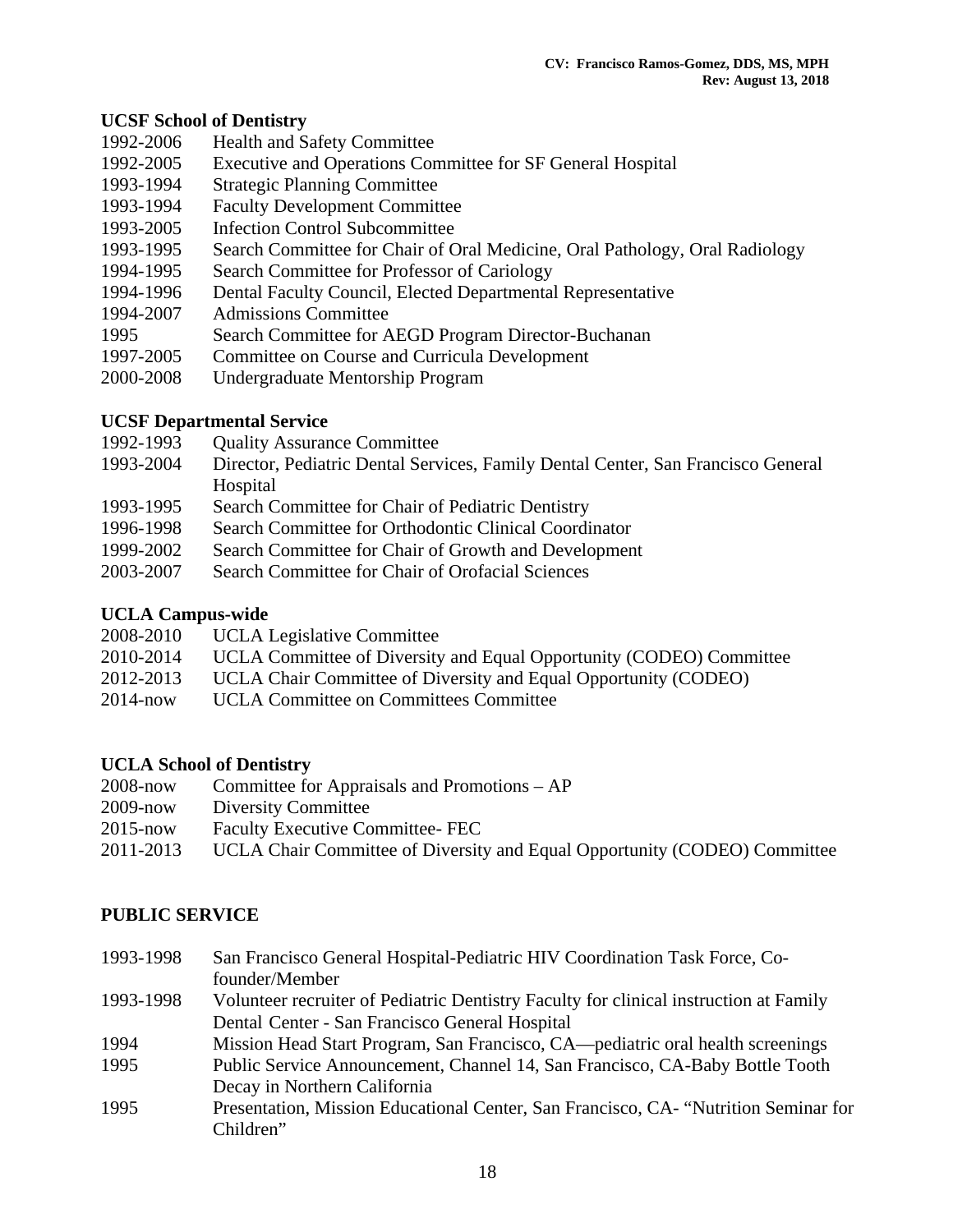**UCSF School of Dentistry**

1992-2006 Health and Safety Committee
1992-2005 Executive and Operations Committee for SF General Hospital
1993-1994 Strategic Planning Committee
1993-1994 Faculty Development Committee
1993-2005 Infection Control Subcommittee
1993-1995 Search Committee for Chair of Oral Medicine, Oral Pathology, Oral Radiology
1994-1995 Search Committee for Professor of Cariology
1994-1996 Dental Faculty Council, Elected Departmental Representative
1994-2007 Admissions Committee
1995 Search Committee for AEGD Program Director-Buchanan
1997-2005 Committee on Course and Curricula Development
2000-2008 Undergraduate Mentorship Program

**UCSF Departmental Service**

1992-1993 Quality Assurance Committee
1993-2004 Director, Pediatric Dental Services, Family Dental Center, San Francisco General Hospital
1993-1995 Search Committee for Chair of Pediatric Dentistry
1996-1998 Search Committee for Orthodontic Clinical Coordinator
1999-2002 Search Committee for Chair of Growth and Development
2003-2007 Search Committee for Chair of Orofacial Sciences

**UCLA Campus-wide**

2008-2010 UCLA Legislative Committee
2010-2014 UCLA Committee of Diversity and Equal Opportunity (CODEO) Committee
2012-2013 UCLA Chair Committee of Diversity and Equal Opportunity (CODEO)
2014-now UCLA Committee on Committees Committee

**UCLA School of Dentistry**

2008-now Committee for Appraisals and Promotions – AP
2009-now Diversity Committee
2015-now Faculty Executive Committee- FEC
2011-2013 UCLA Chair Committee of Diversity and Equal Opportunity (CODEO) Committee

**PUBLIC SERVICE**

1993-1998 San Francisco General Hospital-Pediatric HIV Coordination Task Force, Co-founder/Member
1993-1998 Volunteer recruiter of Pediatric Dentistry Faculty for clinical instruction at Family Dental Center - San Francisco General Hospital
1994 Mission Head Start Program, San Francisco, CA—pediatric oral health screenings
1995 Public Service Announcement, Channel 14, San Francisco, CA-Baby Bottle Tooth Decay in Northern California
1995 Presentation, Mission Educational Center, San Francisco, CA- "Nutrition Seminar for Children"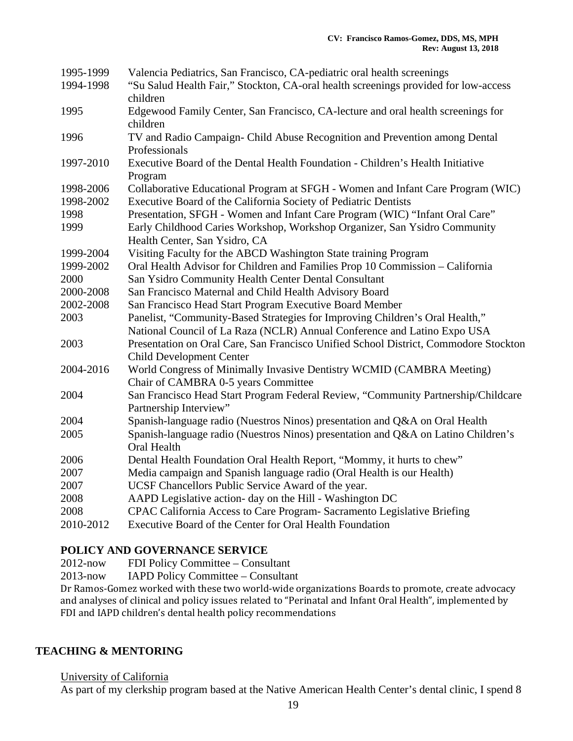| | |
|---|---|
| 1995-1999 | Valencia Pediatrics, San Francisco, CA-pediatric oral health screenings |
| 1994-1998 | "Su Salud Health Fair," Stockton, CA-oral health screenings provided for low-access children |
| 1995 | Edgewood Family Center, San Francisco, CA-lecture and oral health screenings for children |
| 1996 | TV and Radio Campaign- Child Abuse Recognition and Prevention among Dental Professionals |
| 1997-2010 | Executive Board of the Dental Health Foundation - Children's Health Initiative Program |
| 1998-2006 | Collaborative Educational Program at SFGH - Women and Infant Care Program (WIC) |
| 1998-2002 | Executive Board of the California Society of Pediatric Dentists |
| 1998 | Presentation, SFGH - Women and Infant Care Program (WIC) "Infant Oral Care" |
| 1999 | Early Childhood Caries Workshop, Workshop Organizer, San Ysidro Community Health Center, San Ysidro, CA |
| 1999-2004 | Visiting Faculty for the ABCD Washington State training Program |
| 1999-2002 | Oral Health Advisor for Children and Families Prop 10 Commission – California |
| 2000 | San Ysidro Community Health Center Dental Consultant |
| 2000-2008 | San Francisco Maternal and Child Health Advisory Board |
| 2002-2008 | San Francisco Head Start Program Executive Board Member |
| 2003 | Panelist, "Community-Based Strategies for Improving Children's Oral Health," National Council of La Raza (NCLR) Annual Conference and Latino Expo USA |
| 2003 | Presentation on Oral Care, San Francisco Unified School District, Commodore Stockton Child Development Center |
| 2004-2016 | World Congress of Minimally Invasive Dentistry WCMID (CAMBRA Meeting) Chair of CAMBRA 0-5 years Committee |
| 2004 | San Francisco Head Start Program Federal Review, "Community Partnership/Childcare Partnership Interview" |
| 2004 | Spanish-language radio (Nuestros Ninos) presentation and Q&A on Oral Health |
| 2005 | Spanish-language radio (Nuestros Ninos) presentation and Q&A on Latino Children's Oral Health |
| 2006 | Dental Health Foundation Oral Health Report, "Mommy, it hurts to chew" |
| 2007 | Media campaign and Spanish language radio (Oral Health is our Health) |
| 2007 | UCSF Chancellors Public Service Award of the year. |
| 2008 | AAPD Legislative action- day on the Hill - Washington DC |
| 2008 | CPAC California Access to Care Program- Sacramento Legislative Briefing |
| 2010-2012 | Executive Board of the Center for Oral Health Foundation |

## POLICY AND GOVERNANCE SERVICE

2012-now FDI Policy Committee – Consultant

2013-now IAPD Policy Committee – Consultant

Dr Ramos-Gomez worked with these two world-wide organizations Boards to promote, create advocacy and analyses of clinical and policy issues related to "Perinatal and Infant Oral Health", implemented by FDI and IAPD children's dental health policy recommendations

## TEACHING & MENTORING

University of California

As part of my clerkship program based at the Native American Health Center's dental clinic, I spend 8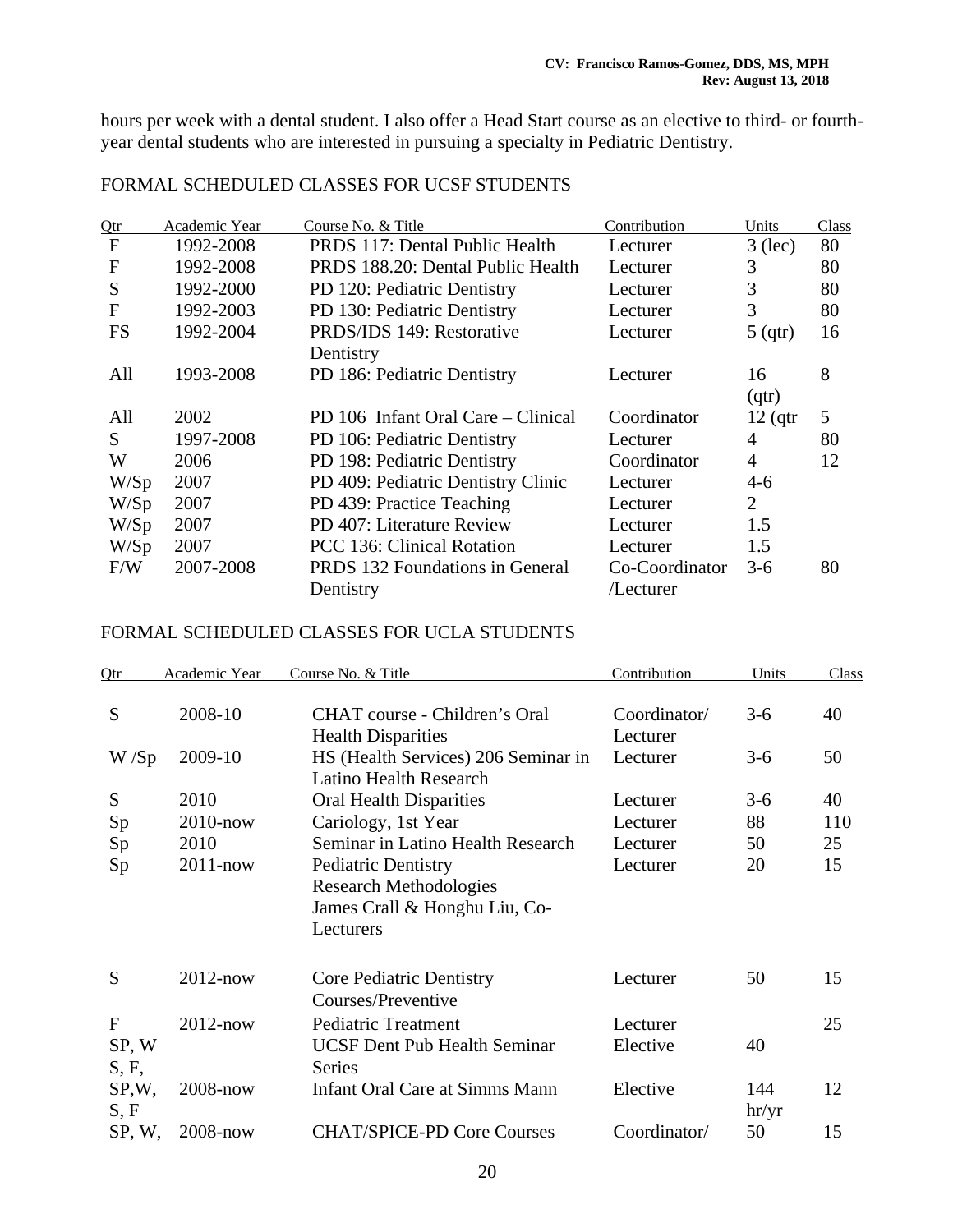hours per week with a dental student. I also offer a Head Start course as an elective to third- or fourth-year dental students who are interested in pursuing a specialty in Pediatric Dentistry.

## FORMAL SCHEDULED CLASSES FOR UCSF STUDENTS

| Qtr | Academic Year | Course No. & Title | Contribution | Units | Class |
|---|---|---|---|---|---|
| F | 1992-2008 | PRDS 117: Dental Public Health | Lecturer | 3 (lec) | 80 |
| F | 1992-2008 | PRDS 188.20: Dental Public Health | Lecturer | 3 | 80 |
| S | 1992-2000 | PD 120: Pediatric Dentistry | Lecturer | 3 | 80 |
| F | 1992-2003 | PD 130: Pediatric Dentistry | Lecturer | 3 | 80 |
| FS | 1992-2004 | PRDS/IDS 149: Restorative Dentistry | Lecturer | 5 (qtr) | 16 |
| All | 1993-2008 | PD 186: Pediatric Dentistry | Lecturer | 16 (qtr) | 8 |
| All | 2002 | PD 106 Infant Oral Care – Clinical | Coordinator | 12 (qtr | 5 |
| S | 1997-2008 | PD 106: Pediatric Dentistry | Lecturer | 4 | 80 |
| W | 2006 | PD 198: Pediatric Dentistry | Coordinator | 4 | 12 |
| W/Sp | 2007 | PD 409: Pediatric Dentistry Clinic | Lecturer | 4-6 | |
| W/Sp | 2007 | PD 439: Practice Teaching | Lecturer | 2 | |
| W/Sp | 2007 | PD 407: Literature Review | Lecturer | 1.5 | |
| W/Sp | 2007 | PCC 136: Clinical Rotation | Lecturer | 1.5 | |
| F/W | 2007-2008 | PRDS 132 Foundations in General Dentistry | Co-Coordinator /Lecturer | 3-6 | 80 |

## FORMAL SCHEDULED CLASSES FOR UCLA STUDENTS

| Qtr | Academic Year | Course No. & Title | Contribution | Units | Class |
|---|---|---|---|---|---|
| S | 2008-10 | CHAT course - Children's Oral Health Disparities | Coordinator/ Lecturer | 3-6 | 40 |
| W /Sp | 2009-10 | HS (Health Services) 206 Seminar in Latino Health Research | Lecturer | 3-6 | 50 |
| S | 2010 | Oral Health Disparities | Lecturer | 3-6 | 40 |
| Sp | 2010-now | Cariology, 1st Year | Lecturer | 88 | 110 |
| Sp | 2010 | Seminar in Latino Health Research | Lecturer | 50 | 25 |
| Sp | 2011-now | Pediatric Dentistry Research Methodologies James Crall & Honghu Liu, Co-Lecturers | Lecturer | 20 | 15 |
| S | 2012-now | Core Pediatric Dentistry Courses/Preventive | Lecturer | 50 | 15 |
| F | 2012-now | Pediatric Treatment | Lecturer | | 25 |
| SP, W S, F, | | UCSF Dent Pub Health Seminar Series | Elective | 40 | |
| SP,W, S, F | 2008-now | Infant Oral Care at Simms Mann | Elective | 144 hr/yr | 12 |
| SP, W, | 2008-now | CHAT/SPICE-PD Core Courses | Coordinator/ | 50 | 15 |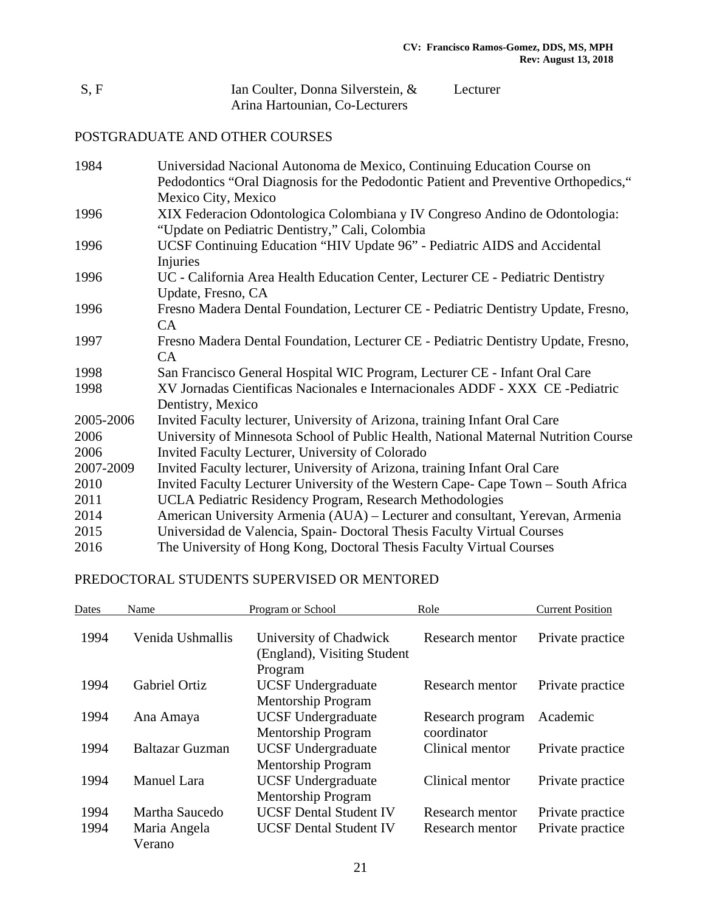| S, F | Ian Coulter, Donna Silverstein, & Arina Hartounian, Co-Lecturers | Lecturer |
|---|---|---|

## POSTGRADUATE AND OTHER COURSES

| | |
|---|---|
| 1984 | Universidad Nacional Autonoma de Mexico, Continuing Education Course on Pedodontics "Oral Diagnosis for the Pedodontic Patient and Preventive Orthopedics," Mexico City, Mexico |
| 1996 | XIX Federacion Odontologica Colombiana y IV Congreso Andino de Odontologia: "Update on Pediatric Dentistry," Cali, Colombia |
| 1996 | UCSF Continuing Education "HIV Update 96" - Pediatric AIDS and Accidental Injuries |
| 1996 | UC - California Area Health Education Center, Lecturer CE - Pediatric Dentistry Update, Fresno, CA |
| 1996 | Fresno Madera Dental Foundation, Lecturer CE - Pediatric Dentistry Update, Fresno, CA |
| 1997 | Fresno Madera Dental Foundation, Lecturer CE - Pediatric Dentistry Update, Fresno, CA |
| 1998 | San Francisco General Hospital WIC Program, Lecturer CE - Infant Oral Care |
| 1998 | XV Jornadas Cientificas Nacionales e Internacionales ADDF - XXX CE -Pediatric Dentistry, Mexico |
| 2005-2006 | Invited Faculty lecturer, University of Arizona, training Infant Oral Care |
| 2006 | University of Minnesota School of Public Health, National Maternal Nutrition Course |
| 2006 | Invited Faculty Lecturer, University of Colorado |
| 2007-2009 | Invited Faculty lecturer, University of Arizona, training Infant Oral Care |
| 2010 | Invited Faculty Lecturer University of the Western Cape- Cape Town – South Africa |
| 2011 | UCLA Pediatric Residency Program, Research Methodologies |
| 2014 | American University Armenia (AUA) – Lecturer and consultant, Yerevan, Armenia |
| 2015 | Universidad de Valencia, Spain- Doctoral Thesis Faculty Virtual Courses |
| 2016 | The University of Hong Kong, Doctoral Thesis Faculty Virtual Courses |

## PREDOCTORAL STUDENTS SUPERVISED OR MENTORED

| Dates | Name | Program or School | Role | Current Position |
|---|---|---|---|---|
| 1994 | Venida Ushmallis | University of Chadwick (England), Visiting Student Program | Research mentor | Private practice |
| 1994 | Gabriel Ortiz | UCSF Undergraduate Mentorship Program | Research mentor | Private practice |
| 1994 | Ana Amaya | UCSF Undergraduate Mentorship Program | Research program coordinator | Academic |
| 1994 | Baltazar Guzman | UCSF Undergraduate Mentorship Program | Clinical mentor | Private practice |
| 1994 | Manuel Lara | UCSF Undergraduate Mentorship Program | Clinical mentor | Private practice |
| 1994 | Martha Saucedo | UCSF Dental Student IV | Research mentor | Private practice |
| 1994 | Maria Angela Verano | UCSF Dental Student IV | Research mentor | Private practice |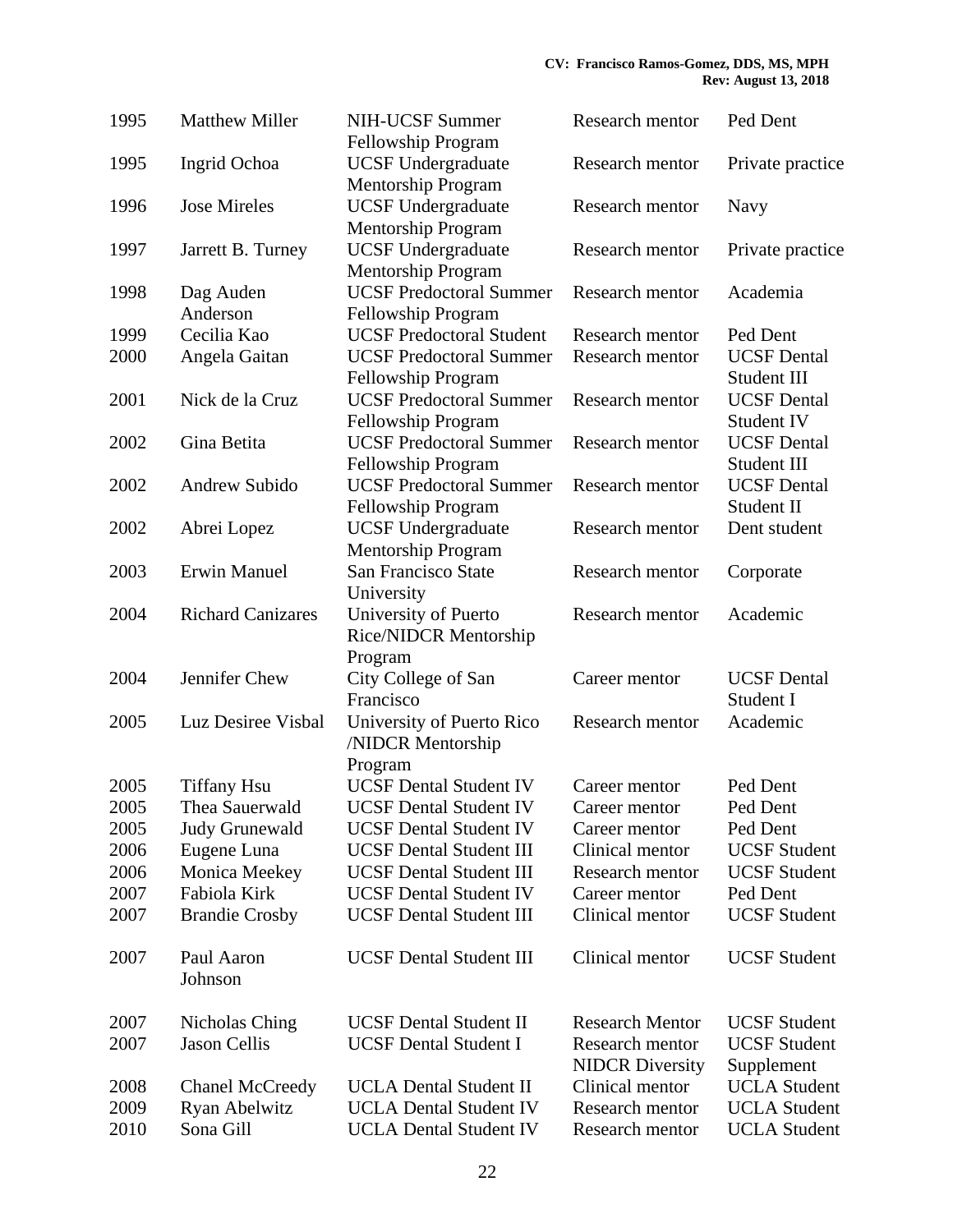| | | | | |
|---|---|---|---|---|
| 1995 | Matthew Miller | NIH-UCSF Summer Fellowship Program | Research mentor | Ped Dent |
| 1995 | Ingrid Ochoa | UCSF Undergraduate Mentorship Program | Research mentor | Private practice |
| 1996 | Jose Mireles | UCSF Undergraduate Mentorship Program | Research mentor | Navy |
| 1997 | Jarrett B. Turney | UCSF Undergraduate Mentorship Program | Research mentor | Private practice |
| 1998 | Dag Auden Anderson | UCSF Predoctoral Summer Fellowship Program | Research mentor | Academia |
| 1999 | Cecilia Kao | UCSF Predoctoral Student | Research mentor | Ped Dent |
| 2000 | Angela Gaitan | UCSF Predoctoral Summer Fellowship Program | Research mentor | UCSF Dental Student III |
| 2001 | Nick de la Cruz | UCSF Predoctoral Summer Fellowship Program | Research mentor | UCSF Dental Student IV |
| 2002 | Gina Betita | UCSF Predoctoral Summer Fellowship Program | Research mentor | UCSF Dental Student III |
| 2002 | Andrew Subido | UCSF Predoctoral Summer Fellowship Program | Research mentor | UCSF Dental Student II |
| 2002 | Abrei Lopez | UCSF Undergraduate Mentorship Program | Research mentor | Dent student |
| 2003 | Erwin Manuel | San Francisco State University | Research mentor | Corporate |
| 2004 | Richard Canizares | University of Puerto Rice/NIDCR Mentorship Program | Research mentor | Academic |
| 2004 | Jennifer Chew | City College of San Francisco | Career mentor | UCSF Dental Student I |
| 2005 | Luz Desiree Visbal | University of Puerto Rico /NIDCR Mentorship Program | Research mentor | Academic |
| 2005 | Tiffany Hsu | UCSF Dental Student IV | Career mentor | Ped Dent |
| 2005 | Thea Sauerwald | UCSF Dental Student IV | Career mentor | Ped Dent |
| 2005 | Judy Grunewald | UCSF Dental Student IV | Career mentor | Ped Dent |
| 2006 | Eugene Luna | UCSF Dental Student III | Clinical mentor | UCSF Student |
| 2006 | Monica Meekey | UCSF Dental Student III | Research mentor | UCSF Student |
| 2007 | Fabiola Kirk | UCSF Dental Student IV | Career mentor | Ped Dent |
| 2007 | Brandie Crosby | UCSF Dental Student III | Clinical mentor | UCSF Student |
| 2007 | Paul Aaron Johnson | UCSF Dental Student III | Clinical mentor | UCSF Student |
| 2007 | Nicholas Ching | UCSF Dental Student II | Research Mentor | UCSF Student |
| 2007 | Jason Cellis | UCSF Dental Student I | Research mentor NIDCR Diversity | UCSF Student Supplement |
| 2008 | Chanel McCreedy | UCLA Dental Student II | Clinical mentor | UCLA Student |
| 2009 | Ryan Abelwitz | UCLA Dental Student IV | Research mentor | UCLA Student |
| 2010 | Sona Gill | UCLA Dental Student IV | Research mentor | UCLA Student |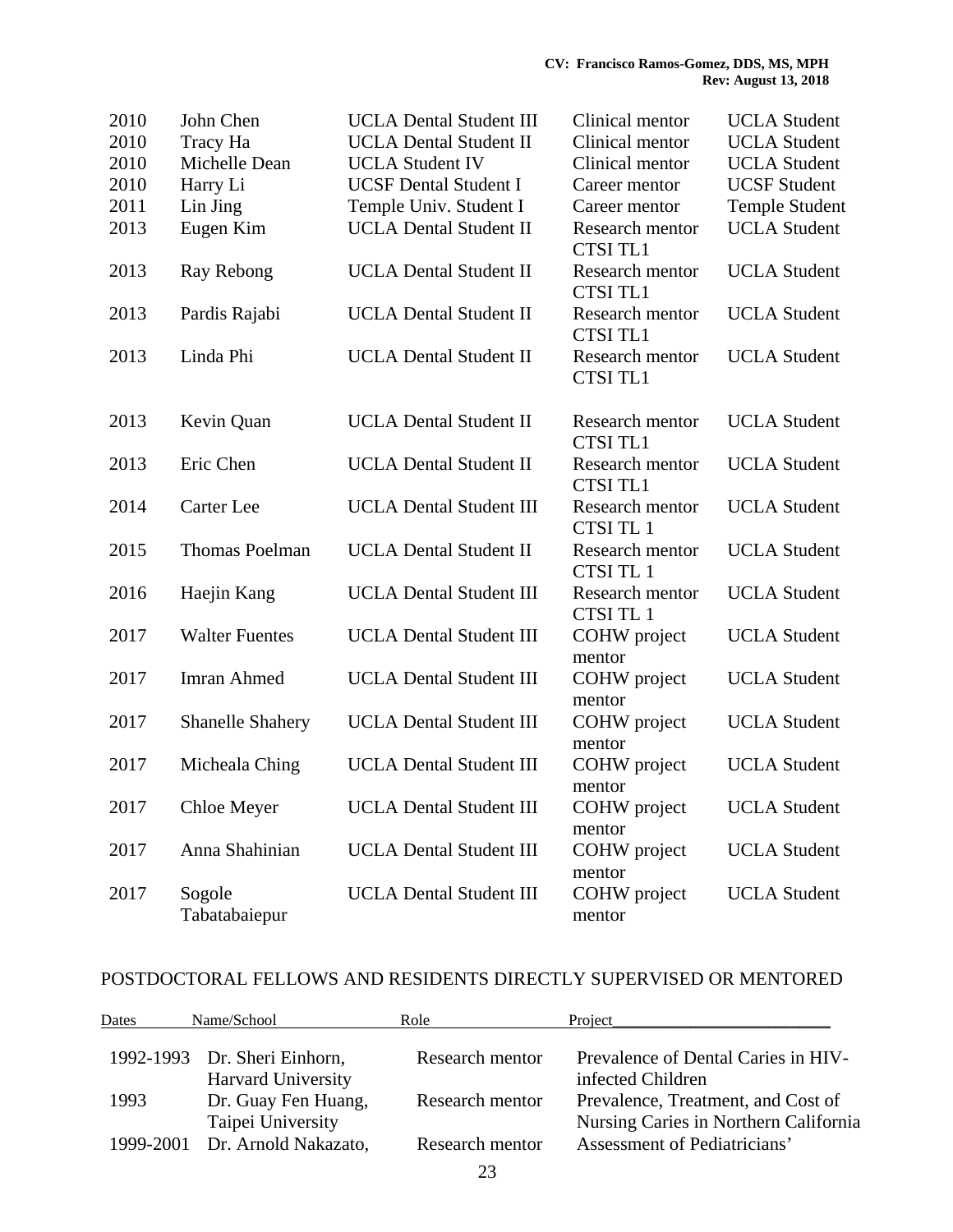| | | | | |
|---|---|---|---|---|
| 2010 | John Chen | UCLA Dental Student III | Clinical mentor | UCLA Student |
| 2010 | Tracy Ha | UCLA Dental Student II | Clinical mentor | UCLA Student |
| 2010 | Michelle Dean | UCLA Student IV | Clinical mentor | UCLA Student |
| 2010 | Harry Li | UCSF Dental Student I | Career mentor | UCSF Student |
| 2011 | Lin Jing | Temple Univ. Student I | Career mentor | Temple Student |
| 2013 | Eugen Kim | UCLA Dental Student II | Research mentor CTSI TL1 | UCLA Student |
| 2013 | Ray Rebong | UCLA Dental Student II | Research mentor CTSI TL1 | UCLA Student |
| 2013 | Pardis Rajabi | UCLA Dental Student II | Research mentor CTSI TL1 | UCLA Student |
| 2013 | Linda Phi | UCLA Dental Student II | Research mentor CTSI TL1 | UCLA Student |
| 2013 | Kevin Quan | UCLA Dental Student II | Research mentor CTSI TL1 | UCLA Student |
| 2013 | Eric Chen | UCLA Dental Student II | Research mentor CTSI TL1 | UCLA Student |
| 2014 | Carter Lee | UCLA Dental Student III | Research mentor CTSI TL 1 | UCLA Student |
| 2015 | Thomas Poelman | UCLA Dental Student II | Research mentor CTSI TL 1 | UCLA Student |
| 2016 | Haejin Kang | UCLA Dental Student III | Research mentor CTSI TL 1 | UCLA Student |
| 2017 | Walter Fuentes | UCLA Dental Student III | COHW project mentor | UCLA Student |
| 2017 | Imran Ahmed | UCLA Dental Student III | COHW project mentor | UCLA Student |
| 2017 | Shanelle Shahery | UCLA Dental Student III | COHW project mentor | UCLA Student |
| 2017 | Micheala Ching | UCLA Dental Student III | COHW project mentor | UCLA Student |
| 2017 | Chloe Meyer | UCLA Dental Student III | COHW project mentor | UCLA Student |
| 2017 | Anna Shahinian | UCLA Dental Student III | COHW project mentor | UCLA Student |
| 2017 | Sogole Tabatabaiepur | UCLA Dental Student III | COHW project mentor | UCLA Student |

## POSTDOCTORAL FELLOWS AND RESIDENTS DIRECTLY SUPERVISED OR MENTORED

| Dates | Name/School | Role | Project |
|---|---|---|---|
| 1992-1993 | Dr. Sheri Einhorn, Harvard University | Research mentor | Prevalence of Dental Caries in HIV-infected Children |
| 1993 | Dr. Guay Fen Huang, Taipei University | Research mentor | Prevalence, Treatment, and Cost of Nursing Caries in Northern California |
| 1999-2001 | Dr. Arnold Nakazato, | Research mentor | Assessment of Pediatricians' |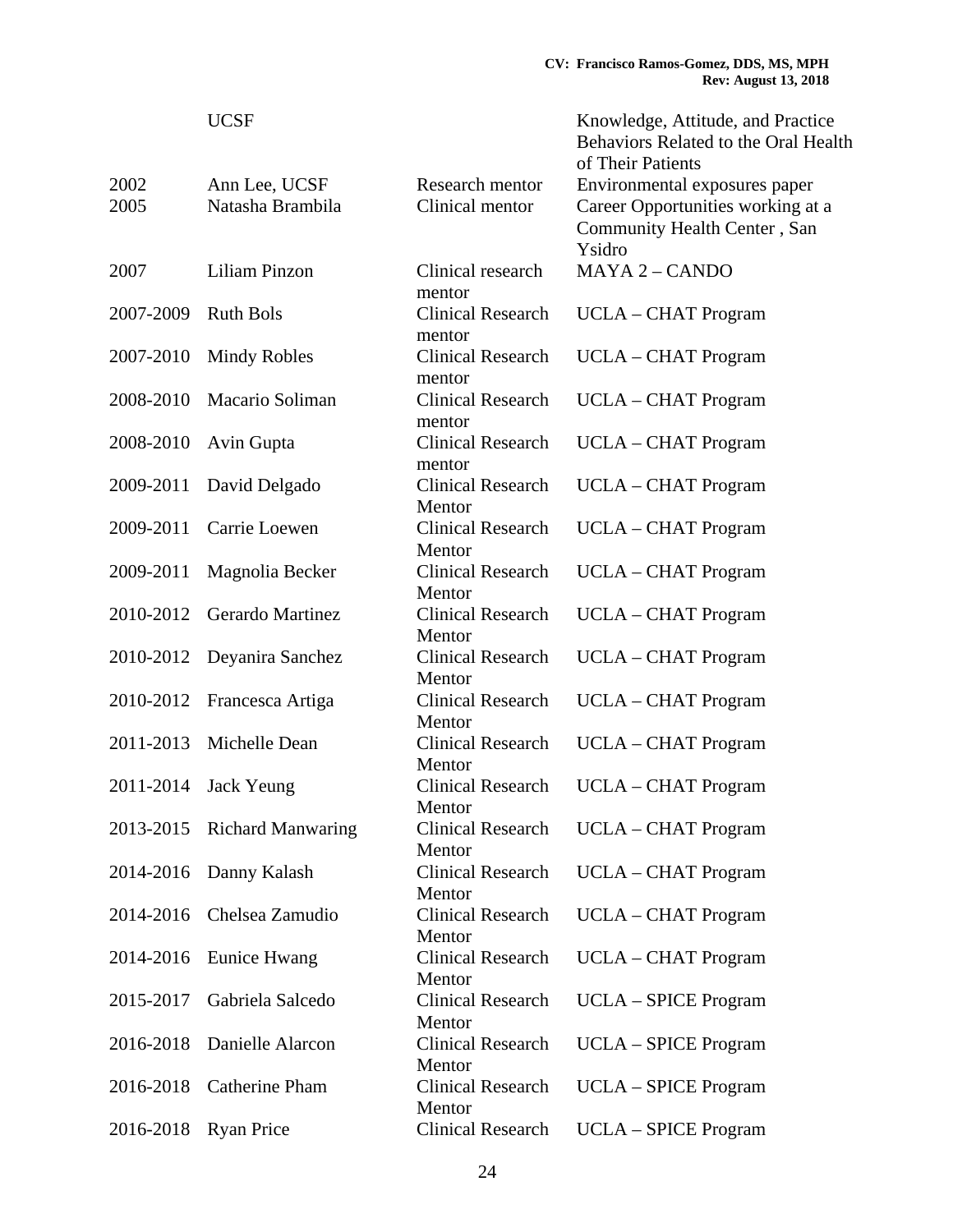| | | | |
|---|---|---|---|
| | UCSF | | Knowledge, Attitude, and Practice Behaviors Related to the Oral Health of Their Patients |
| 2002 | Ann Lee, UCSF | Research mentor | Environmental exposures paper |
| 2005 | Natasha Brambila | Clinical mentor | Career Opportunities working at a Community Health Center , San Ysidro |
| 2007 | Liliam Pinzon | Clinical research mentor | MAYA 2 – CANDO |
| 2007-2009 | Ruth Bols | Clinical Research mentor | UCLA – CHAT Program |
| 2007-2010 | Mindy Robles | Clinical Research mentor | UCLA – CHAT Program |
| 2008-2010 | Macario Soliman | Clinical Research mentor | UCLA – CHAT Program |
| 2008-2010 | Avin Gupta | Clinical Research mentor | UCLA – CHAT Program |
| 2009-2011 | David Delgado | Clinical Research Mentor | UCLA – CHAT Program |
| 2009-2011 | Carrie Loewen | Clinical Research Mentor | UCLA – CHAT Program |
| 2009-2011 | Magnolia Becker | Clinical Research Mentor | UCLA – CHAT Program |
| 2010-2012 | Gerardo Martinez | Clinical Research Mentor | UCLA – CHAT Program |
| 2010-2012 | Deyanira Sanchez | Clinical Research Mentor | UCLA – CHAT Program |
| 2010-2012 | Francesca Artiga | Clinical Research Mentor | UCLA – CHAT Program |
| 2011-2013 | Michelle Dean | Clinical Research Mentor | UCLA – CHAT Program |
| 2011-2014 | Jack Yeung | Clinical Research Mentor | UCLA – CHAT Program |
| 2013-2015 | Richard Manwaring | Clinical Research Mentor | UCLA – CHAT Program |
| 2014-2016 | Danny Kalash | Clinical Research Mentor | UCLA – CHAT Program |
| 2014-2016 | Chelsea Zamudio | Clinical Research Mentor | UCLA – CHAT Program |
| 2014-2016 | Eunice Hwang | Clinical Research Mentor | UCLA – CHAT Program |
| 2015-2017 | Gabriela Salcedo | Clinical Research Mentor | UCLA – SPICE Program |
| 2016-2018 | Danielle Alarcon | Clinical Research Mentor | UCLA – SPICE Program |
| 2016-2018 | Catherine Pham | Clinical Research Mentor | UCLA – SPICE Program |
| 2016-2018 | Ryan Price | Clinical Research | UCLA – SPICE Program |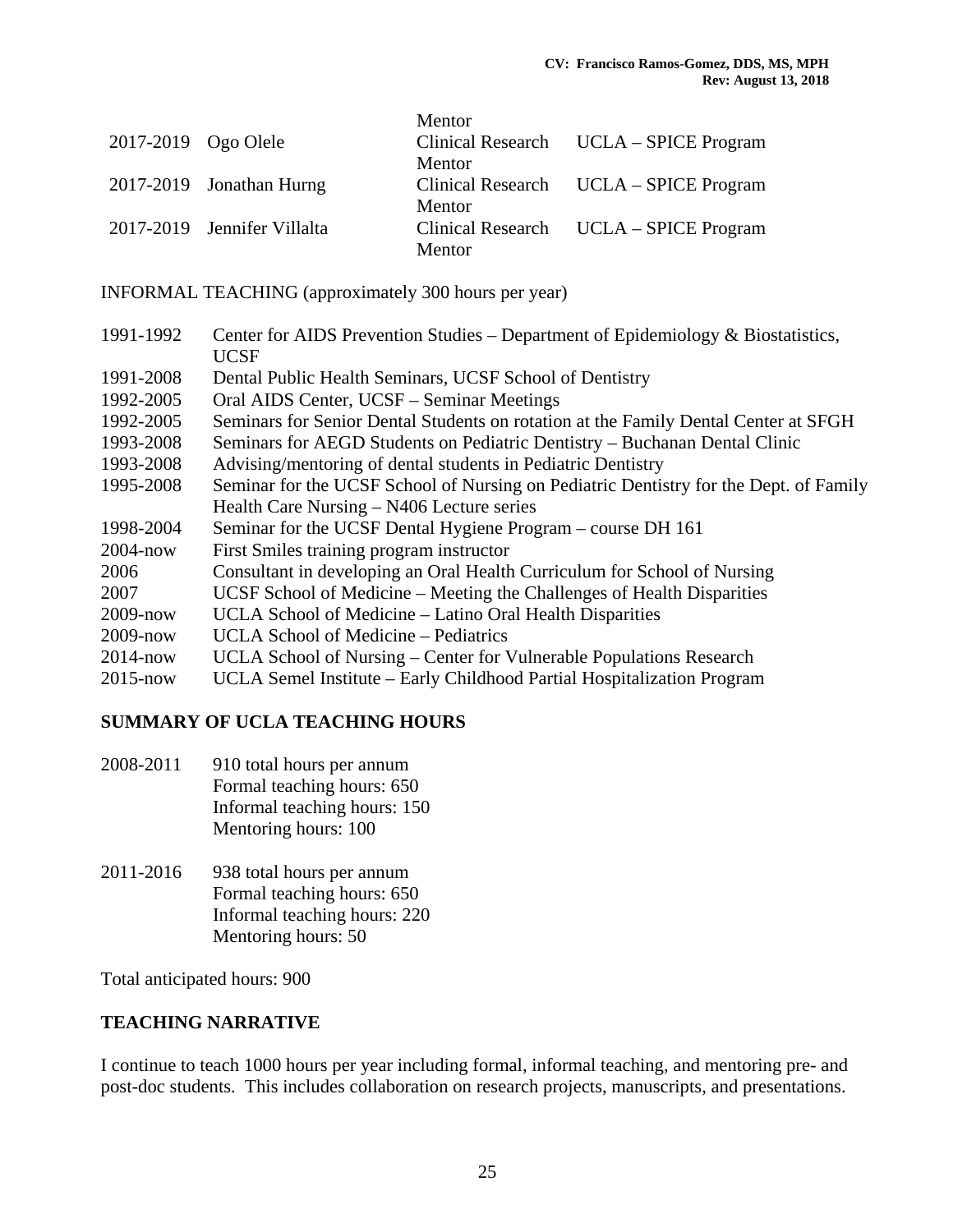| | | | |
|---|---|---|---|
| | | Mentor | |
| 2017-2019 | Ogo Olele | Clinical Research Mentor | UCLA – SPICE Program |
| 2017-2019 | Jonathan Hurng | Clinical Research Mentor | UCLA – SPICE Program |
| 2017-2019 | Jennifer Villalta | Clinical Research Mentor | UCLA – SPICE Program |

INFORMAL TEACHING (approximately 300 hours per year)

| | |
|---|---|
| 1991-1992 | Center for AIDS Prevention Studies – Department of Epidemiology & Biostatistics, UCSF |
| 1991-2008 | Dental Public Health Seminars, UCSF School of Dentistry |
| 1992-2005 | Oral AIDS Center, UCSF – Seminar Meetings |
| 1992-2005 | Seminars for Senior Dental Students on rotation at the Family Dental Center at SFGH |
| 1993-2008 | Seminars for AEGD Students on Pediatric Dentistry – Buchanan Dental Clinic |
| 1993-2008 | Advising/mentoring of dental students in Pediatric Dentistry |
| 1995-2008 | Seminar for the UCSF School of Nursing on Pediatric Dentistry for the Dept. of Family Health Care Nursing – N406 Lecture series |
| 1998-2004 | Seminar for the UCSF Dental Hygiene Program – course DH 161 |
| 2004-now | First Smiles training program instructor |
| 2006 | Consultant in developing an Oral Health Curriculum for School of Nursing |
| 2007 | UCSF School of Medicine – Meeting the Challenges of Health Disparities |
| 2009-now | UCLA School of Medicine – Latino Oral Health Disparities |
| 2009-now | UCLA School of Medicine – Pediatrics |
| 2014-now | UCLA School of Nursing – Center for Vulnerable Populations Research |
| 2015-now | UCLA Semel Institute – Early Childhood Partial Hospitalization Program |

## SUMMARY OF UCLA TEACHING HOURS

2008-2011 910 total hours per annum
Formal teaching hours: 650
Informal teaching hours: 150
Mentoring hours: 100

2011-2016 938 total hours per annum
Formal teaching hours: 650
Informal teaching hours: 220
Mentoring hours: 50

Total anticipated hours: 900

## TEACHING NARRATIVE

I continue to teach 1000 hours per year including formal, informal teaching, and mentoring pre- and post-doc students. This includes collaboration on research projects, manuscripts, and presentations.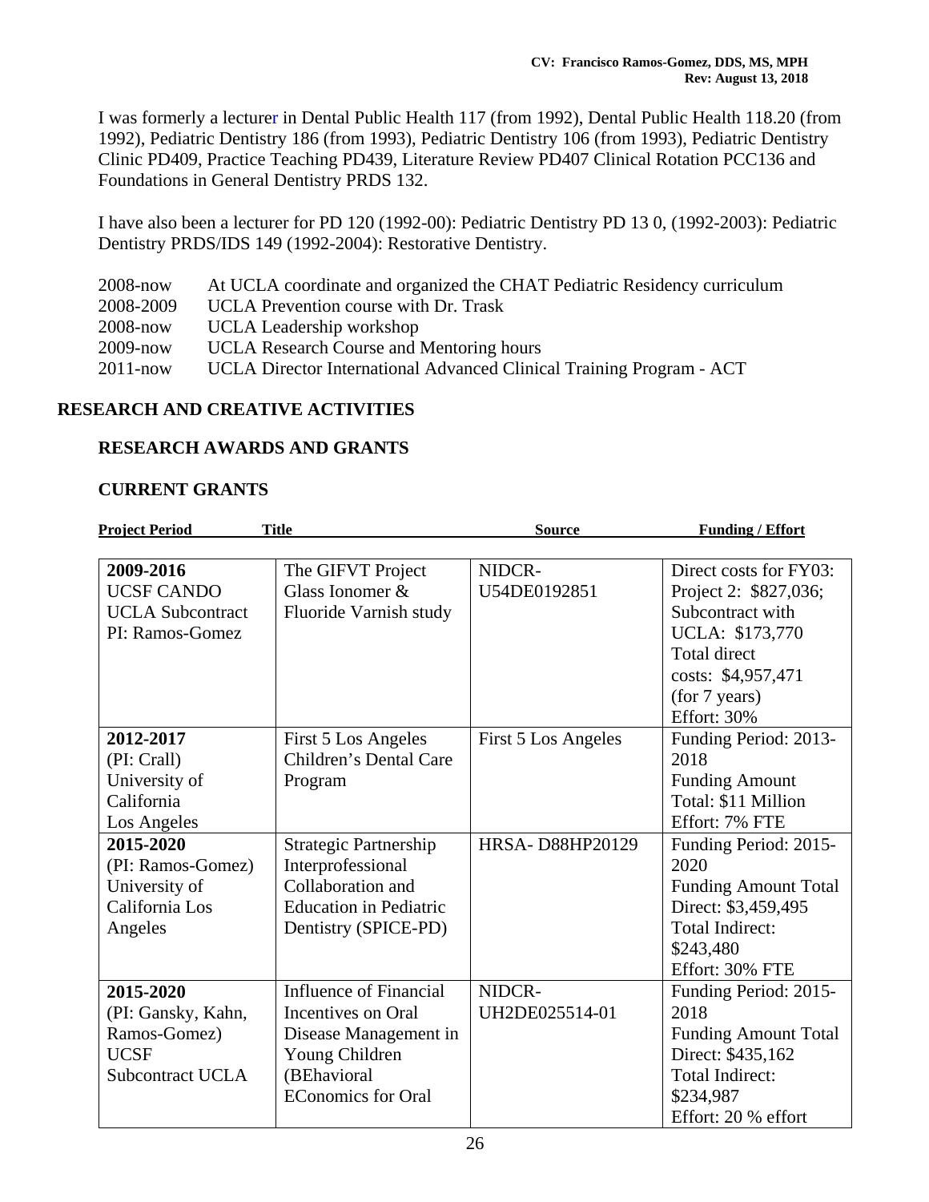I was formerly a lecturer in Dental Public Health 117 (from 1992), Dental Public Health 118.20 (from 1992), Pediatric Dentistry 186 (from 1993), Pediatric Dentistry 106 (from 1993), Pediatric Dentistry Clinic PD409, Practice Teaching PD439, Literature Review PD407 Clinical Rotation PCC136 and Foundations in General Dentistry PRDS 132.

I have also been a lecturer for PD 120 (1992-00): Pediatric Dentistry PD 13 0, (1992-2003): Pediatric Dentistry PRDS/IDS 149 (1992-2004): Restorative Dentistry.

| | |
|---|---|
| 2008-now | At UCLA coordinate and organized the CHAT Pediatric Residency curriculum |
| 2008-2009 | UCLA Prevention course with Dr. Trask |
| 2008-now | UCLA Leadership workshop |
| 2009-now | UCLA Research Course and Mentoring hours |
| 2011-now | UCLA Director International Advanced Clinical Training Program - ACT |

## RESEARCH AND CREATIVE ACTIVITIES

### RESEARCH AWARDS AND GRANTS

### CURRENT GRANTS

| Project Period | Title | Source | Funding / Effort |
|---|---|---|---|
| **2009-2016** UCSF CANDO UCLA Subcontract PI: Ramos-Gomez | The GIFVT Project Glass Ionomer & Fluoride Varnish study | NIDCR-U54DE0192851 | Direct costs for FY03: Project 2: $827,036; Subcontract with UCLA: $173,770 Total direct costs: $4,957,471 (for 7 years) Effort: 30% |
| **2012-2017** (PI: Crall) University of California Los Angeles | First 5 Los Angeles Children's Dental Care Program | First 5 Los Angeles | Funding Period: 2013-2018 Funding Amount Total: $11 Million Effort: 7% FTE |
| **2015-2020** (PI: Ramos-Gomez) University of California Los Angeles | Strategic Partnership Interprofessional Collaboration and Education in Pediatric Dentistry (SPICE-PD) | HRSA- D88HP20129 | Funding Period: 2015-2020 Funding Amount Total Direct: $3,459,495 Total Indirect: $243,480 Effort: 30% FTE |
| **2015-2020** (PI: Gansky, Kahn, Ramos-Gomez) UCSF Subcontract UCLA | Influence of Financial Incentives on Oral Disease Management in Young Children (BEhavioral EConomics for Oral | NIDCR-UH2DE025514-01 | Funding Period: 2015-2018 Funding Amount Total Direct: $435,162 Total Indirect: $234,987 Effort: 20 % effort |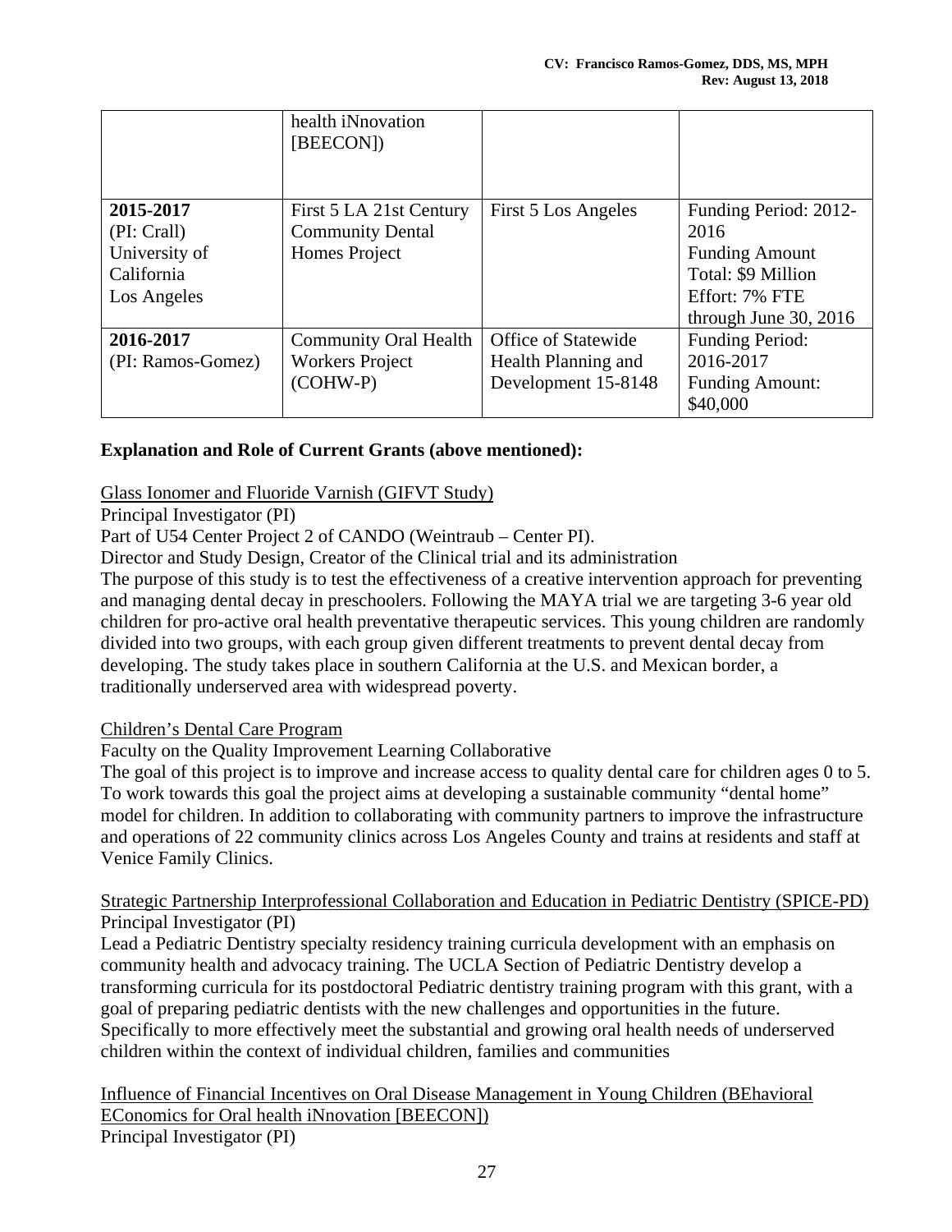| | health iNnovation [BEECON]) | | |
|---|---|---|---|
| **2015-2017** (PI: Crall) University of California Los Angeles | First 5 LA 21st Century Community Dental Homes Project | First 5 Los Angeles | Funding Period: 2012-2016 Funding Amount Total: $9 Million Effort: 7% FTE through June 30, 2016 |
| **2016-2017** (PI: Ramos-Gomez) | Community Oral Health Workers Project (COHW-P) | Office of Statewide Health Planning and Development 15-8148 | Funding Period: 2016-2017 Funding Amount: $40,000 |

**Explanation and Role of Current Grants (above mentioned):**

Glass Ionomer and Fluoride Varnish (GIFVT Study)
Principal Investigator (PI)
Part of U54 Center Project 2 of CANDO (Weintraub – Center PI).
Director and Study Design, Creator of the Clinical trial and its administration
The purpose of this study is to test the effectiveness of a creative intervention approach for preventing and managing dental decay in preschoolers. Following the MAYA trial we are targeting 3-6 year old children for pro-active oral health preventative therapeutic services. This young children are randomly divided into two groups, with each group given different treatments to prevent dental decay from developing. The study takes place in southern California at the U.S. and Mexican border, a traditionally underserved area with widespread poverty.

Children's Dental Care Program
Faculty on the Quality Improvement Learning Collaborative
The goal of this project is to improve and increase access to quality dental care for children ages 0 to 5. To work towards this goal the project aims at developing a sustainable community "dental home" model for children. In addition to collaborating with community partners to improve the infrastructure and operations of 22 community clinics across Los Angeles County and trains at residents and staff at Venice Family Clinics.

Strategic Partnership Interprofessional Collaboration and Education in Pediatric Dentistry (SPICE-PD)
Principal Investigator (PI)
Lead a Pediatric Dentistry specialty residency training curricula development with an emphasis on community health and advocacy training. The UCLA Section of Pediatric Dentistry develop a transforming curricula for its postdoctoral Pediatric dentistry training program with this grant, with a goal of preparing pediatric dentists with the new challenges and opportunities in the future. Specifically to more effectively meet the substantial and growing oral health needs of underserved children within the context of individual children, families and communities

Influence of Financial Incentives on Oral Disease Management in Young Children (BEhavioral EConomics for Oral health iNnovation [BEECON])
Principal Investigator (PI)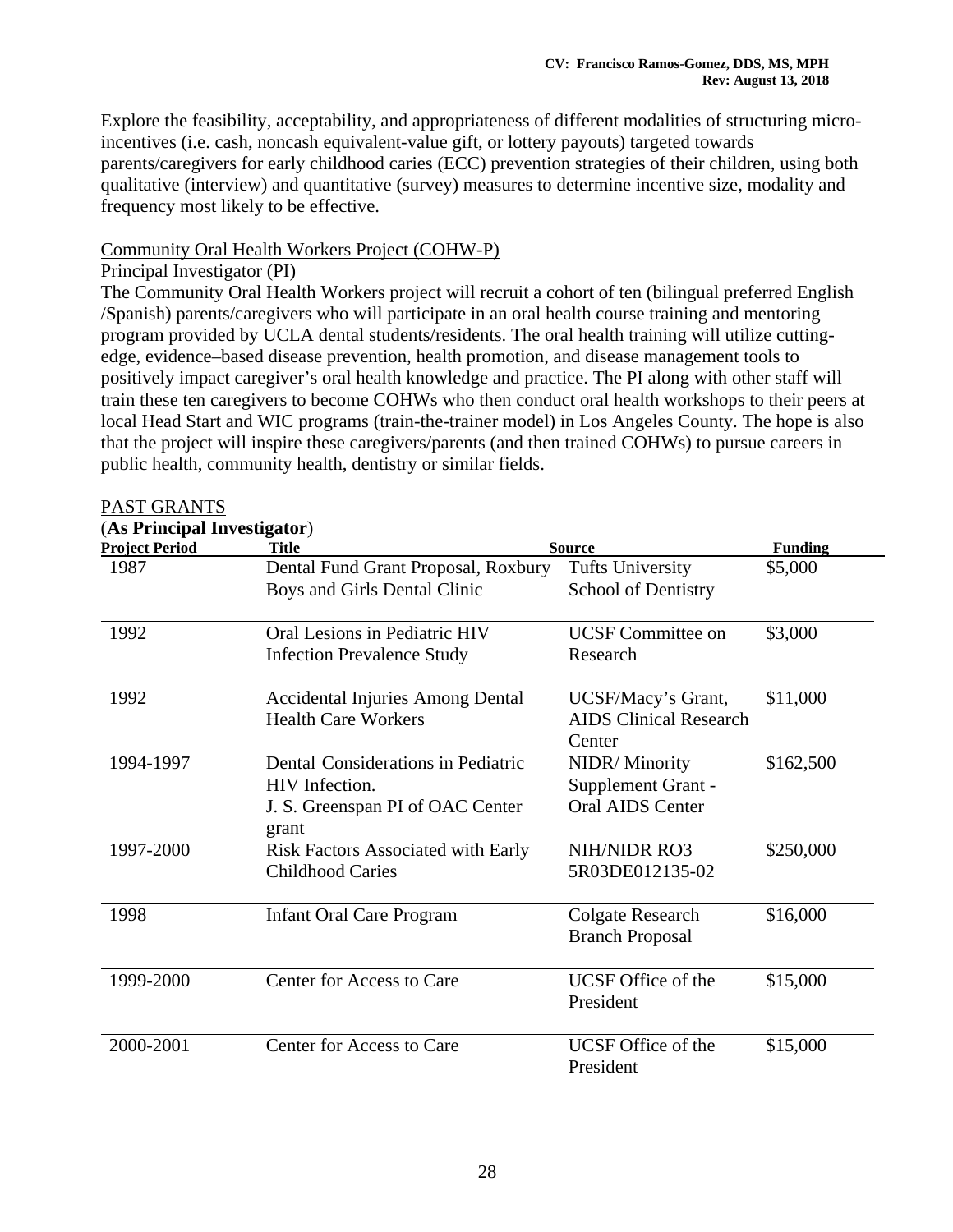Explore the feasibility, acceptability, and appropriateness of different modalities of structuring micro-incentives (i.e. cash, noncash equivalent-value gift, or lottery payouts) targeted towards parents/caregivers for early childhood caries (ECC) prevention strategies of their children, using both qualitative (interview) and quantitative (survey) measures to determine incentive size, modality and frequency most likely to be effective.

Community Oral Health Workers Project (COHW-P)

Principal Investigator (PI)

The Community Oral Health Workers project will recruit a cohort of ten (bilingual preferred English /Spanish) parents/caregivers who will participate in an oral health course training and mentoring program provided by UCLA dental students/residents. The oral health training will utilize cutting-edge, evidence–based disease prevention, health promotion, and disease management tools to positively impact caregiver's oral health knowledge and practice. The PI along with other staff will train these ten caregivers to become COHWs who then conduct oral health workshops to their peers at local Head Start and WIC programs (train-the-trainer model) in Los Angeles County. The hope is also that the project will inspire these caregivers/parents (and then trained COHWs) to pursue careers in public health, community health, dentistry or similar fields.

PAST GRANTS

(**As Principal Investigator**)

| Project Period | Title | Source | Funding |
|---|---|---|---|
| 1987 | Dental Fund Grant Proposal, Roxbury Boys and Girls Dental Clinic | Tufts University School of Dentistry | \$5,000 |
| 1992 | Oral Lesions in Pediatric HIV Infection Prevalence Study | UCSF Committee on Research | \$3,000 |
| 1992 | Accidental Injuries Among Dental Health Care Workers | UCSF/Macy's Grant, AIDS Clinical Research Center | \$11,000 |
| 1994-1997 | Dental Considerations in Pediatric HIV Infection. J. S. Greenspan PI of OAC Center grant | NIDR/ Minority Supplement Grant - Oral AIDS Center | \$162,500 |
| 1997-2000 | Risk Factors Associated with Early Childhood Caries | NIH/NIDR RO3 5R03DE012135-02 | \$250,000 |
| 1998 | Infant Oral Care Program | Colgate Research Branch Proposal | \$16,000 |
| 1999-2000 | Center for Access to Care | UCSF Office of the President | \$15,000 |
| 2000-2001 | Center for Access to Care | UCSF Office of the President | \$15,000 |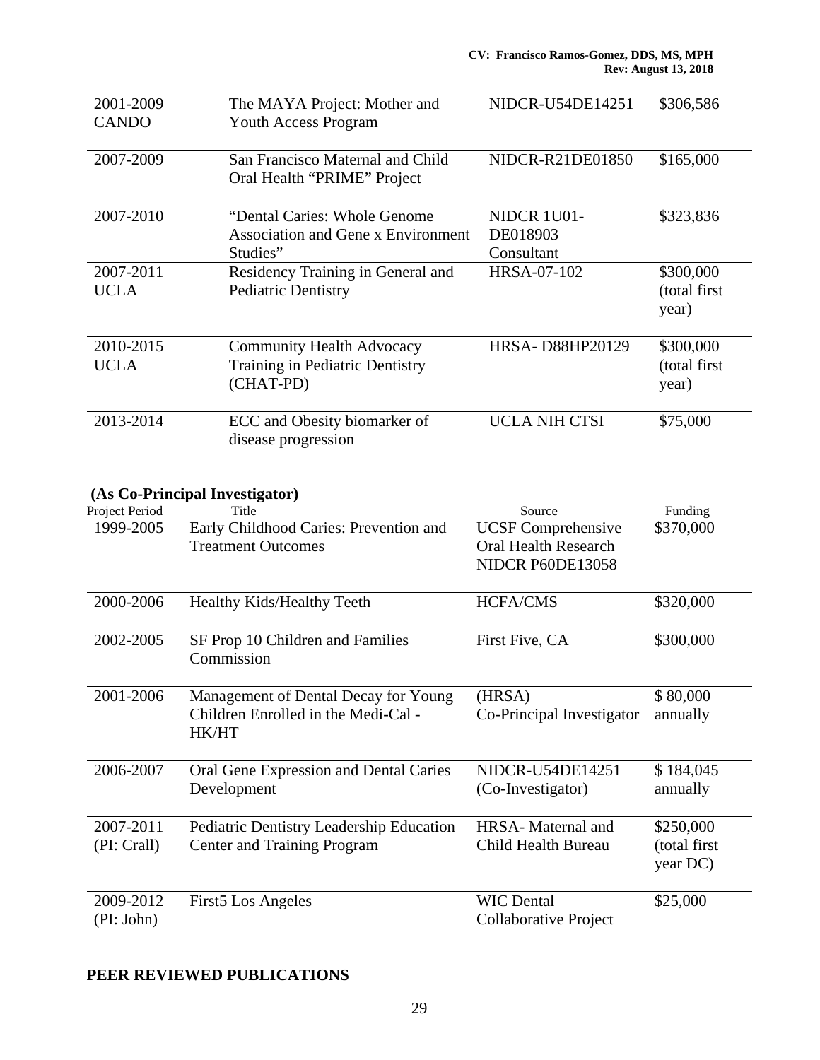| | | | |
|---|---|---|---|
| 2001-2009 CANDO | The MAYA Project: Mother and Youth Access Program | NIDCR-U54DE14251 | $306,586 |
| 2007-2009 | San Francisco Maternal and Child Oral Health "PRIME" Project | NIDCR-R21DE01850 | $165,000 |
| 2007-2010 | "Dental Caries: Whole Genome Association and Gene x Environment Studies" | NIDCR 1U01-DE018903 Consultant | $323,836 |
| 2007-2011 UCLA | Residency Training in General and Pediatric Dentistry | HRSA-07-102 | $300,000 (total first year) |
| 2010-2015 UCLA | Community Health Advocacy Training in Pediatric Dentistry (CHAT-PD) | HRSA- D88HP20129 | $300,000 (total first year) |
| 2013-2014 | ECC and Obesity biomarker of disease progression | UCLA NIH CTSI | $75,000 |

**(As Co-Principal Investigator)**

| Project Period | Title | Source | Funding |
|---|---|---|---|
| 1999-2005 | Early Childhood Caries: Prevention and Treatment Outcomes | UCSF Comprehensive Oral Health Research NIDCR P60DE13058 | $370,000 |
| 2000-2006 | Healthy Kids/Healthy Teeth | HCFA/CMS | $320,000 |
| 2002-2005 | SF Prop 10 Children and Families Commission | First Five, CA | $300,000 |
| 2001-2006 | Management of Dental Decay for Young Children Enrolled in the Medi-Cal - HK/HT | (HRSA) Co-Principal Investigator | $ 80,000 annually |
| 2006-2007 | Oral Gene Expression and Dental Caries Development | NIDCR-U54DE14251 (Co-Investigator) | $ 184,045 annually |
| 2007-2011 (PI: Crall) | Pediatric Dentistry Leadership Education Center and Training Program | HRSA- Maternal and Child Health Bureau | $250,000 (total first year DC) |
| 2009-2012 (PI: John) | First5 Los Angeles | WIC Dental Collaborative Project | $25,000 |

**PEER REVIEWED PUBLICATIONS**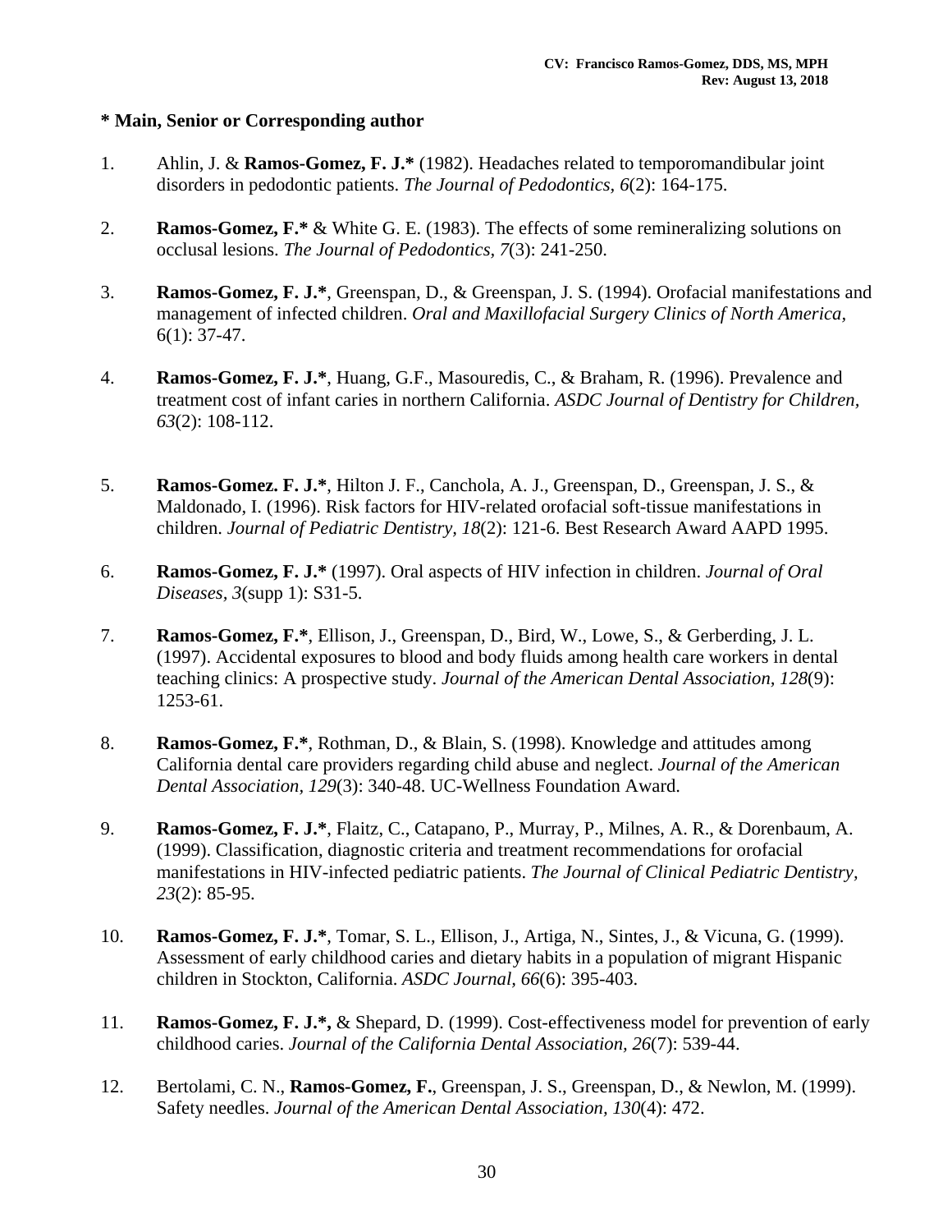**\* Main, Senior or Corresponding author**

1. Ahlin, J. & **Ramos-Gomez, F. J.\*** (1982). Headaches related to temporomandibular joint disorders in pedodontic patients. *The Journal of Pedodontics, 6*(2): 164-175.

2. **Ramos-Gomez, F.\*** & White G. E. (1983). The effects of some remineralizing solutions on occlusal lesions. *The Journal of Pedodontics, 7*(3): 241-250.

3. **Ramos-Gomez, F. J.\***, Greenspan, D., & Greenspan, J. S. (1994). Orofacial manifestations and management of infected children. *Oral and Maxillofacial Surgery Clinics of North America*, 6(1): 37-47.

4. **Ramos-Gomez, F. J.\***, Huang, G.F., Masouredis, C., & Braham, R. (1996). Prevalence and treatment cost of infant caries in northern California. *ASDC Journal of Dentistry for Children, 63*(2): 108-112.

5. **Ramos-Gomez. F. J.\***, Hilton J. F., Canchola, A. J., Greenspan, D., Greenspan, J. S., & Maldonado, I. (1996). Risk factors for HIV-related orofacial soft-tissue manifestations in children. *Journal of Pediatric Dentistry, 18*(2): 121-6. Best Research Award AAPD 1995.

6. **Ramos-Gomez, F. J.\*** (1997). Oral aspects of HIV infection in children. *Journal of Oral Diseases, 3*(supp 1): S31-5.

7. **Ramos-Gomez, F.\***, Ellison, J., Greenspan, D., Bird, W., Lowe, S., & Gerberding, J. L. (1997). Accidental exposures to blood and body fluids among health care workers in dental teaching clinics: A prospective study. *Journal of the American Dental Association, 128*(9): 1253-61.

8. **Ramos-Gomez, F.\***, Rothman, D., & Blain, S. (1998). Knowledge and attitudes among California dental care providers regarding child abuse and neglect. *Journal of the American Dental Association, 129*(3): 340-48. UC-Wellness Foundation Award.

9. **Ramos-Gomez, F. J.\***, Flaitz, C., Catapano, P., Murray, P., Milnes, A. R., & Dorenbaum, A. (1999). Classification, diagnostic criteria and treatment recommendations for orofacial manifestations in HIV-infected pediatric patients. *The Journal of Clinical Pediatric Dentistry, 23*(2): 85-95.

10. **Ramos-Gomez, F. J.\***, Tomar, S. L., Ellison, J., Artiga, N., Sintes, J., & Vicuna, G. (1999). Assessment of early childhood caries and dietary habits in a population of migrant Hispanic children in Stockton, California. *ASDC Journal, 66*(6): 395-403.

11. **Ramos-Gomez, F. J.\*,** & Shepard, D. (1999). Cost-effectiveness model for prevention of early childhood caries. *Journal of the California Dental Association, 26*(7): 539-44.

12. Bertolami, C. N., **Ramos-Gomez, F.**, Greenspan, J. S., Greenspan, D., & Newlon, M. (1999). Safety needles. *Journal of the American Dental Association, 130*(4): 472.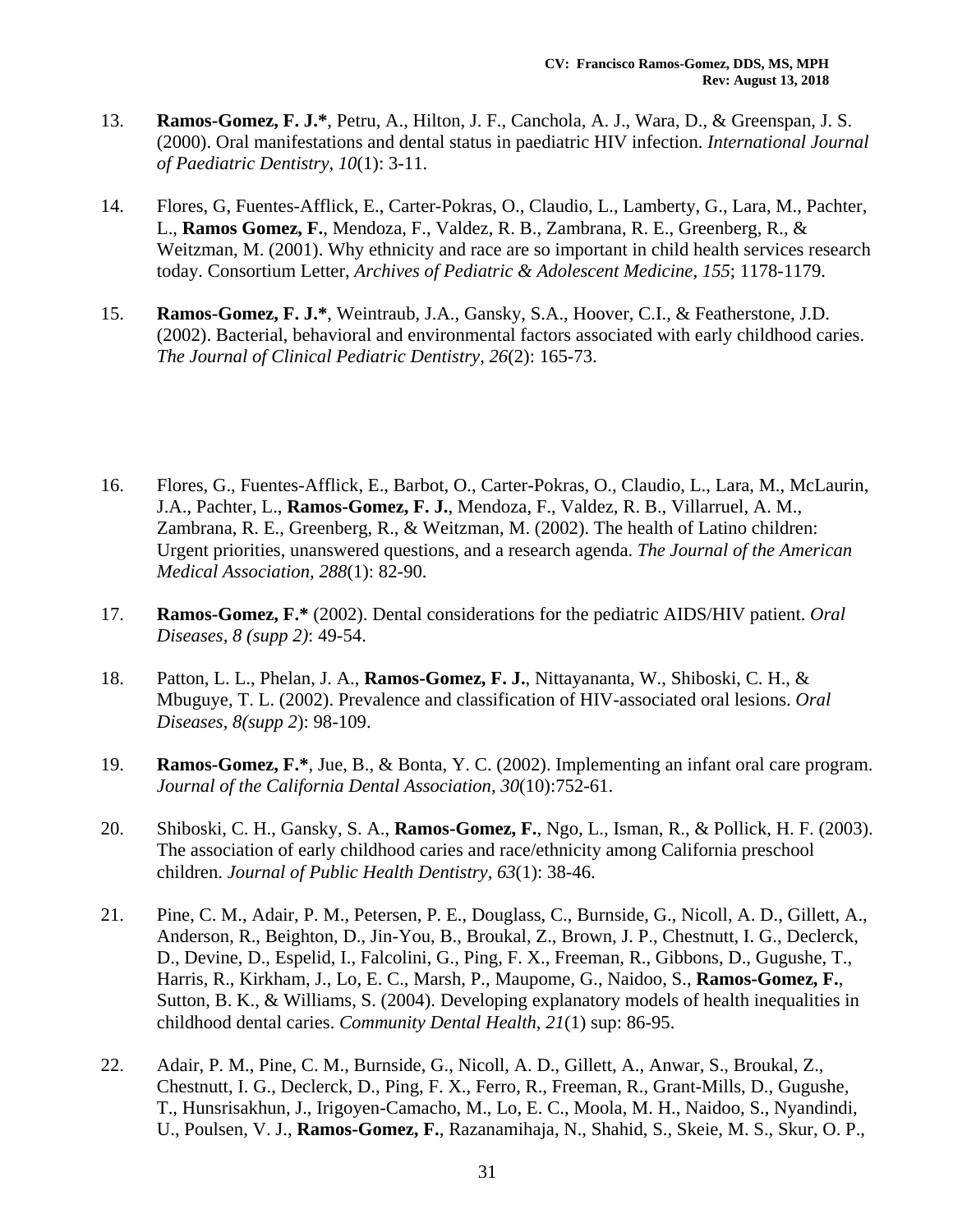13. **Ramos-Gomez, F. J.***, Petru, A., Hilton, J. F., Canchola, A. J., Wara, D., & Greenspan, J. S. (2000). Oral manifestations and dental status in paediatric HIV infection. *International Journal of Paediatric Dentistry, 10*(1): 3-11.

14. Flores, G, Fuentes-Afflick, E., Carter-Pokras, O., Claudio, L., Lamberty, G., Lara, M., Pachter, L., **Ramos Gomez, F.**, Mendoza, F., Valdez, R. B., Zambrana, R. E., Greenberg, R., & Weitzman, M. (2001). Why ethnicity and race are so important in child health services research today. Consortium Letter, *Archives of Pediatric & Adolescent Medicine, 155*; 1178-1179.

15. **Ramos-Gomez, F. J.***, Weintraub, J.A., Gansky, S.A., Hoover, C.I., & Featherstone, J.D. (2002). Bacterial, behavioral and environmental factors associated with early childhood caries. *The Journal of Clinical Pediatric Dentistry*, *26*(2): 165-73.

16. Flores, G., Fuentes-Afflick, E., Barbot, O., Carter-Pokras, O., Claudio, L., Lara, M., McLaurin, J.A., Pachter, L., **Ramos-Gomez, F. J.**, Mendoza, F., Valdez, R. B., Villarruel, A. M., Zambrana, R. E., Greenberg, R., & Weitzman, M. (2002). The health of Latino children: Urgent priorities, unanswered questions, and a research agenda. *The Journal of the American Medical Association, 288*(1): 82-90.

17. **Ramos-Gomez, F.*** (2002). Dental considerations for the pediatric AIDS/HIV patient. *Oral Diseases, 8 (supp 2)*: 49-54.

18. Patton, L. L., Phelan, J. A., **Ramos-Gomez, F. J.**, Nittayananta, W., Shiboski, C. H., & Mbuguye, T. L. (2002). Prevalence and classification of HIV-associated oral lesions. *Oral Diseases, 8(supp 2*): 98-109.

19. **Ramos-Gomez, F.***, Jue, B., & Bonta, Y. C. (2002). Implementing an infant oral care program. *Journal of the California Dental Association*, *30*(10):752-61.

20. Shiboski, C. H., Gansky, S. A., **Ramos-Gomez, F.**, Ngo, L., Isman, R., & Pollick, H. F. (2003). The association of early childhood caries and race/ethnicity among California preschool children. *Journal of Public Health Dentistry*, *63*(1): 38-46.

21. Pine, C. M., Adair, P. M., Petersen, P. E., Douglass, C., Burnside, G., Nicoll, A. D., Gillett, A., Anderson, R., Beighton, D., Jin-You, B., Broukal, Z., Brown, J. P., Chestnutt, I. G., Declerck, D., Devine, D., Espelid, I., Falcolini, G., Ping, F. X., Freeman, R., Gibbons, D., Gugushe, T., Harris, R., Kirkham, J., Lo, E. C., Marsh, P., Maupome, G., Naidoo, S., **Ramos-Gomez, F.**, Sutton, B. K., & Williams, S. (2004). Developing explanatory models of health inequalities in childhood dental caries. *Community Dental Health, 21*(1) sup: 86-95.

22. Adair, P. M., Pine, C. M., Burnside, G., Nicoll, A. D., Gillett, A., Anwar, S., Broukal, Z., Chestnutt, I. G., Declerck, D., Ping, F. X., Ferro, R., Freeman, R., Grant-Mills, D., Gugushe, T., Hunsrisakhun, J., Irigoyen-Camacho, M., Lo, E. C., Moola, M. H., Naidoo, S., Nyandindi, U., Poulsen, V. J., **Ramos-Gomez, F.**, Razanamihaja, N., Shahid, S., Skeie, M. S., Skur, O. P.,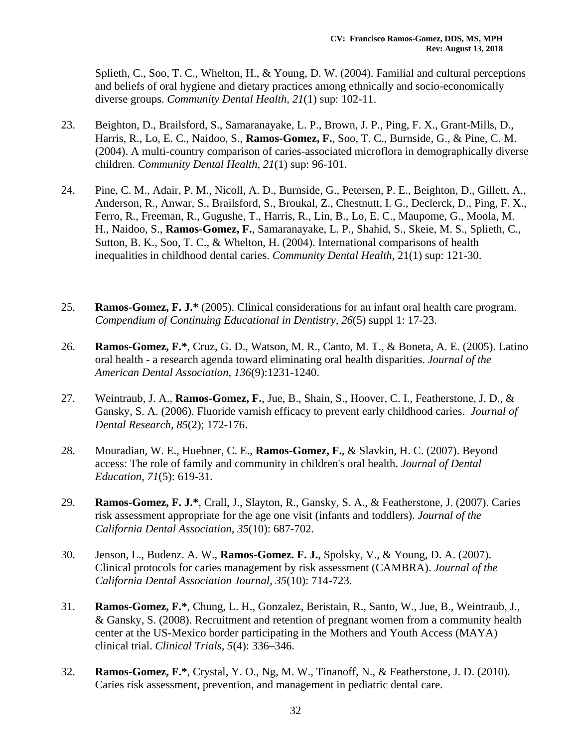Splieth, C., Soo, T. C., Whelton, H., & Young, D. W. (2004). Familial and cultural perceptions and beliefs of oral hygiene and dietary practices among ethnically and socio-economically diverse groups. *Community Dental Health, 21*(1) sup: 102-11.

23. Beighton, D., Brailsford, S., Samaranayake, L. P., Brown, J. P., Ping, F. X., Grant-Mills, D., Harris, R., Lo, E. C., Naidoo, S., **Ramos-Gomez, F.**, Soo, T. C., Burnside, G., & Pine, C. M. (2004). A multi-country comparison of caries-associated microflora in demographically diverse children. *Community Dental Health, 21*(1) sup: 96-101.

24. Pine, C. M., Adair, P. M., Nicoll, A. D., Burnside, G., Petersen, P. E., Beighton, D., Gillett, A., Anderson, R., Anwar, S., Brailsford, S., Broukal, Z., Chestnutt, I. G., Declerck, D., Ping, F. X., Ferro, R., Freeman, R., Gugushe, T., Harris, R., Lin, B., Lo, E. C., Maupome, G., Moola, M. H., Naidoo, S., **Ramos-Gomez, F.**, Samaranayake, L. P., Shahid, S., Skeie, M. S., Splieth, C., Sutton, B. K., Soo, T. C., & Whelton, H. (2004). International comparisons of health inequalities in childhood dental caries. *Community Dental Health,* 21(1) sup: 121-30.

25. **Ramos-Gomez, F. J.\*** (2005). Clinical considerations for an infant oral health care program. *Compendium of Continuing Educational in Dentistry, 26*(5) suppl 1: 17-23.

26. **Ramos-Gomez, F.\***, Cruz, G. D., Watson, M. R., Canto, M. T., & Boneta, A. E. (2005). Latino oral health - a research agenda toward eliminating oral health disparities. *Journal of the American Dental Association, 136*(9):1231-1240.

27. Weintraub, J. A., **Ramos-Gomez, F.**, Jue, B., Shain, S., Hoover, C. I., Featherstone, J. D., & Gansky, S. A. (2006). Fluoride varnish efficacy to prevent early childhood caries. *Journal of Dental Research, 85*(2); 172-176.

28. Mouradian, W. E., Huebner, C. E., **Ramos-Gomez, F.**, & Slavkin, H. C. (2007). Beyond access: The role of family and community in children's oral health. *Journal of Dental Education, 71*(5): 619-31.

29. **Ramos-Gomez, F. J.\***, Crall, J., Slayton, R., Gansky, S. A., & Featherstone, J. (2007). Caries risk assessment appropriate for the age one visit (infants and toddlers). *Journal of the California Dental Association, 35*(10): 687-702.

30. Jenson, L., Budenz. A. W., **Ramos-Gomez. F. J.**, Spolsky, V., & Young, D. A. (2007). Clinical protocols for caries management by risk assessment (CAMBRA). *Journal of the California Dental Association Journal, 35*(10): 714-723.

31. **Ramos-Gomez, F.\***, Chung, L. H., Gonzalez, Beristain, R., Santo, W., Jue, B., Weintraub, J., & Gansky, S. (2008). Recruitment and retention of pregnant women from a community health center at the US-Mexico border participating in the Mothers and Youth Access (MAYA) clinical trial. *Clinical Trials, 5*(4): 336–346.

32. **Ramos-Gomez, F.\***, Crystal, Y. O., Ng, M. W., Tinanoff, N., & Featherstone, J. D. (2010). Caries risk assessment, prevention, and management in pediatric dental care.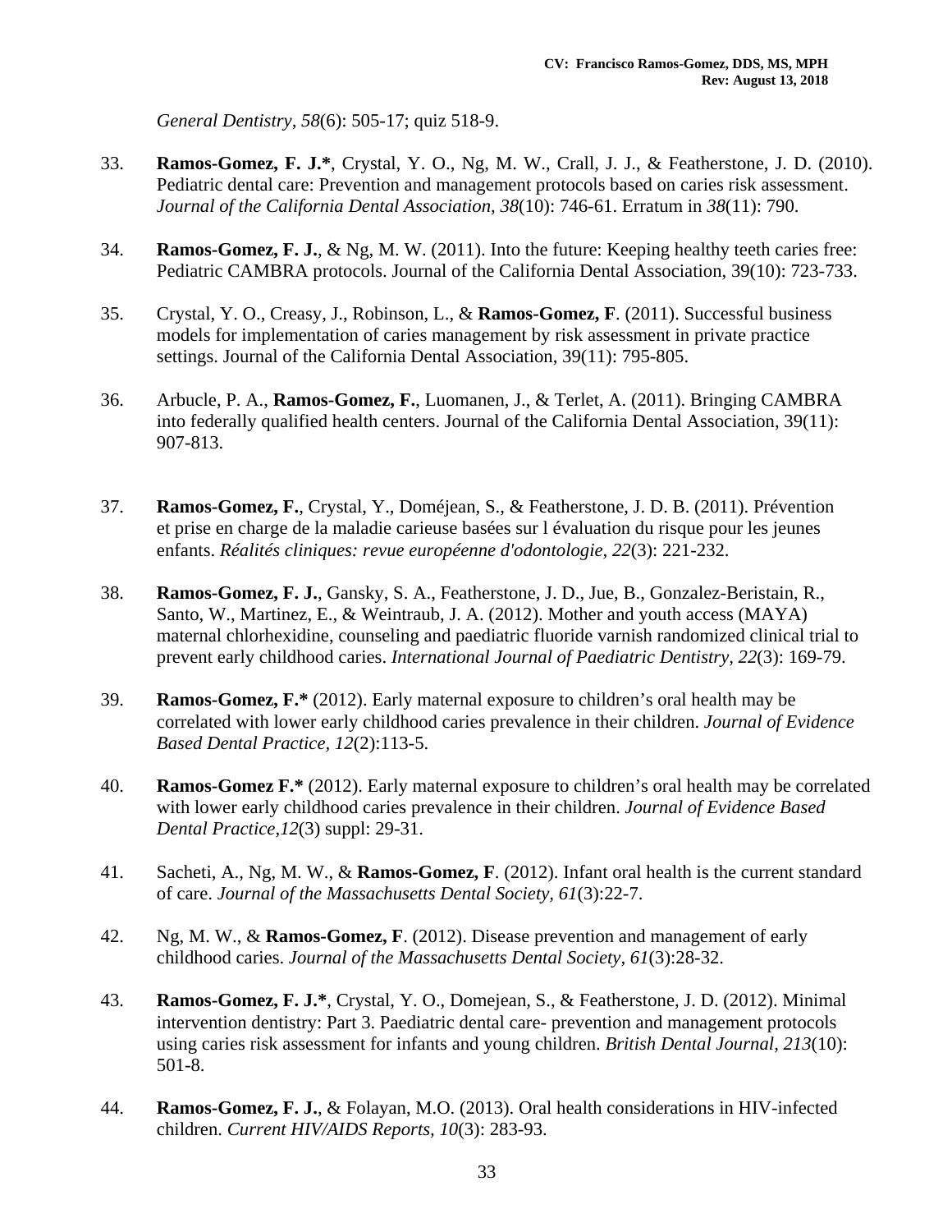*General Dentistry, 58*(6): 505-17; quiz 518-9.

33. **Ramos-Gomez, F. J.***, Crystal, Y. O., Ng, M. W., Crall, J. J., & Featherstone, J. D. (2010). Pediatric dental care: Prevention and management protocols based on caries risk assessment. *Journal of the California Dental Association, 38*(10): 746-61. Erratum in *38*(11): 790.

34. **Ramos-Gomez, F. J.**, & Ng, M. W. (2011). Into the future: Keeping healthy teeth caries free: Pediatric CAMBRA protocols. Journal of the California Dental Association, 39(10): 723-733.

35. Crystal, Y. O., Creasy, J., Robinson, L., & **Ramos-Gomez, F**. (2011). Successful business models for implementation of caries management by risk assessment in private practice settings. Journal of the California Dental Association, 39(11): 795-805.

36. Arbucle, P. A., **Ramos-Gomez, F.**, Luomanen, J., & Terlet, A. (2011). Bringing CAMBRA into federally qualified health centers. Journal of the California Dental Association, 39(11): 907-813.

37. **Ramos-Gomez, F.**, Crystal, Y., Doméjean, S., & Featherstone, J. D. B. (2011). Prévention et prise en charge de la maladie carieuse basées sur l évaluation du risque pour les jeunes enfants. *Réalités cliniques: revue européenne d'odontologie, 22*(3): 221-232.

38. **Ramos-Gomez, F. J.**, Gansky, S. A., Featherstone, J. D., Jue, B., Gonzalez-Beristain, R., Santo, W., Martinez, E., & Weintraub, J. A. (2012). Mother and youth access (MAYA) maternal chlorhexidine, counseling and paediatric fluoride varnish randomized clinical trial to prevent early childhood caries. *International Journal of Paediatric Dentistry, 22*(3): 169-79.

39. **Ramos-Gomez, F.*** (2012). Early maternal exposure to children's oral health may be correlated with lower early childhood caries prevalence in their children. *Journal of Evidence Based Dental Practice, 12*(2):113-5.

40. **Ramos-Gomez F.*** (2012). Early maternal exposure to children's oral health may be correlated with lower early childhood caries prevalence in their children. *Journal of Evidence Based Dental Practice,12*(3) suppl: 29-31.

41. Sacheti, A., Ng, M. W., & **Ramos-Gomez, F**. (2012). Infant oral health is the current standard of care. *Journal of the Massachusetts Dental Society, 61*(3):22-7.

42. Ng, M. W., & **Ramos-Gomez, F**. (2012). Disease prevention and management of early childhood caries. *Journal of the Massachusetts Dental Society, 61*(3):28-32.

43. **Ramos-Gomez, F. J.***, Crystal, Y. O., Domejean, S., & Featherstone, J. D. (2012). Minimal intervention dentistry: Part 3. Paediatric dental care- prevention and management protocols using caries risk assessment for infants and young children. *British Dental Journal, 213*(10): 501-8.

44. **Ramos-Gomez, F. J.**, & Folayan, M.O. (2013). Oral health considerations in HIV-infected children. *Current HIV/AIDS Reports, 10*(3): 283-93.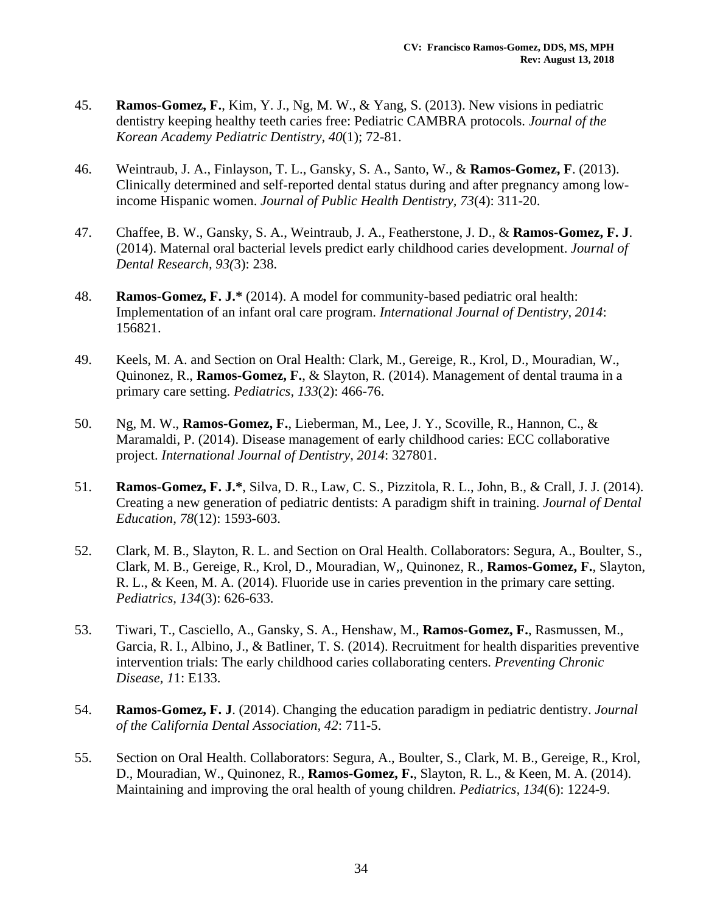45. **Ramos-Gomez, F.**, Kim, Y. J., Ng, M. W., & Yang, S. (2013). New visions in pediatric dentistry keeping healthy teeth caries free: Pediatric CAMBRA protocols. *Journal of the Korean Academy Pediatric Dentistry*, *40*(1); 72-81.

46. Weintraub, J. A., Finlayson, T. L., Gansky, S. A., Santo, W., & **Ramos-Gomez, F**. (2013). Clinically determined and self-reported dental status during and after pregnancy among low-income Hispanic women. *Journal of Public Health Dentistry, 73*(4): 311-20.

47. Chaffee, B. W., Gansky, S. A., Weintraub, J. A., Featherstone, J. D., & **Ramos-Gomez, F. J**. (2014). Maternal oral bacterial levels predict early childhood caries development. *Journal of Dental Research, 93(*3): 238.

48. **Ramos-Gomez, F. J.*** (2014). A model for community-based pediatric oral health: Implementation of an infant oral care program. *International Journal of Dentistry, 2014*: 156821.

49. Keels, M. A. and Section on Oral Health: Clark, M., Gereige, R., Krol, D., Mouradian, W., Quinonez, R., **Ramos-Gomez, F.**, & Slayton, R. (2014). Management of dental trauma in a primary care setting. *Pediatrics, 133*(2): 466-76.

50. Ng, M. W., **Ramos-Gomez, F.**, Lieberman, M., Lee, J. Y., Scoville, R., Hannon, C., & Maramaldi, P. (2014). Disease management of early childhood caries: ECC collaborative project. *International Journal of Dentistry, 2014*: 327801.

51. **Ramos-Gomez, F. J.***, Silva, D. R., Law, C. S., Pizzitola, R. L., John, B., & Crall, J. J. (2014). Creating a new generation of pediatric dentists: A paradigm shift in training. *Journal of Dental Education, 78*(12): 1593-603.

52. Clark, M. B., Slayton, R. L. and Section on Oral Health. Collaborators: Segura, A., Boulter, S., Clark, M. B., Gereige, R., Krol, D., Mouradian, W,, Quinonez, R., **Ramos-Gomez, F.**, Slayton, R. L., & Keen, M. A. (2014). Fluoride use in caries prevention in the primary care setting. *Pediatrics, 134*(3): 626-633.

53. Tiwari, T., Casciello, A., Gansky, S. A., Henshaw, M., **Ramos-Gomez, F.**, Rasmussen, M., Garcia, R. I., Albino, J., & Batliner, T. S. (2014). Recruitment for health disparities preventive intervention trials: The early childhood caries collaborating centers. *Preventing Chronic Disease, 1*1: E133.

54. **Ramos-Gomez, F. J**. (2014). Changing the education paradigm in pediatric dentistry. *Journal of the California Dental Association, 42*: 711-5.

55. Section on Oral Health. Collaborators: Segura, A., Boulter, S., Clark, M. B., Gereige, R., Krol, D., Mouradian, W., Quinonez, R., **Ramos-Gomez, F.**, Slayton, R. L., & Keen, M. A. (2014). Maintaining and improving the oral health of young children. *Pediatrics*, *134*(6): 1224-9.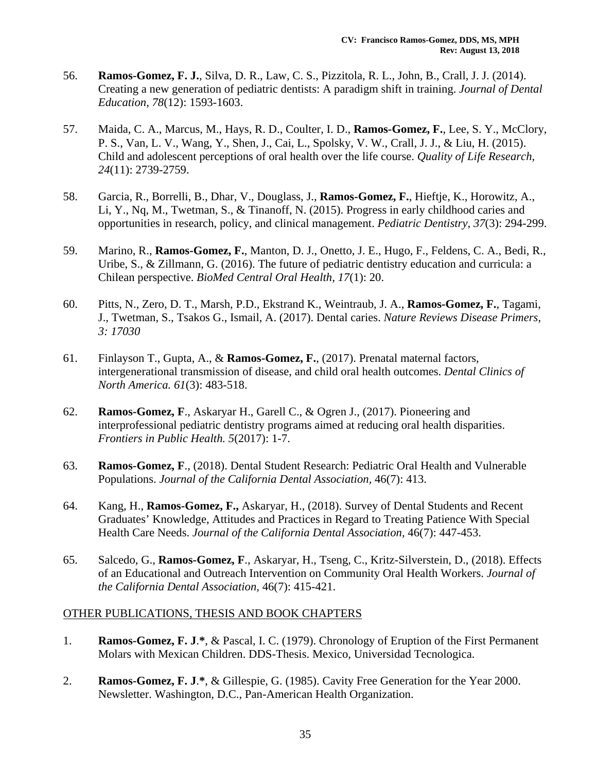56. **Ramos-Gomez, F. J.**, Silva, D. R., Law, C. S., Pizzitola, R. L., John, B., Crall, J. J. (2014). Creating a new generation of pediatric dentists: A paradigm shift in training. *Journal of Dental Education, 78*(12): 1593-1603.

57. Maida, C. A., Marcus, M., Hays, R. D., Coulter, I. D., **Ramos-Gomez, F.**, Lee, S. Y., McClory, P. S., Van, L. V., Wang, Y., Shen, J., Cai, L., Spolsky, V. W., Crall, J. J., & Liu, H. (2015). Child and adolescent perceptions of oral health over the life course. *Quality of Life Research, 24*(11): 2739-2759.

58. Garcia, R., Borrelli, B., Dhar, V., Douglass, J., **Ramos-Gomez, F.**, Hieftje, K., Horowitz, A., Li, Y., Nq, M., Twetman, S., & Tinanoff, N. (2015). Progress in early childhood caries and opportunities in research, policy, and clinical management. *Pediatric Dentistry, 37*(3): 294-299.

59. Marino, R., **Ramos-Gomez, F.**, Manton, D. J., Onetto, J. E., Hugo, F., Feldens, C. A., Bedi, R., Uribe, S., & Zillmann, G. (2016). The future of pediatric dentistry education and curricula: a Chilean perspective. *BioMed Central Oral Health, 17*(1): 20.

60. Pitts, N., Zero, D. T., Marsh, P.D., Ekstrand K., Weintraub, J. A., **Ramos-Gomez, F.**, Tagami, J., Twetman, S., Tsakos G., Ismail, A. (2017). Dental caries. *Nature Reviews Disease Primers, 3: 17030*

61. Finlayson T., Gupta, A., & **Ramos-Gomez, F.**, (2017). Prenatal maternal factors, intergenerational transmission of disease, and child oral health outcomes. *Dental Clinics of North America. 61*(3): 483-518.

62. **Ramos-Gomez, F**., Askaryar H., Garell C., & Ogren J., (2017). Pioneering and interprofessional pediatric dentistry programs aimed at reducing oral health disparities. *Frontiers in Public Health. 5*(2017): 1-7.

63. **Ramos-Gomez, F**., (2018). Dental Student Research: Pediatric Oral Health and Vulnerable Populations. *Journal of the California Dental Association,* 46(7): 413.

64. Kang, H., **Ramos-Gomez, F.,** Askaryar, H., (2018). Survey of Dental Students and Recent Graduates' Knowledge, Attitudes and Practices in Regard to Treating Patience With Special Health Care Needs. *Journal of the California Dental Association,* 46(7): 447-453.

65. Salcedo, G., **Ramos-Gomez, F**., Askaryar, H., Tseng, C., Kritz-Silverstein, D., (2018). Effects of an Educational and Outreach Intervention on Community Oral Health Workers. *Journal of the California Dental Association*, 46(7): 415-421.

OTHER PUBLICATIONS, THESIS AND BOOK CHAPTERS

1. **Ramos-Gomez, F. J.\***, & Pascal, I. C. (1979). Chronology of Eruption of the First Permanent Molars with Mexican Children. DDS-Thesis. Mexico, Universidad Tecnologica.

2. **Ramos-Gomez, F. J.\***, & Gillespie, G. (1985). Cavity Free Generation for the Year 2000. Newsletter. Washington, D.C., Pan-American Health Organization.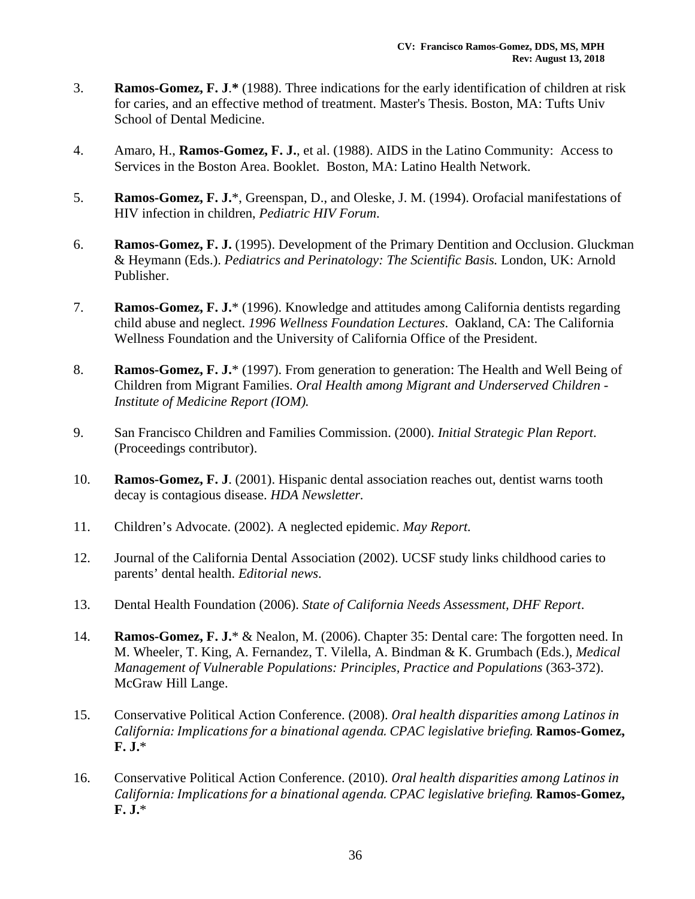3. **Ramos-Gomez, F. J.\*** (1988). Three indications for the early identification of children at risk for caries, and an effective method of treatment. Master's Thesis. Boston, MA: Tufts Univ School of Dental Medicine.

4. Amaro, H., **Ramos-Gomez, F. J.**, et al. (1988). AIDS in the Latino Community: Access to Services in the Boston Area. Booklet. Boston, MA: Latino Health Network.

5. **Ramos-Gomez, F. J.**\*, Greenspan, D., and Oleske, J. M. (1994). Orofacial manifestations of HIV infection in children, *Pediatric HIV Forum*.

6. **Ramos-Gomez, F. J.** (1995). Development of the Primary Dentition and Occlusion. Gluckman & Heymann (Eds.). *Pediatrics and Perinatology: The Scientific Basis.* London, UK: Arnold Publisher.

7. **Ramos-Gomez, F. J.**\* (1996). Knowledge and attitudes among California dentists regarding child abuse and neglect. *1996 Wellness Foundation Lectures*. Oakland, CA: The California Wellness Foundation and the University of California Office of the President.

8. **Ramos-Gomez, F. J.**\* (1997). From generation to generation: The Health and Well Being of Children from Migrant Families. *Oral Health among Migrant and Underserved Children - Institute of Medicine Report (IOM).*

9. San Francisco Children and Families Commission. (2000). *Initial Strategic Plan Report*. (Proceedings contributor).

10. **Ramos-Gomez, F. J**. (2001). Hispanic dental association reaches out, dentist warns tooth decay is contagious disease. *HDA Newsletter.*

11. Children's Advocate. (2002). A neglected epidemic. *May Report.*

12. Journal of the California Dental Association (2002). UCSF study links childhood caries to parents' dental health. *Editorial news*.

13. Dental Health Foundation (2006). *State of California Needs Assessment, DHF Report*.

14. **Ramos-Gomez, F. J.**\* & Nealon, M. (2006). Chapter 35: Dental care: The forgotten need. In M. Wheeler, T. King, A. Fernandez, T. Vilella, A. Bindman & K. Grumbach (Eds.), *Medical Management of Vulnerable Populations: Principles, Practice and Populations* (363-372). McGraw Hill Lange.

15. Conservative Political Action Conference. (2008). *Oral health disparities among Latinos in California: Implications for a binational agenda. CPAC legislative briefing*. **Ramos-Gomez, F. J.**\*

16. Conservative Political Action Conference. (2010). *Oral health disparities among Latinos in California: Implications for a binational agenda. CPAC legislative briefing*. **Ramos-Gomez, F. J.**\*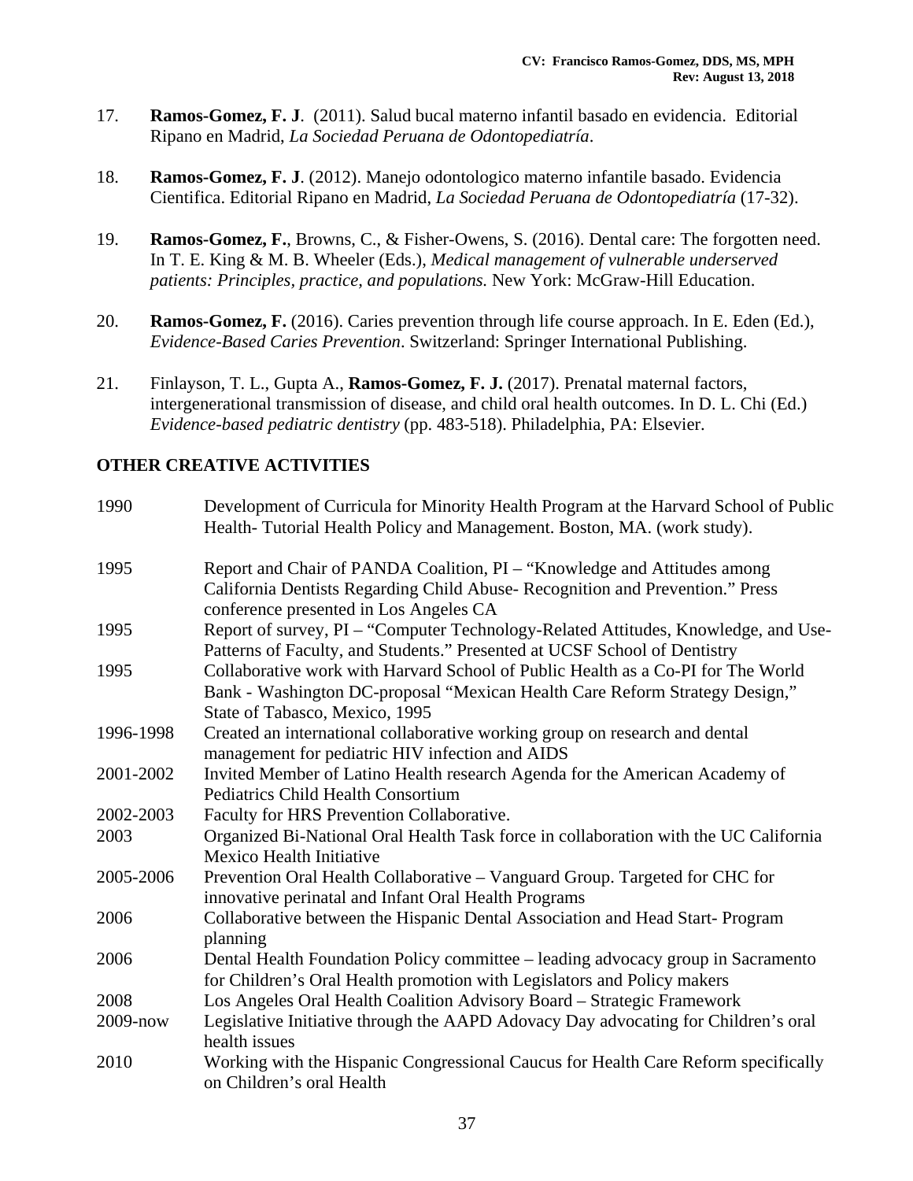17. **Ramos-Gomez, F. J**. (2011). Salud bucal materno infantil basado en evidencia. Editorial Ripano en Madrid, *La Sociedad Peruana de Odontopediatría*.

18. **Ramos-Gomez, F. J**. (2012). Manejo odontologico materno infantile basado. Evidencia Cientifica. Editorial Ripano en Madrid, *La Sociedad Peruana de Odontopediatría* (17-32).

19. **Ramos-Gomez, F.**, Browns, C., & Fisher-Owens, S. (2016). Dental care: The forgotten need. In T. E. King & M. B. Wheeler (Eds.), *Medical management of vulnerable underserved patients: Principles, practice, and populations.* New York: McGraw-Hill Education.

20. **Ramos-Gomez, F.** (2016). Caries prevention through life course approach. In E. Eden (Ed.), *Evidence-Based Caries Prevention*. Switzerland: Springer International Publishing.

21. Finlayson, T. L., Gupta A., **Ramos-Gomez, F. J.** (2017). Prenatal maternal factors, intergenerational transmission of disease, and child oral health outcomes. In D. L. Chi (Ed.) *Evidence-based pediatric dentistry* (pp. 483-518). Philadelphia, PA: Elsevier.

## OTHER CREATIVE ACTIVITIES

| | |
|---|---|
| 1990 | Development of Curricula for Minority Health Program at the Harvard School of Public Health- Tutorial Health Policy and Management. Boston, MA. (work study). |
| 1995 | Report and Chair of PANDA Coalition, PI – "Knowledge and Attitudes among California Dentists Regarding Child Abuse- Recognition and Prevention." Press conference presented in Los Angeles CA |
| 1995 | Report of survey, PI – "Computer Technology-Related Attitudes, Knowledge, and Use-Patterns of Faculty, and Students." Presented at UCSF School of Dentistry |
| 1995 | Collaborative work with Harvard School of Public Health as a Co-PI for The World Bank - Washington DC-proposal "Mexican Health Care Reform Strategy Design," State of Tabasco, Mexico, 1995 |
| 1996-1998 | Created an international collaborative working group on research and dental management for pediatric HIV infection and AIDS |
| 2001-2002 | Invited Member of Latino Health research Agenda for the American Academy of Pediatrics Child Health Consortium |
| 2002-2003 | Faculty for HRS Prevention Collaborative. |
| 2003 | Organized Bi-National Oral Health Task force in collaboration with the UC California Mexico Health Initiative |
| 2005-2006 | Prevention Oral Health Collaborative – Vanguard Group. Targeted for CHC for innovative perinatal and Infant Oral Health Programs |
| 2006 | Collaborative between the Hispanic Dental Association and Head Start- Program planning |
| 2006 | Dental Health Foundation Policy committee – leading advocacy group in Sacramento for Children's Oral Health promotion with Legislators and Policy makers |
| 2008 | Los Angeles Oral Health Coalition Advisory Board – Strategic Framework |
| 2009-now | Legislative Initiative through the AAPD Adovacy Day advocating for Children's oral health issues |
| 2010 | Working with the Hispanic Congressional Caucus for Health Care Reform specifically on Children's oral Health |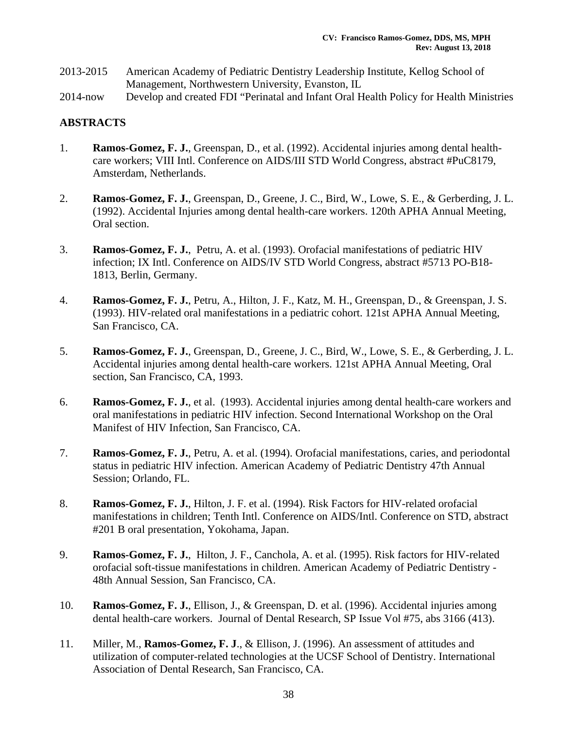2013-2015 American Academy of Pediatric Dentistry Leadership Institute, Kellog School of Management, Northwestern University, Evanston, IL

2014-now Develop and created FDI "Perinatal and Infant Oral Health Policy for Health Ministries

## ABSTRACTS

1. **Ramos-Gomez, F. J.**, Greenspan, D., et al. (1992). Accidental injuries among dental health-care workers; VIII Intl. Conference on AIDS/III STD World Congress, abstract #PuC8179, Amsterdam, Netherlands.

2. **Ramos-Gomez, F. J.**, Greenspan, D., Greene, J. C., Bird, W., Lowe, S. E., & Gerberding, J. L. (1992). Accidental Injuries among dental health-care workers. 120th APHA Annual Meeting, Oral section.

3. **Ramos-Gomez, F. J.**, Petru, A. et al. (1993). Orofacial manifestations of pediatric HIV infection; IX Intl. Conference on AIDS/IV STD World Congress, abstract #5713 PO-B18-1813, Berlin, Germany.

4. **Ramos-Gomez, F. J.**, Petru, A., Hilton, J. F., Katz, M. H., Greenspan, D., & Greenspan, J. S. (1993). HIV-related oral manifestations in a pediatric cohort. 121st APHA Annual Meeting, San Francisco, CA.

5. **Ramos-Gomez, F. J.**, Greenspan, D., Greene, J. C., Bird, W., Lowe, S. E., & Gerberding, J. L. Accidental injuries among dental health-care workers. 121st APHA Annual Meeting, Oral section, San Francisco, CA, 1993.

6. **Ramos-Gomez, F. J.**, et al. (1993). Accidental injuries among dental health-care workers and oral manifestations in pediatric HIV infection. Second International Workshop on the Oral Manifest of HIV Infection, San Francisco, CA.

7. **Ramos-Gomez, F. J.**, Petru, A. et al. (1994). Orofacial manifestations, caries, and periodontal status in pediatric HIV infection. American Academy of Pediatric Dentistry 47th Annual Session; Orlando, FL.

8. **Ramos-Gomez, F. J.**, Hilton, J. F. et al. (1994). Risk Factors for HIV-related orofacial manifestations in children; Tenth Intl. Conference on AIDS/Intl. Conference on STD, abstract #201 B oral presentation, Yokohama, Japan.

9. **Ramos-Gomez, F. J.**, Hilton, J. F., Canchola, A. et al. (1995). Risk factors for HIV-related orofacial soft-tissue manifestations in children. American Academy of Pediatric Dentistry - 48th Annual Session, San Francisco, CA.

10. **Ramos-Gomez, F. J.**, Ellison, J., & Greenspan, D. et al. (1996). Accidental injuries among dental health-care workers. Journal of Dental Research, SP Issue Vol #75, abs 3166 (413).

11. Miller, M., **Ramos-Gomez, F. J**., & Ellison, J. (1996). An assessment of attitudes and utilization of computer-related technologies at the UCSF School of Dentistry. International Association of Dental Research, San Francisco, CA.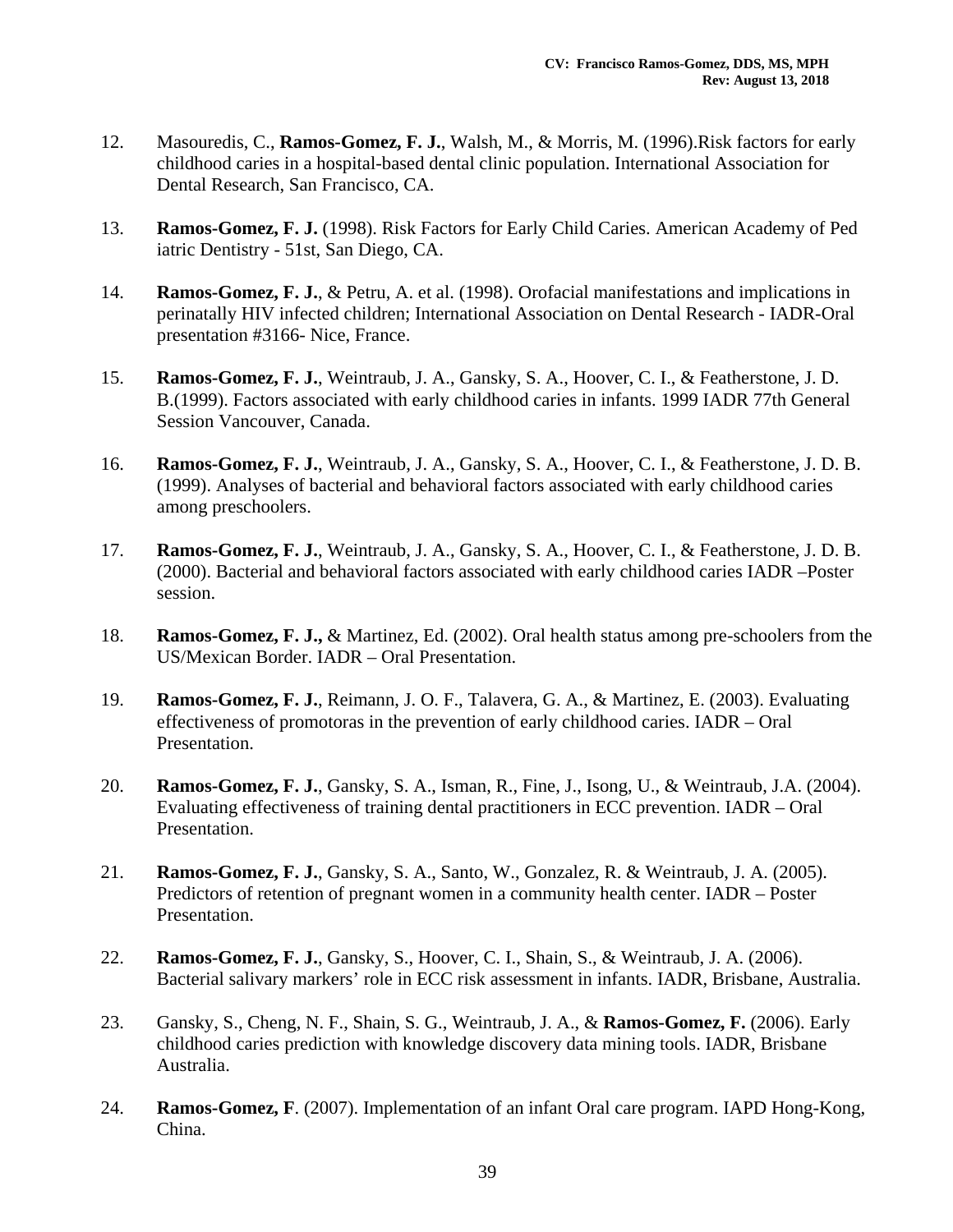12. Masouredis, C., **Ramos-Gomez, F. J.**, Walsh, M., & Morris, M. (1996).Risk factors for early childhood caries in a hospital-based dental clinic population. International Association for Dental Research, San Francisco, CA.

13. **Ramos-Gomez, F. J.** (1998). Risk Factors for Early Child Caries. American Academy of Ped iatric Dentistry - 51st, San Diego, CA.

14. **Ramos-Gomez, F. J.**, & Petru, A. et al. (1998). Orofacial manifestations and implications in perinatally HIV infected children; International Association on Dental Research - IADR-Oral presentation #3166- Nice, France.

15. **Ramos-Gomez, F. J.**, Weintraub, J. A., Gansky, S. A., Hoover, C. I., & Featherstone, J. D. B.(1999). Factors associated with early childhood caries in infants. 1999 IADR 77th General Session Vancouver, Canada.

16. **Ramos-Gomez, F. J.**, Weintraub, J. A., Gansky, S. A., Hoover, C. I., & Featherstone, J. D. B. (1999). Analyses of bacterial and behavioral factors associated with early childhood caries among preschoolers.

17. **Ramos-Gomez, F. J.**, Weintraub, J. A., Gansky, S. A., Hoover, C. I., & Featherstone, J. D. B. (2000). Bacterial and behavioral factors associated with early childhood caries IADR –Poster session.

18. **Ramos-Gomez, F. J.,** & Martinez, Ed. (2002). Oral health status among pre-schoolers from the US/Mexican Border. IADR – Oral Presentation.

19. **Ramos-Gomez, F. J.**, Reimann, J. O. F., Talavera, G. A., & Martinez, E. (2003). Evaluating effectiveness of promotoras in the prevention of early childhood caries. IADR – Oral Presentation.

20. **Ramos-Gomez, F. J.**, Gansky, S. A., Isman, R., Fine, J., Isong, U., & Weintraub, J.A. (2004). Evaluating effectiveness of training dental practitioners in ECC prevention. IADR – Oral Presentation.

21. **Ramos-Gomez, F. J.**, Gansky, S. A., Santo, W., Gonzalez, R. & Weintraub, J. A. (2005). Predictors of retention of pregnant women in a community health center. IADR – Poster Presentation.

22. **Ramos-Gomez, F. J.**, Gansky, S., Hoover, C. I., Shain, S., & Weintraub, J. A. (2006). Bacterial salivary markers' role in ECC risk assessment in infants. IADR, Brisbane, Australia.

23. Gansky, S., Cheng, N. F., Shain, S. G., Weintraub, J. A., & **Ramos-Gomez, F.** (2006). Early childhood caries prediction with knowledge discovery data mining tools. IADR, Brisbane Australia.

24. **Ramos-Gomez, F**. (2007). Implementation of an infant Oral care program. IAPD Hong-Kong, China.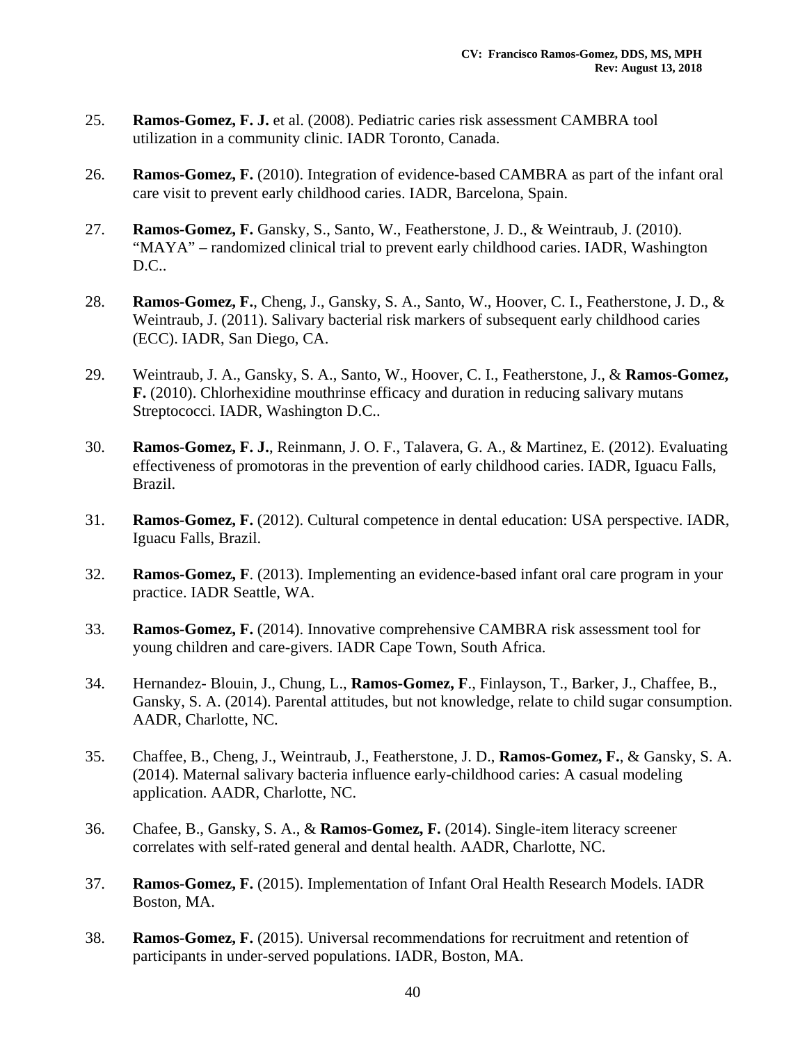25. **Ramos-Gomez, F. J.** et al. (2008). Pediatric caries risk assessment CAMBRA tool utilization in a community clinic. IADR Toronto, Canada.

26. **Ramos-Gomez, F.** (2010). Integration of evidence-based CAMBRA as part of the infant oral care visit to prevent early childhood caries. IADR, Barcelona, Spain.

27. **Ramos-Gomez, F.** Gansky, S., Santo, W., Featherstone, J. D., & Weintraub, J. (2010). "MAYA" – randomized clinical trial to prevent early childhood caries. IADR, Washington D.C..

28. **Ramos-Gomez, F.**, Cheng, J., Gansky, S. A., Santo, W., Hoover, C. I., Featherstone, J. D., & Weintraub, J. (2011). Salivary bacterial risk markers of subsequent early childhood caries (ECC). IADR, San Diego, CA.

29. Weintraub, J. A., Gansky, S. A., Santo, W., Hoover, C. I., Featherstone, J., & **Ramos-Gomez, F.** (2010). Chlorhexidine mouthrinse efficacy and duration in reducing salivary mutans Streptococci. IADR, Washington D.C..

30. **Ramos-Gomez, F. J.**, Reinmann, J. O. F., Talavera, G. A., & Martinez, E. (2012). Evaluating effectiveness of promotoras in the prevention of early childhood caries. IADR, Iguacu Falls, Brazil.

31. **Ramos-Gomez, F.** (2012). Cultural competence in dental education: USA perspective. IADR, Iguacu Falls, Brazil.

32. **Ramos-Gomez, F**. (2013). Implementing an evidence-based infant oral care program in your practice. IADR Seattle, WA.

33. **Ramos-Gomez, F.** (2014). Innovative comprehensive CAMBRA risk assessment tool for young children and care-givers. IADR Cape Town, South Africa.

34. Hernandez- Blouin, J., Chung, L., **Ramos-Gomez, F**., Finlayson, T., Barker, J., Chaffee, B., Gansky, S. A. (2014). Parental attitudes, but not knowledge, relate to child sugar consumption. AADR, Charlotte, NC.

35. Chaffee, B., Cheng, J., Weintraub, J., Featherstone, J. D., **Ramos-Gomez, F.**, & Gansky, S. A. (2014). Maternal salivary bacteria influence early-childhood caries: A casual modeling application. AADR, Charlotte, NC.

36. Chafee, B., Gansky, S. A., & **Ramos-Gomez, F.** (2014). Single-item literacy screener correlates with self-rated general and dental health. AADR, Charlotte, NC.

37. **Ramos-Gomez, F.** (2015). Implementation of Infant Oral Health Research Models. IADR Boston, MA.

38. **Ramos-Gomez, F.** (2015). Universal recommendations for recruitment and retention of participants in under-served populations. IADR, Boston, MA.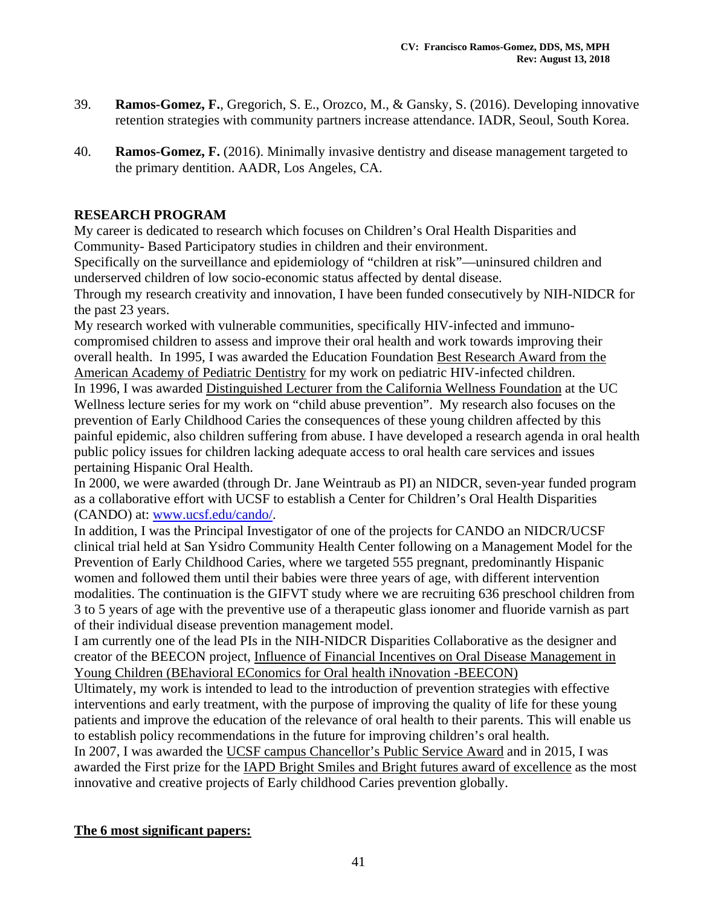39. **Ramos-Gomez, F.**, Gregorich, S. E., Orozco, M., & Gansky, S. (2016). Developing innovative retention strategies with community partners increase attendance. IADR, Seoul, South Korea.

40. **Ramos-Gomez, F.** (2016). Minimally invasive dentistry and disease management targeted to the primary dentition. AADR, Los Angeles, CA.

## RESEARCH PROGRAM

My career is dedicated to research which focuses on Children's Oral Health Disparities and Community- Based Participatory studies in children and their environment.

Specifically on the surveillance and epidemiology of "children at risk"—uninsured children and underserved children of low socio-economic status affected by dental disease.

Through my research creativity and innovation, I have been funded consecutively by NIH-NIDCR for the past 23 years.

My research worked with vulnerable communities, specifically HIV-infected and immuno-compromised children to assess and improve their oral health and work towards improving their overall health. In 1995, I was awarded the Education Foundation <u>Best Research Award from the American Academy of Pediatric Dentistry</u> for my work on pediatric HIV-infected children.

In 1996, I was awarded <u>Distinguished Lecturer from the California Wellness Foundation</u> at the UC Wellness lecture series for my work on "child abuse prevention". My research also focuses on the prevention of Early Childhood Caries the consequences of these young children affected by this painful epidemic, also children suffering from abuse. I have developed a research agenda in oral health public policy issues for children lacking adequate access to oral health care services and issues pertaining Hispanic Oral Health.

In 2000, we were awarded (through Dr. Jane Weintraub as PI) an NIDCR, seven-year funded program as a collaborative effort with UCSF to establish a Center for Children's Oral Health Disparities (CANDO) at: www.ucsf.edu/cando/.

In addition, I was the Principal Investigator of one of the projects for CANDO an NIDCR/UCSF clinical trial held at San Ysidro Community Health Center following on a Management Model for the Prevention of Early Childhood Caries, where we targeted 555 pregnant, predominantly Hispanic women and followed them until their babies were three years of age, with different intervention modalities. The continuation is the GIFVT study where we are recruiting 636 preschool children from 3 to 5 years of age with the preventive use of a therapeutic glass ionomer and fluoride varnish as part of their individual disease prevention management model.

I am currently one of the lead PIs in the NIH-NIDCR Disparities Collaborative as the designer and creator of the BEECON project, <u>Influence of Financial Incentives on Oral Disease Management in Young Children (BEhavioral EConomics for Oral health iNnovation -BEECON)</u>

Ultimately, my work is intended to lead to the introduction of prevention strategies with effective interventions and early treatment, with the purpose of improving the quality of life for these young patients and improve the education of the relevance of oral health to their parents. This will enable us to establish policy recommendations in the future for improving children's oral health.

In 2007, I was awarded the <u>UCSF campus Chancellor's Public Service Award</u> and in 2015, I was awarded the First prize for the <u>IAPD Bright Smiles and Bright futures award of excellence</u> as the most innovative and creative projects of Early childhood Caries prevention globally.

### <u>The 6 most significant papers:</u>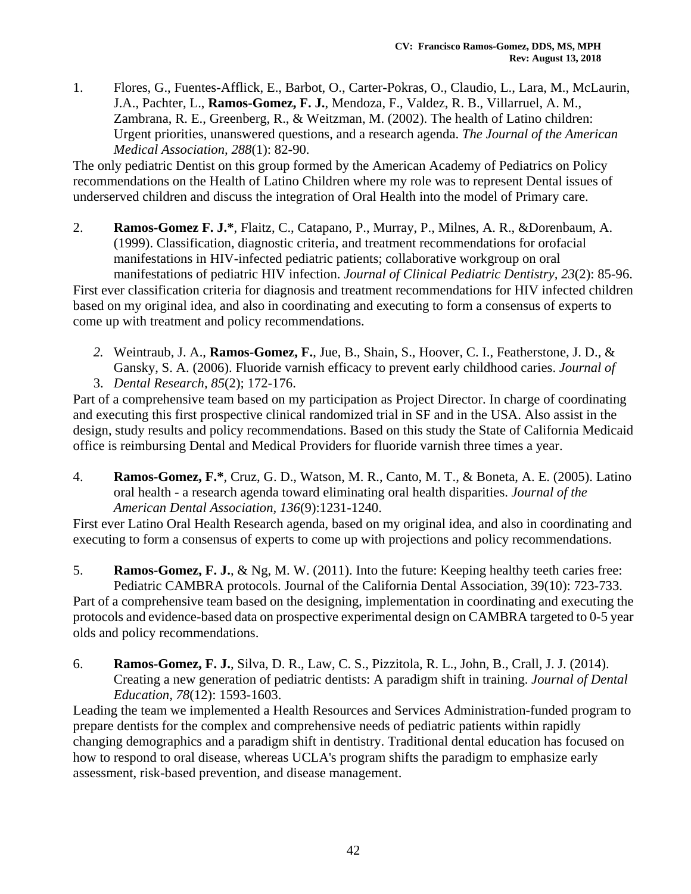1. Flores, G., Fuentes-Afflick, E., Barbot, O., Carter-Pokras, O., Claudio, L., Lara, M., McLaurin, J.A., Pachter, L., **Ramos-Gomez, F. J.**, Mendoza, F., Valdez, R. B., Villarruel, A. M., Zambrana, R. E., Greenberg, R., & Weitzman, M. (2002). The health of Latino children: Urgent priorities, unanswered questions, and a research agenda. *The Journal of the American Medical Association, 288*(1): 82-90.

The only pediatric Dentist on this group formed by the American Academy of Pediatrics on Policy recommendations on the Health of Latino Children where my role was to represent Dental issues of underserved children and discuss the integration of Oral Health into the model of Primary care.

2. **Ramos-Gomez F. J.***, Flaitz, C., Catapano, P., Murray, P., Milnes, A. R., &Dorenbaum, A. (1999). Classification, diagnostic criteria, and treatment recommendations for orofacial manifestations in HIV-infected pediatric patients; collaborative workgroup on oral manifestations of pediatric HIV infection. *Journal of Clinical Pediatric Dentistry, 23*(2): 85-96.

First ever classification criteria for diagnosis and treatment recommendations for HIV infected children based on my original idea, and also in coordinating and executing to form a consensus of experts to come up with treatment and policy recommendations.

*2.* Weintraub, J. A., **Ramos-Gomez, F.**, Jue, B., Shain, S., Hoover, C. I., Featherstone, J. D., & Gansky, S. A. (2006). Fluoride varnish efficacy to prevent early childhood caries. *Journal of*
3. *Dental Research, 85*(2); 172-176.

Part of a comprehensive team based on my participation as Project Director. In charge of coordinating and executing this first prospective clinical randomized trial in SF and in the USA. Also assist in the design, study results and policy recommendations. Based on this study the State of California Medicaid office is reimbursing Dental and Medical Providers for fluoride varnish three times a year.

4. **Ramos-Gomez, F.***, Cruz, G. D., Watson, M. R., Canto, M. T., & Boneta, A. E. (2005). Latino oral health - a research agenda toward eliminating oral health disparities. *Journal of the American Dental Association, 136*(9):1231-1240.

First ever Latino Oral Health Research agenda, based on my original idea, and also in coordinating and executing to form a consensus of experts to come up with projections and policy recommendations.

5. **Ramos-Gomez, F. J.**, & Ng, M. W. (2011). Into the future: Keeping healthy teeth caries free: Pediatric CAMBRA protocols. Journal of the California Dental Association, 39(10): 723-733.

Part of a comprehensive team based on the designing, implementation in coordinating and executing the protocols and evidence-based data on prospective experimental design on CAMBRA targeted to 0-5 year olds and policy recommendations.

6. **Ramos-Gomez, F. J.**, Silva, D. R., Law, C. S., Pizzitola, R. L., John, B., Crall, J. J. (2014). Creating a new generation of pediatric dentists: A paradigm shift in training. *Journal of Dental Education, 78*(12): 1593-1603.

Leading the team we implemented a Health Resources and Services Administration-funded program to prepare dentists for the complex and comprehensive needs of pediatric patients within rapidly changing demographics and a paradigm shift in dentistry. Traditional dental education has focused on how to respond to oral disease, whereas UCLA's program shifts the paradigm to emphasize early assessment, risk-based prevention, and disease management.